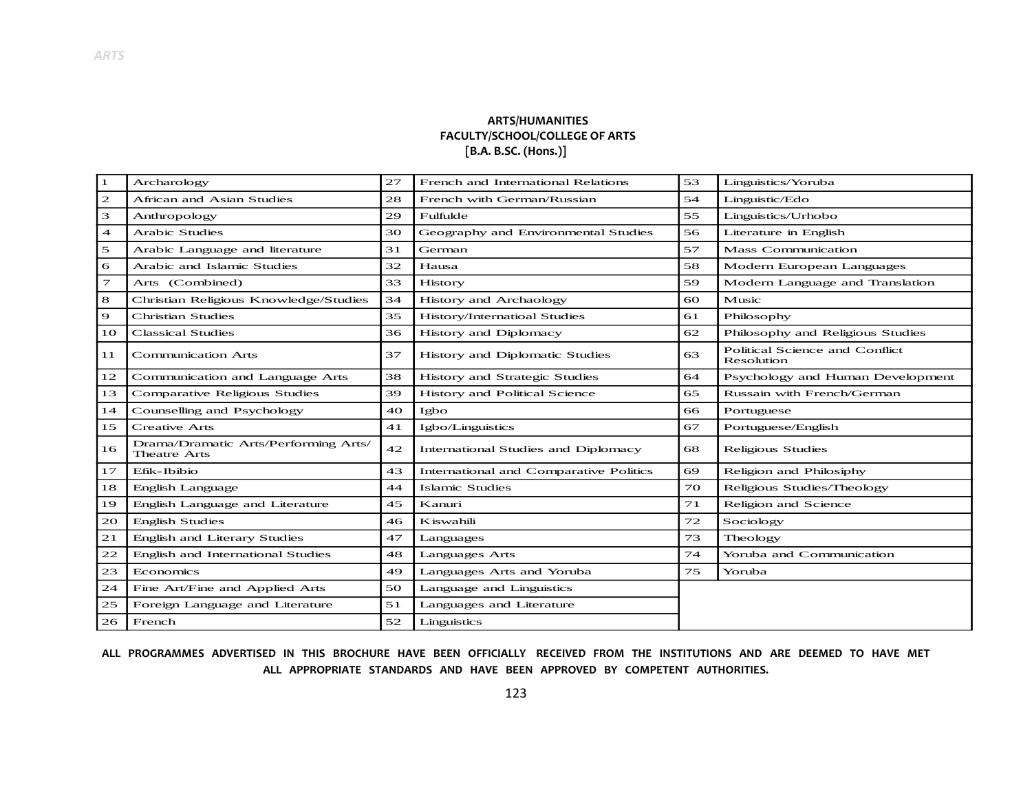### ARTS/HUMANITIES
### FACULTY/SCHOOL/COLLEGE OF ARTS
### [B.A. B.SC. (Hons.)]

| | | | | | |
|---|---|---|---|---|---|
| 1 | Archarology | 27 | French and International Relations | 53 | Linguistics/Yoruba |
| 2 | African and Asian Studies | 28 | French with German/Russian | 54 | Linguistic/Edo |
| 3 | Anthropology | 29 | Fulfulde | 55 | Linguistics/Urhobo |
| 4 | Arabic Studies | 30 | Geography and Environmental Studies | 56 | Literature in English |
| 5 | Arabic Language and literature | 31 | German | 57 | Mass Communication |
| 6 | Arabic and Islamic Studies | 32 | Hausa | 58 | Modern European Languages |
| 7 | Arts (Combined) | 33 | History | 59 | Modern Language and Translation |
| 8 | Christian Religious Knowledge/Studies | 34 | History and Archaology | 60 | Music |
| 9 | Christian Studies | 35 | History/Internatioal Studies | 61 | Philosophy |
| 10 | Classical Studies | 36 | History and Diplomacy | 62 | Philosophy and Religious Studies |
| 11 | Communication Arts | 37 | History and Diplomatic Studies | 63 | Political Science and Conflict Resolution |
| 12 | Communication and Language Arts | 38 | History and Strategic Studies | 64 | Psychology and Human Development |
| 13 | Comparative Religious Studies | 39 | History and Political Science | 65 | Russain with French/German |
| 14 | Counselling and Psychology | 40 | Igbo | 66 | Portuguese |
| 15 | Creative Arts | 41 | Igbo/Linguistics | 67 | Portuguese/English |
| 16 | Drama/Dramatic Arts/Performing Arts/ Theatre Arts | 42 | International Studies and Diplomacy | 68 | Religious Studies |
| 17 | Efik-Ibibio | 43 | International and Comparative Politics | 69 | Religion and Philosiphy |
| 18 | English Language | 44 | Islamic Studies | 70 | Religious Studies/Theology |
| 19 | English Language and Literature | 45 | Kanuri | 71 | Religion and Science |
| 20 | English Studies | 46 | Kiswahili | 72 | Sociology |
| 21 | English and Literary Studies | 47 | Languages | 73 | Theology |
| 22 | English and International Studies | 48 | Languages Arts | 74 | Yoruba and Communication |
| 23 | Economics | 49 | Languages Arts and Yoruba | 75 | Yoruba |
| 24 | Fine Art/Fine and Applied Arts | 50 | Language and Linguistics | | |
| 25 | Foreign Language and Literature | 51 | Languages and Literature | | |
| 26 | French | 52 | Linguistics | | |

**ALL PROGRAMMES ADVERTISED IN THIS BROCHURE HAVE BEEN OFFICIALLY RECEIVED FROM THE INSTITUTIONS AND ARE DEEMED TO HAVE MET ALL APPROPRIATE STANDARDS AND HAVE BEEN APPROVED BY COMPETENT AUTHORITIES.**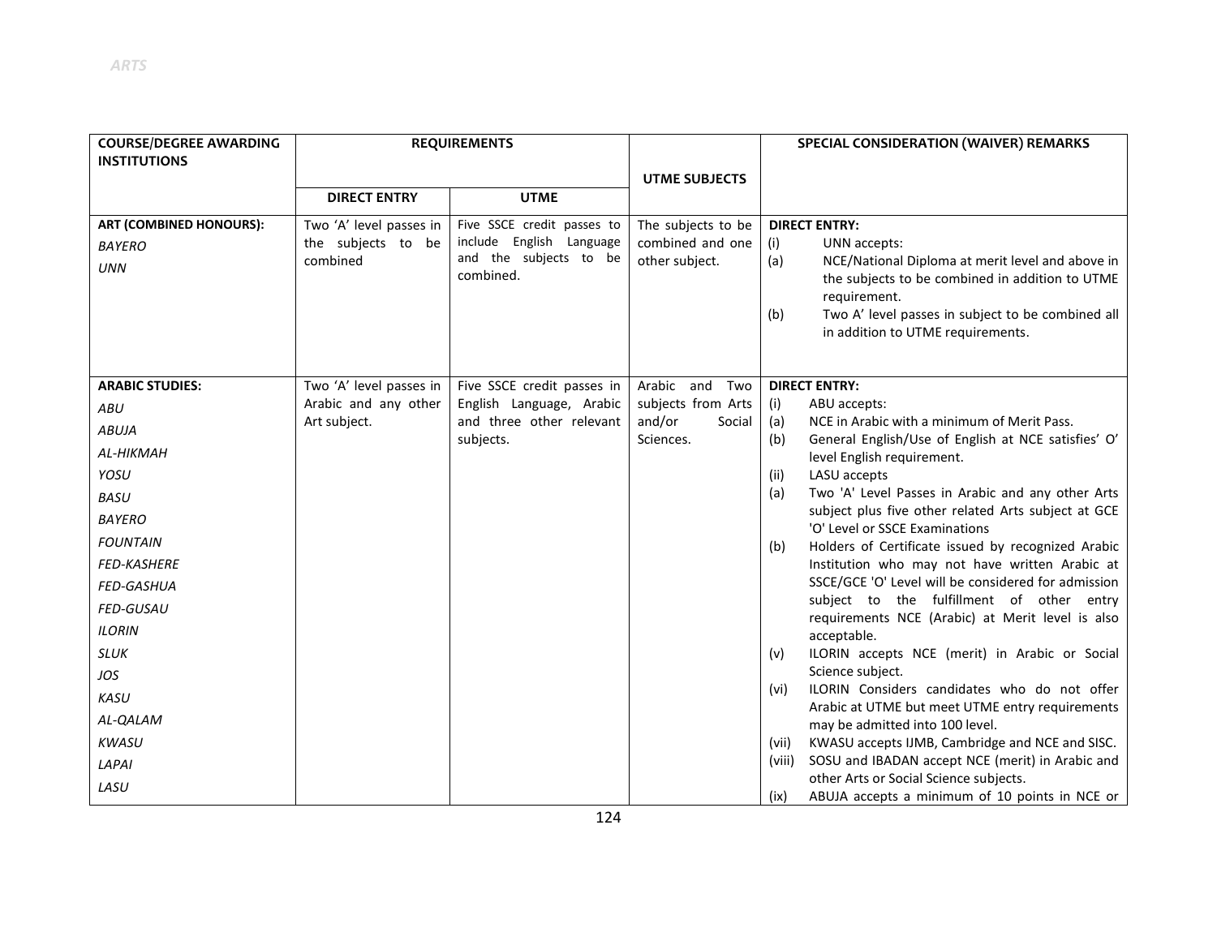*ARTS*

| COURSE/DEGREE AWARDING INSTITUTIONS | REQUIREMENTS | | UTME SUBJECTS | SPECIAL CONSIDERATION (WAIVER) REMARKS |
|---|---|---|---|---|
| | DIRECT ENTRY | UTME | | |
| **ART (COMBINED HONOURS):**<br>*BAYERO*<br>*UNN* | Two 'A' level passes in the subjects to be combined | Five SSCE credit passes to include English Language and the subjects to be combined. | The subjects to be combined and one other subject. | **DIRECT ENTRY:**<br>(i) UNN accepts:<br>(a) NCE/National Diploma at merit level and above in the subjects to be combined in addition to UTME requirement.<br>(b) Two A' level passes in subject to be combined all in addition to UTME requirements. |
| **ARABIC STUDIES:**<br>*ABU*<br>*ABUJA*<br>*AL-HIKMAH*<br>*YOSU*<br>*BASU*<br>*BAYERO*<br>*FOUNTAIN*<br>*FED-KASHERE*<br>*FED-GASHUA*<br>*FED-GUSAU*<br>*ILORIN*<br>*SLUK*<br>*JOS*<br>*KASU*<br>*AL-QALAM*<br>*KWASU*<br>*LAPAI*<br>*LASU* | Two 'A' level passes in Arabic and any other Art subject. | Five SSCE credit passes in English Language, Arabic and three other relevant subjects. | Arabic and Two subjects from Arts and/or Social Sciences. | **DIRECT ENTRY:**<br>(i) ABU accepts:<br>(a) NCE in Arabic with a minimum of Merit Pass.<br>(b) General English/Use of English at NCE satisfies' O' level English requirement.<br>(ii) LASU accepts<br>(a) Two 'A' Level Passes in Arabic and any other Arts subject plus five other related Arts subject at GCE 'O' Level or SSCE Examinations<br>(b) Holders of Certificate issued by recognized Arabic Institution who may not have written Arabic at SSCE/GCE 'O' Level will be considered for admission subject to the fulfillment of other entry requirements NCE (Arabic) at Merit level is also acceptable.<br>(v) ILORIN accepts NCE (merit) in Arabic or Social Science subject.<br>(vi) ILORIN Considers candidates who do not offer Arabic at UTME but meet UTME entry requirements may be admitted into 100 level.<br>(vii) KWASU accepts IJMB, Cambridge and NCE and SISC.<br>(viii) SOSU and IBADAN accept NCE (merit) in Arabic and other Arts or Social Science subjects.<br>(ix) ABUJA accepts a minimum of 10 points in NCE or |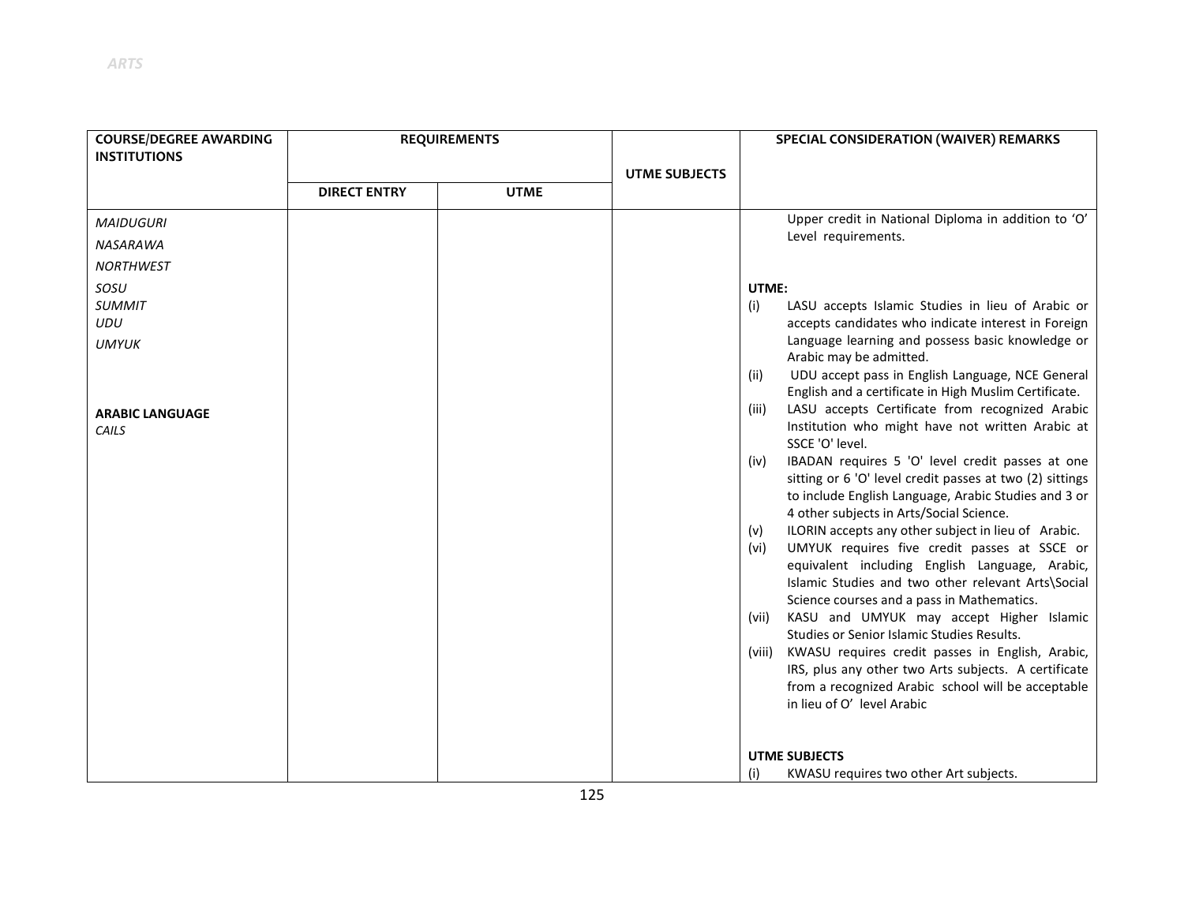| COURSE/DEGREE AWARDING INSTITUTIONS | REQUIREMENTS | | UTME SUBJECTS | SPECIAL CONSIDERATION (WAIVER) REMARKS |
|---|---|---|---|---|
| | DIRECT ENTRY | UTME | | |
| *MAIDUGURI*<br>*NASARAWA*<br>*NORTHWEST*<br>*SOSU*<br>*SUMMIT*<br>*UDU*<br>*UMYUK*<br><br>**ARABIC LANGUAGE**<br>*CAILS* | | | | Upper credit in National Diploma in addition to 'O' Level requirements.<br><br>**UTME:**<br>(i) LASU accepts Islamic Studies in lieu of Arabic or accepts candidates who indicate interest in Foreign Language learning and possess basic knowledge or Arabic may be admitted.<br>(ii) UDU accept pass in English Language, NCE General English and a certificate in High Muslim Certificate.<br>(iii) LASU accepts Certificate from recognized Arabic Institution who might have not written Arabic at SSCE 'O' level.<br>(iv) IBADAN requires 5 'O' level credit passes at one sitting or 6 'O' level credit passes at two (2) sittings to include English Language, Arabic Studies and 3 or 4 other subjects in Arts/Social Science.<br>(v) ILORIN accepts any other subject in lieu of Arabic.<br>(vi) UMYUK requires five credit passes at SSCE or equivalent including English Language, Arabic, Islamic Studies and two other relevant Arts\Social Science courses and a pass in Mathematics.<br>(vii) KASU and UMYUK may accept Higher Islamic Studies or Senior Islamic Studies Results.<br>(viii) KWASU requires credit passes in English, Arabic, IRS, plus any other two Arts subjects. A certificate from a recognized Arabic school will be acceptable in lieu of O' level Arabic<br><br>**UTME SUBJECTS**<br>(i) KWASU requires two other Art subjects. |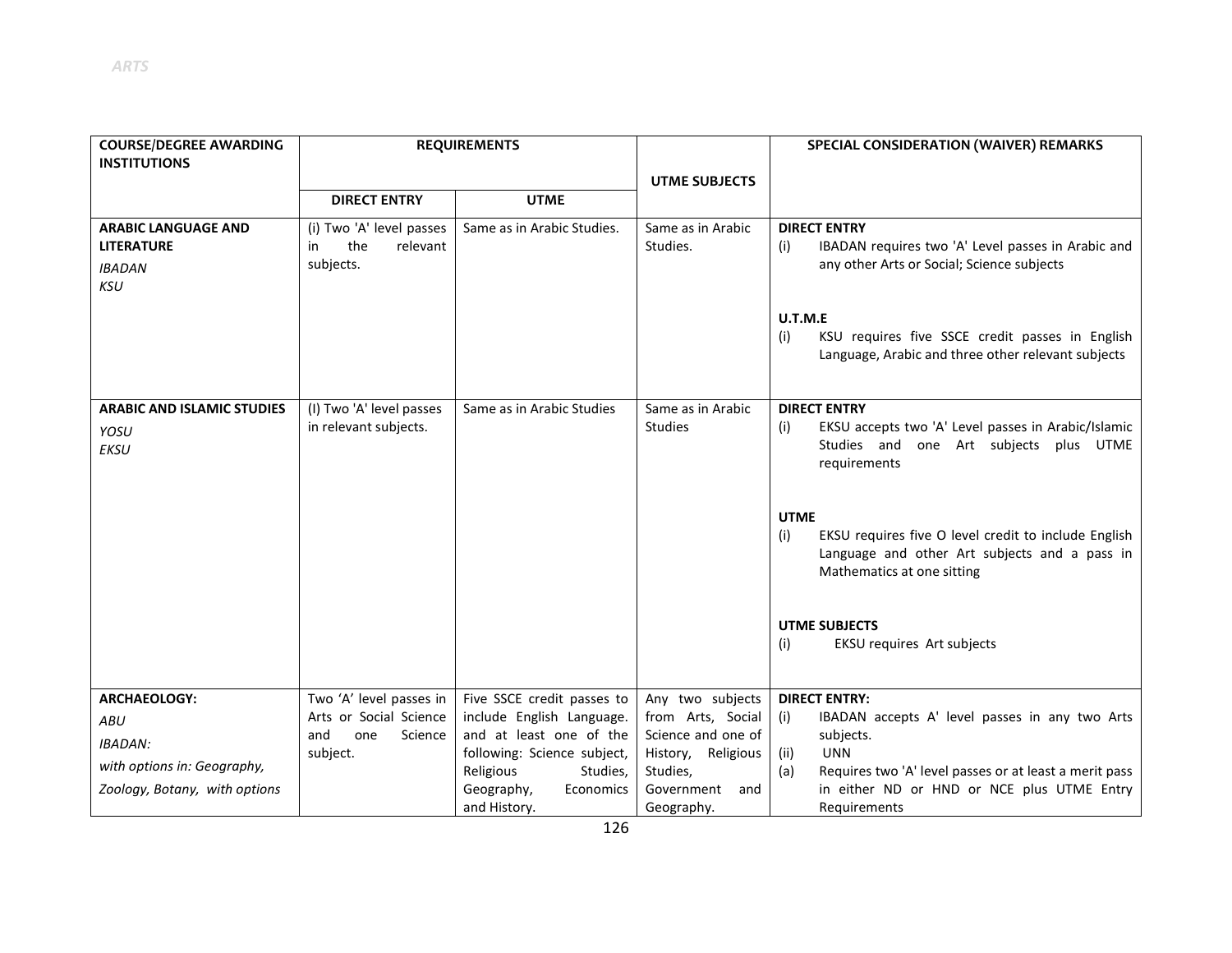| COURSE/DEGREE AWARDING INSTITUTIONS | REQUIREMENTS | | UTME SUBJECTS | SPECIAL CONSIDERATION (WAIVER) REMARKS |
|---|---|---|---|---|
| | DIRECT ENTRY | UTME | | |
| **ARABIC LANGUAGE AND LITERATURE**<br>*IBADAN*<br>*KSU* | (i) Two 'A' level passes in the relevant subjects. | Same as in Arabic Studies. | Same as in Arabic Studies. | **DIRECT ENTRY**<br>(i) IBADAN requires two 'A' Level passes in Arabic and any other Arts or Social; Science subjects<br><br>**U.T.M.E**<br>(i) KSU requires five SSCE credit passes in English Language, Arabic and three other relevant subjects |
| **ARABIC AND ISLAMIC STUDIES**<br>*YOSU*<br>*EKSU* | (I) Two 'A' level passes in relevant subjects. | Same as in Arabic Studies | Same as in Arabic Studies | **DIRECT ENTRY**<br>(i) EKSU accepts two 'A' Level passes in Arabic/Islamic Studies and one Art subjects plus UTME requirements<br><br>**UTME**<br>(i) EKSU requires five O level credit to include English Language and other Art subjects and a pass in Mathematics at one sitting<br><br>**UTME SUBJECTS**<br>(i) EKSU requires Art subjects |
| **ARCHAEOLOGY:**<br>*ABU*<br>*IBADAN:*<br>*with options in: Geography,*<br>*Zoology, Botany, with options* | Two 'A' level passes in Arts or Social Science and one Science subject. | Five SSCE credit passes to include English Language. and at least one of the following: Science subject, Religious Studies, Geography, Economics and History. | Any two subjects from Arts, Social Science and one of History, Religious Studies, Government and Geography. | **DIRECT ENTRY:**<br>(i) IBADAN accepts A' level passes in any two Arts subjects.<br>(ii) UNN<br>(a) Requires two 'A' level passes or at least a merit pass in either ND or HND or NCE plus UTME Entry Requirements |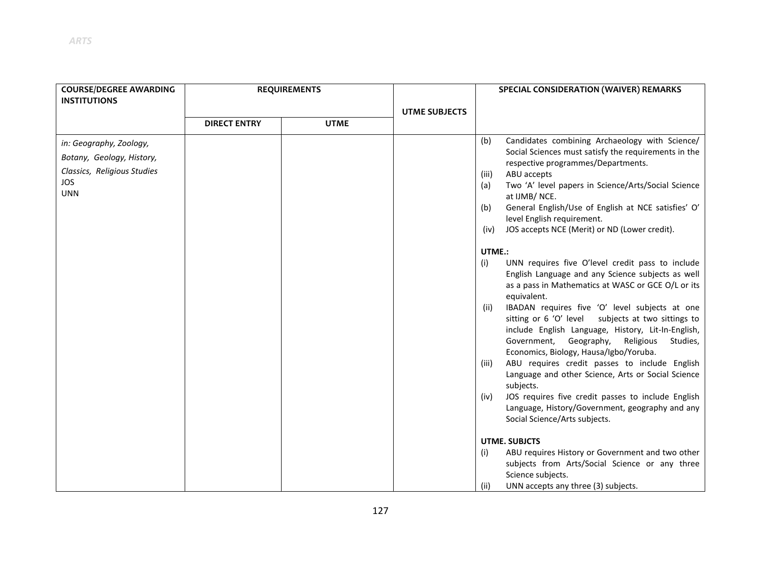| COURSE/DEGREE AWARDING INSTITUTIONS | REQUIREMENTS | | UTME SUBJECTS | SPECIAL CONSIDERATION (WAIVER) REMARKS |
|---|---|---|---|---|
| | DIRECT ENTRY | UTME | | |
| *in: Geography, Zoology,*<br>*Botany, Geology, History,*<br>*Classics, Religious Studies*<br>JOS<br>UNN | | | | (b) Candidates combining Archaeology with Science/ Social Sciences must satisfy the requirements in the respective programmes/Departments.<br>(iii) ABU accepts<br>(a) Two 'A' level papers in Science/Arts/Social Science at IJMB/ NCE.<br>(b) General English/Use of English at NCE satisfies' O' level English requirement.<br>(iv) JOS accepts NCE (Merit) or ND (Lower credit).<br><br>**UTME.:**<br>(i) UNN requires five O'level credit pass to include English Language and any Science subjects as well as a pass in Mathematics at WASC or GCE O/L or its equivalent.<br>(ii) IBADAN requires five 'O' level subjects at one sitting or 6 'O' level subjects at two sittings to include English Language, History, Lit-In-English, Government, Geography, Religious Studies, Economics, Biology, Hausa/Igbo/Yoruba.<br>(iii) ABU requires credit passes to include English Language and other Science, Arts or Social Science subjects.<br>(iv) JOS requires five credit passes to include English Language, History/Government, geography and any Social Science/Arts subjects.<br><br>**UTME. SUBJCTS**<br>(i) ABU requires History or Government and two other subjects from Arts/Social Science or any three Science subjects.<br>(ii) UNN accepts any three (3) subjects. |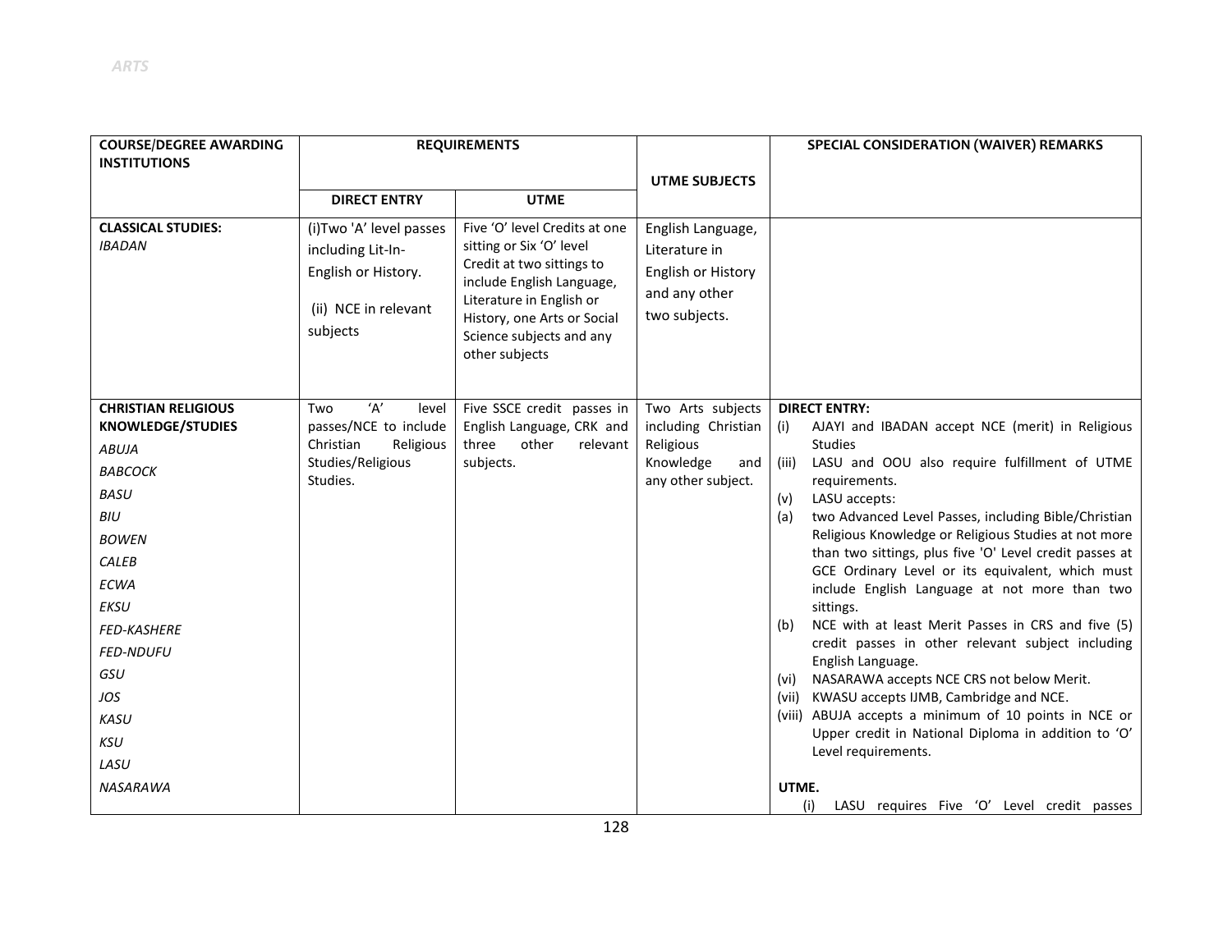| COURSE/DEGREE AWARDING INSTITUTIONS | REQUIREMENTS | | UTME SUBJECTS | SPECIAL CONSIDERATION (WAIVER) REMARKS |
|---|---|---|---|---|
| | DIRECT ENTRY | UTME | | |
| **CLASSICAL STUDIES:**<br>*IBADAN* | (i)Two 'A' level passes including Lit-In-English or History.<br><br>(ii) NCE in relevant subjects | Five 'O' level Credits at one sitting or Six 'O' level Credit at two sittings to include English Language, Literature in English or History, one Arts or Social Science subjects and any other subjects | English Language, Literature in English or History and any other two subjects. | |
| **CHRISTIAN RELIGIOUS KNOWLEDGE/STUDIES**<br>*ABUJA*<br>*BABCOCK*<br>*BASU*<br>*BIU*<br>*BOWEN*<br>*CALEB*<br>*ECWA*<br>*EKSU*<br>*FED-KASHERE*<br>*FED-NDUFU*<br>*GSU*<br>*JOS*<br>*KASU*<br>*KSU*<br>*LASU*<br>*NASARAWA* | Two 'A' level passes/NCE to include Christian Religious Studies/Religious Studies. | Five SSCE credit passes in English Language, CRK and three other relevant subjects. | Two Arts subjects including Christian Religious Knowledge and any other subject. | **DIRECT ENTRY:**<br>(i) AJAYI and IBADAN accept NCE (merit) in Religious Studies<br>(iii) LASU and OOU also require fulfillment of UTME requirements.<br>(v) LASU accepts:<br>(a) two Advanced Level Passes, including Bible/Christian Religious Knowledge or Religious Studies at not more than two sittings, plus five 'O' Level credit passes at GCE Ordinary Level or its equivalent, which must include English Language at not more than two sittings.<br>(b) NCE with at least Merit Passes in CRS and five (5) credit passes in other relevant subject including English Language.<br>(vi) NASARAWA accepts NCE CRS not below Merit.<br>(vii) KWASU accepts IJMB, Cambridge and NCE.<br>(viii) ABUJA accepts a minimum of 10 points in NCE or Upper credit in National Diploma in addition to 'O' Level requirements.<br><br>**UTME.**<br>(i) LASU requires Five 'O' Level credit passes |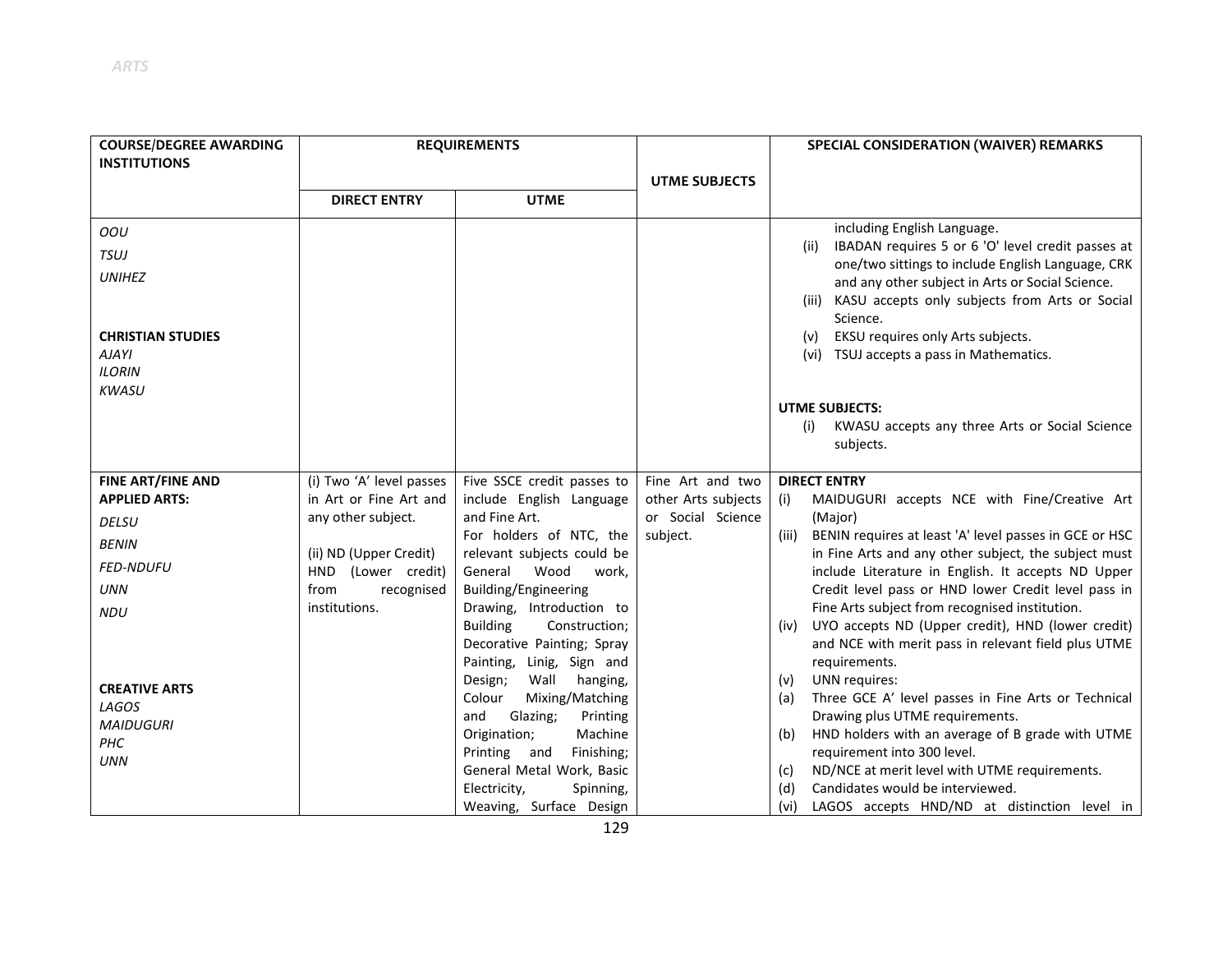| COURSE/DEGREE AWARDING INSTITUTIONS | REQUIREMENTS | | UTME SUBJECTS | SPECIAL CONSIDERATION (WAIVER) REMARKS |
|---|---|---|---|---|
| | DIRECT ENTRY | UTME | | |
| *OOU*<br>*TSUJ*<br>*UNIHEZ*<br><br>**CHRISTIAN STUDIES**<br>*AJAYI*<br>*ILORIN*<br>*KWASU* | | | | including English Language.<br>(ii) IBADAN requires 5 or 6 'O' level credit passes at one/two sittings to include English Language, CRK and any other subject in Arts or Social Science.<br>(iii) KASU accepts only subjects from Arts or Social Science.<br>(v) EKSU requires only Arts subjects.<br>(vi) TSUJ accepts a pass in Mathematics.<br><br>**UTME SUBJECTS:**<br>(i) KWASU accepts any three Arts or Social Science subjects. |
| **FINE ART/FINE AND APPLIED ARTS:**<br>*DELSU*<br>*BENIN*<br>*FED-NDUFU*<br>*UNN*<br>*NDU*<br><br>**CREATIVE ARTS**<br>*LAGOS*<br>*MAIDUGURI*<br>*PHC*<br>*UNN* | (i) Two 'A' level passes in Art or Fine Art and any other subject.<br><br>(ii) ND (Upper Credit) HND (Lower credit) from recognised institutions. | Five SSCE credit passes to include English Language and Fine Art.<br>For holders of NTC, the relevant subjects could be General Wood work, Building/Engineering Drawing, Introduction to Building Construction; Decorative Painting; Spray Painting, Linig, Sign and Design; Wall hanging, Colour Mixing/Matching and Glazing; Printing Origination; Machine Printing and Finishing; General Metal Work, Basic Electricity, Spinning, Weaving, Surface Design | Fine Art and two other Arts subjects or Social Science subject. | **DIRECT ENTRY**<br>(i) MAIDUGURI accepts NCE with Fine/Creative Art (Major)<br>(iii) BENIN requires at least 'A' level passes in GCE or HSC in Fine Arts and any other subject, the subject must include Literature in English. It accepts ND Upper Credit level pass or HND lower Credit level pass in Fine Arts subject from recognised institution.<br>(iv) UYO accepts ND (Upper credit), HND (lower credit) and NCE with merit pass in relevant field plus UTME requirements.<br>(v) UNN requires:<br>(a) Three GCE A' level passes in Fine Arts or Technical Drawing plus UTME requirements.<br>(b) HND holders with an average of B grade with UTME requirement into 300 level.<br>(c) ND/NCE at merit level with UTME requirements.<br>(d) Candidates would be interviewed.<br>(vi) LAGOS accepts HND/ND at distinction level in |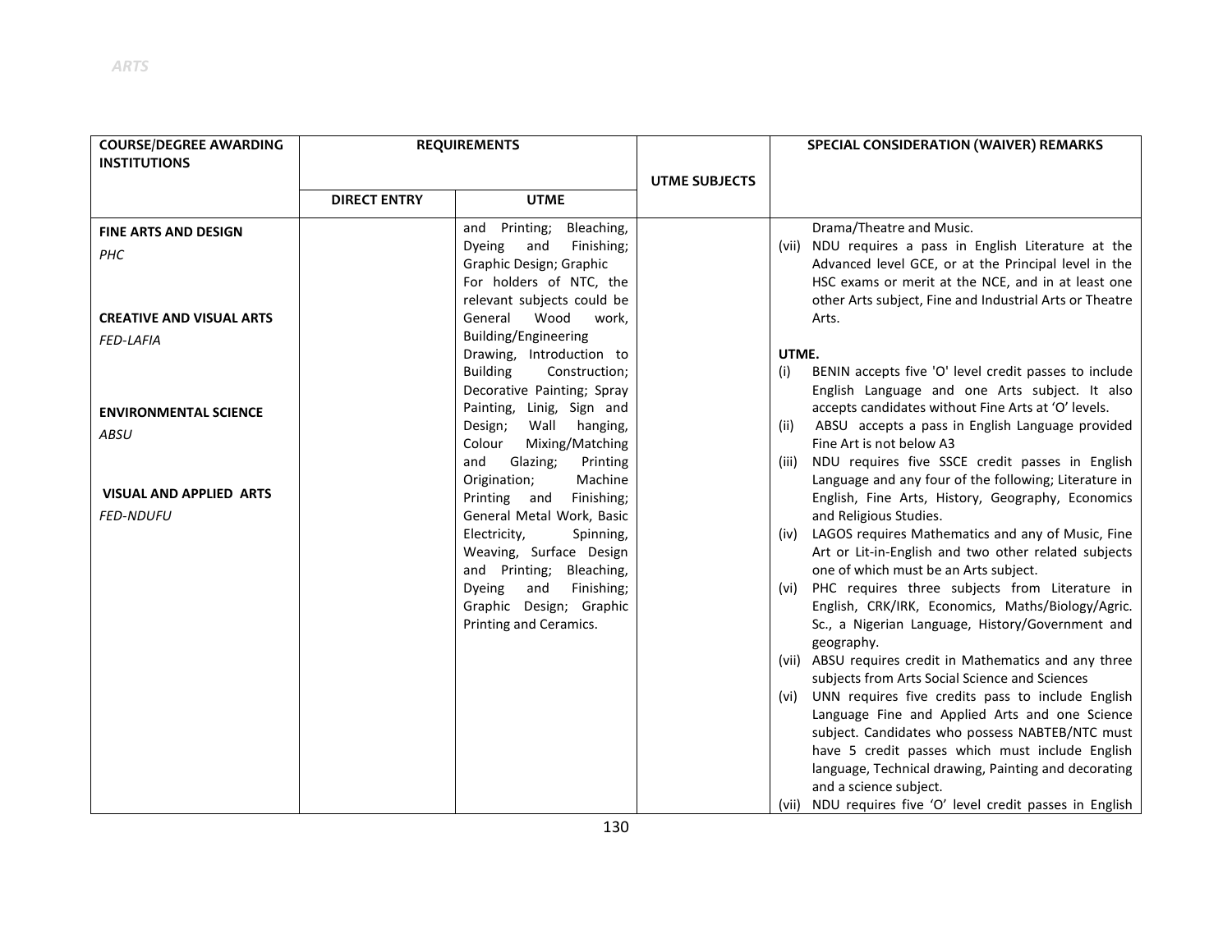| COURSE/DEGREE AWARDING INSTITUTIONS | REQUIREMENTS | | UTME SUBJECTS | SPECIAL CONSIDERATION (WAIVER) REMARKS |
|---|---|---|---|---|
| | DIRECT ENTRY | UTME | | |
| **FINE ARTS AND DESIGN**<br>*PHC*<br><br>**CREATIVE AND VISUAL ARTS**<br>*FED-LAFIA*<br><br>**ENVIRONMENTAL SCIENCE**<br>*ABSU*<br><br>**VISUAL AND APPLIED ARTS**<br>*FED-NDUFU* | | and Printing; Bleaching, Dyeing and Finishing; Graphic Design; Graphic<br>For holders of NTC, the relevant subjects could be General Wood work, Building/Engineering Drawing, Introduction to Building Construction; Decorative Painting; Spray Painting, Linig, Sign and Design; Wall hanging, Colour Mixing/Matching and Glazing; Printing Origination; Machine Printing and Finishing; General Metal Work, Basic Electricity, Spinning, Weaving, Surface Design and Printing; Bleaching, Dyeing and Finishing; Graphic Design; Graphic Printing and Ceramics. | | Drama/Theatre and Music.<br>(vii) NDU requires a pass in English Literature at the Advanced level GCE, or at the Principal level in the HSC exams or merit at the NCE, and in at least one other Arts subject, Fine and Industrial Arts or Theatre Arts.<br><br>**UTME.**<br>(i) BENIN accepts five 'O' level credit passes to include English Language and one Arts subject. It also accepts candidates without Fine Arts at 'O' levels.<br>(ii) ABSU accepts a pass in English Language provided Fine Art is not below A3<br>(iii) NDU requires five SSCE credit passes in English Language and any four of the following; Literature in English, Fine Arts, History, Geography, Economics and Religious Studies.<br>(iv) LAGOS requires Mathematics and any of Music, Fine Art or Lit-in-English and two other related subjects one of which must be an Arts subject.<br>(vi) PHC requires three subjects from Literature in English, CRK/IRK, Economics, Maths/Biology/Agric. Sc., a Nigerian Language, History/Government and geography.<br>(vii) ABSU requires credit in Mathematics and any three subjects from Arts Social Science and Sciences<br>(vi) UNN requires five credits pass to include English Language Fine and Applied Arts and one Science subject. Candidates who possess NABTEB/NTC must have 5 credit passes which must include English language, Technical drawing, Painting and decorating and a science subject.<br>(vii) NDU requires five 'O' level credit passes in English |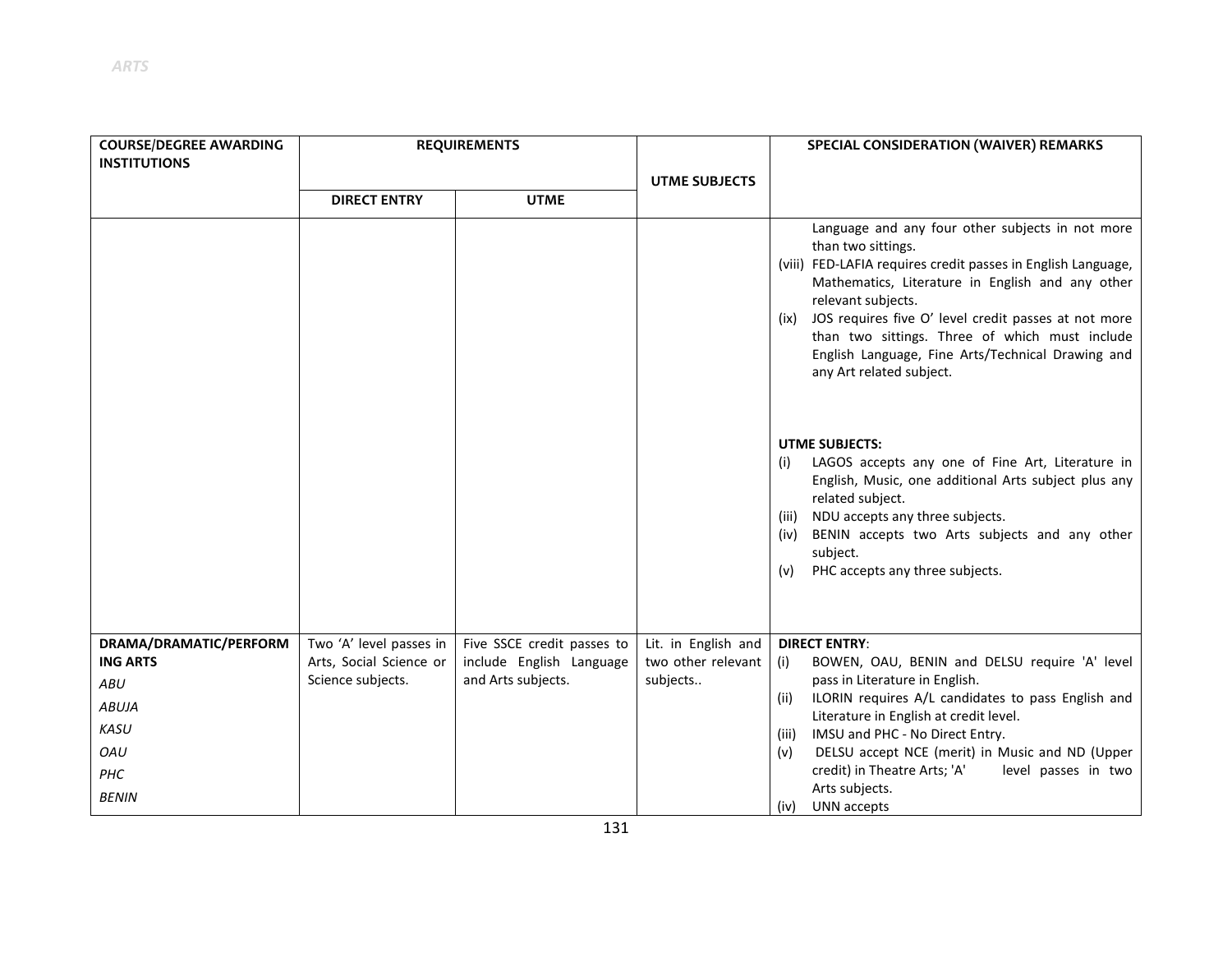| COURSE/DEGREE AWARDING INSTITUTIONS | REQUIREMENTS | | UTME SUBJECTS | SPECIAL CONSIDERATION (WAIVER) REMARKS |
|---|---|---|---|---|
| | DIRECT ENTRY | UTME | | |
| | | | | Language and any four other subjects in not more than two sittings.<br>(viii) FED-LAFIA requires credit passes in English Language, Mathematics, Literature in English and any other relevant subjects.<br>(ix) JOS requires five O' level credit passes at not more than two sittings. Three of which must include English Language, Fine Arts/Technical Drawing and any Art related subject.<br><br>**UTME SUBJECTS:**<br>(i) LAGOS accepts any one of Fine Art, Literature in English, Music, one additional Arts subject plus any related subject.<br>(iii) NDU accepts any three subjects.<br>(iv) BENIN accepts two Arts subjects and any other subject.<br>(v) PHC accepts any three subjects. |
| **DRAMA/DRAMATIC/PERFORMING ARTS**<br>*ABU*<br>*ABUJA*<br>*KASU*<br>*OAU*<br>*PHC*<br>*BENIN* | Two 'A' level passes in Arts, Social Science or Science subjects. | Five SSCE credit passes to include English Language and Arts subjects. | Lit. in English and two other relevant subjects.. | **DIRECT ENTRY**:<br>(i) BOWEN, OAU, BENIN and DELSU require 'A' level pass in Literature in English.<br>(ii) ILORIN requires A/L candidates to pass English and Literature in English at credit level.<br>(iii) IMSU and PHC - No Direct Entry.<br>(v) DELSU accept NCE (merit) in Music and ND (Upper credit) in Theatre Arts; 'A' level passes in two Arts subjects.<br>(iv) UNN accepts |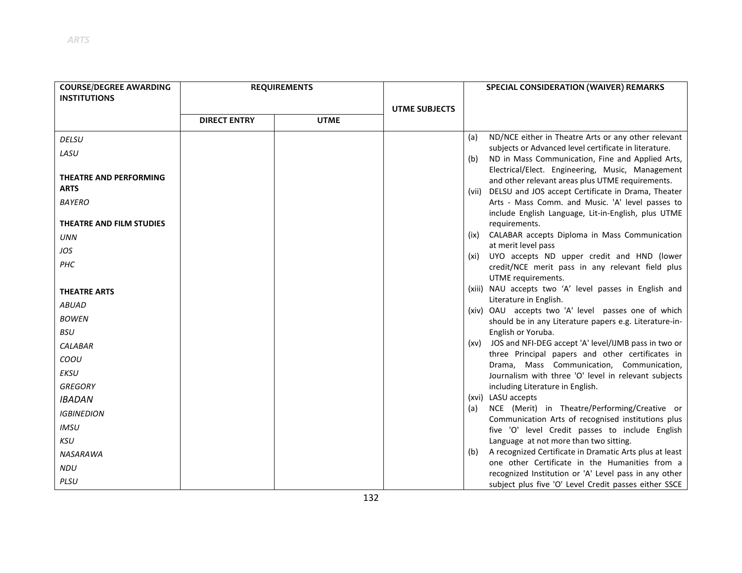| COURSE/DEGREE AWARDING INSTITUTIONS | REQUIREMENTS | | UTME SUBJECTS | SPECIAL CONSIDERATION (WAIVER) REMARKS |
|---|---|---|---|---|
| | DIRECT ENTRY | UTME | | |
| *DELSU*<br>*LASU*<br><br>**THEATRE AND PERFORMING ARTS**<br>*BAYERO*<br><br>**THEATRE AND FILM STUDIES**<br>*UNN*<br>*JOS*<br>*PHC*<br><br>**THEATRE ARTS**<br>*ABUAD*<br>*BOWEN*<br>*BSU*<br>*CALABAR*<br>*COOU*<br>*EKSU*<br>*GREGORY*<br>*IBADAN*<br>*IGBINEDION*<br>*IMSU*<br>*KSU*<br>*NASARAWA*<br>*NDU*<br>*PLSU* | | | | (a) ND/NCE either in Theatre Arts or any other relevant subjects or Advanced level certificate in literature.<br>(b) ND in Mass Communication, Fine and Applied Arts, Electrical/Elect. Engineering, Music, Management and other relevant areas plus UTME requirements.<br>(vii) DELSU and JOS accept Certificate in Drama, Theater Arts - Mass Comm. and Music. 'A' level passes to include English Language, Lit-in-English, plus UTME requirements.<br>(ix) CALABAR accepts Diploma in Mass Communication at merit level pass<br>(xi) UYO accepts ND upper credit and HND (lower credit/NCE merit pass in any relevant field plus UTME requirements.<br>(xiii) NAU accepts two 'A' level passes in English and Literature in English.<br>(xiv) OAU accepts two 'A' level passes one of which should be in any Literature papers e.g. Literature-in-English or Yoruba.<br>(xv) JOS and NFI-DEG accept 'A' level/IJMB pass in two or three Principal papers and other certificates in Drama, Mass Communication, Communication, Journalism with three 'O' level in relevant subjects including Literature in English.<br>(xvi) LASU accepts<br>(a) NCE (Merit) in Theatre/Performing/Creative or Communication Arts of recognised institutions plus five 'O' level Credit passes to include English Language at not more than two sitting.<br>(b) A recognized Certificate in Dramatic Arts plus at least one other Certificate in the Humanities from a recognized Institution or 'A' Level pass in any other subject plus five 'O' Level Credit passes either SSCE |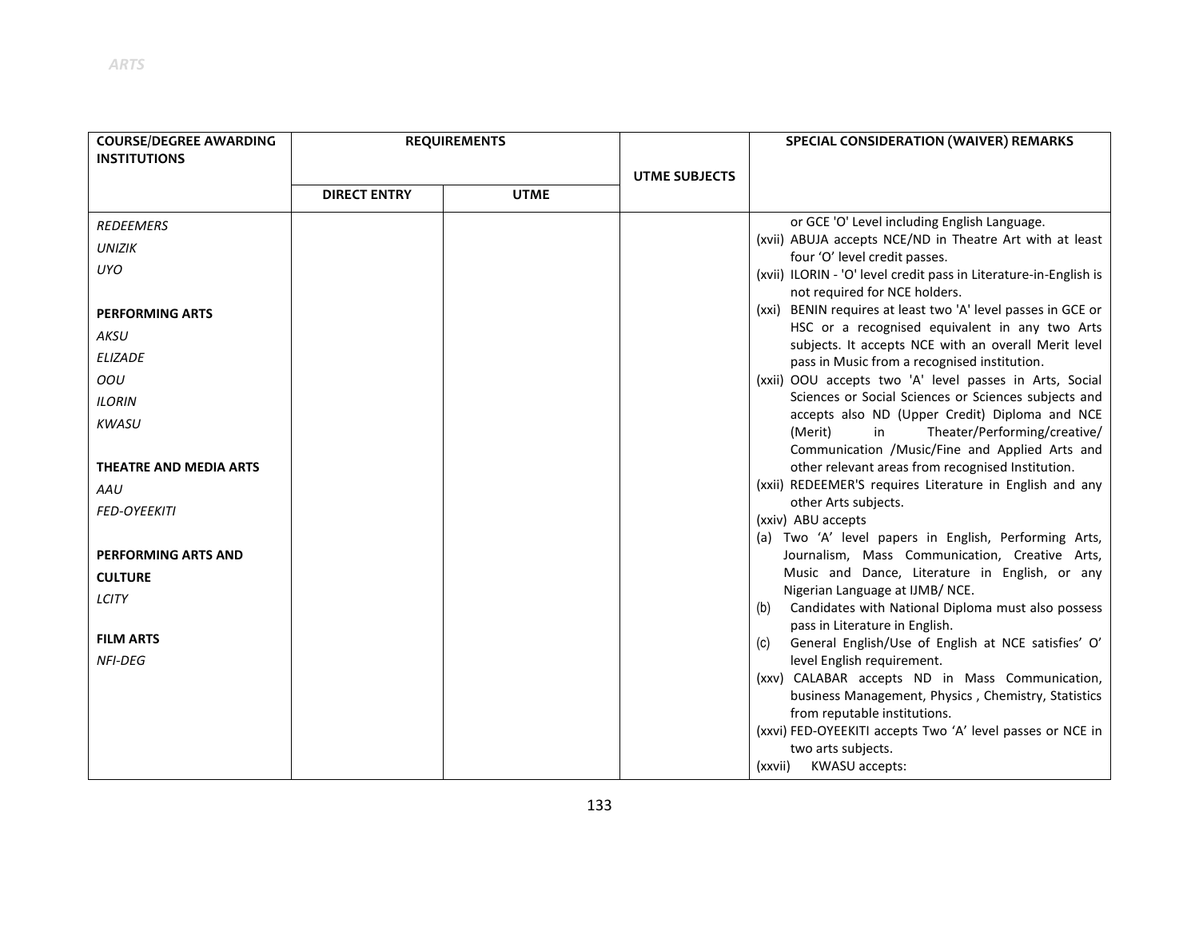| COURSE/DEGREE AWARDING INSTITUTIONS | REQUIREMENTS | | UTME SUBJECTS | SPECIAL CONSIDERATION (WAIVER) REMARKS |
|---|---|---|---|---|
| | DIRECT ENTRY | UTME | | |
| *REDEEMERS*<br>*UNIZIK*<br>*UYO*<br><br>**PERFORMING ARTS**<br>*AKSU*<br>*ELIZADE*<br>*OOU*<br>*ILORIN*<br>*KWASU*<br><br>**THEATRE AND MEDIA ARTS**<br>*AAU*<br>*FED-OYEEKITI*<br><br>**PERFORMING ARTS AND CULTURE**<br>*LCITY*<br><br>**FILM ARTS**<br>*NFI-DEG* | | | | or GCE 'O' Level including English Language.<br>(xvii) ABUJA accepts NCE/ND in Theatre Art with at least four 'O' level credit passes.<br>(xvii) ILORIN - 'O' level credit pass in Literature-in-English is not required for NCE holders.<br>(xxi) BENIN requires at least two 'A' level passes in GCE or HSC or a recognised equivalent in any two Arts subjects. It accepts NCE with an overall Merit level pass in Music from a recognised institution.<br>(xxii) OOU accepts two 'A' level passes in Arts, Social Sciences or Social Sciences or Sciences subjects and accepts also ND (Upper Credit) Diploma and NCE (Merit) in Theater/Performing/creative/ Communication /Music/Fine and Applied Arts and other relevant areas from recognised Institution.<br>(xxii) REDEEMER'S requires Literature in English and any other Arts subjects.<br>(xxiv) ABU accepts<br>(a) Two 'A' level papers in English, Performing Arts, Journalism, Mass Communication, Creative Arts, Music and Dance, Literature in English, or any Nigerian Language at IJMB/ NCE.<br>(b) Candidates with National Diploma must also possess pass in Literature in English.<br>(c) General English/Use of English at NCE satisfies' O' level English requirement.<br>(xxv) CALABAR accepts ND in Mass Communication, business Management, Physics , Chemistry, Statistics from reputable institutions.<br>(xxvi) FED-OYEEKITI accepts Two 'A' level passes or NCE in two arts subjects.<br>(xxvii) KWASU accepts: |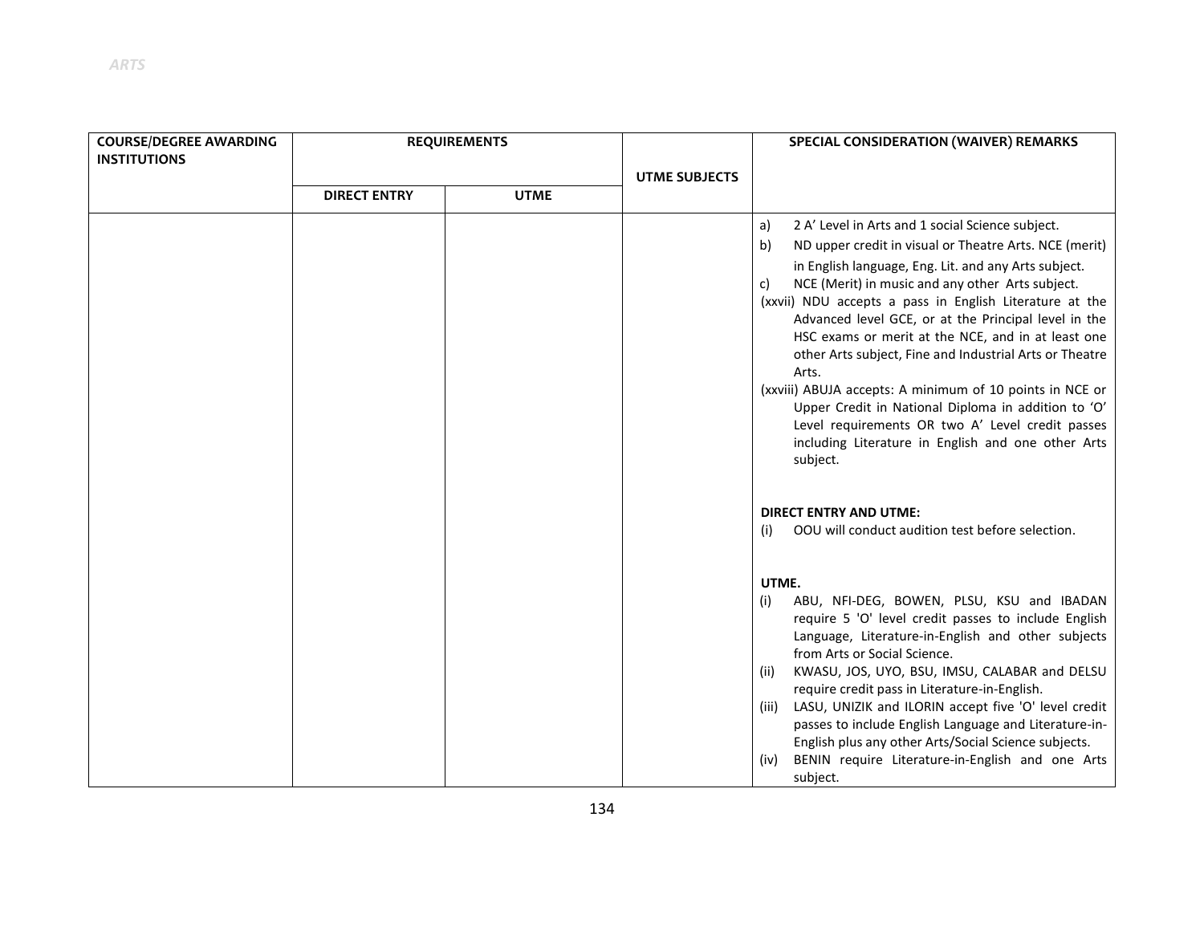| COURSE/DEGREE AWARDING INSTITUTIONS | REQUIREMENTS | | UTME SUBJECTS | SPECIAL CONSIDERATION (WAIVER) REMARKS |
|---|---|---|---|---|
| | DIRECT ENTRY | UTME | | |
| | | | | a) 2 A' Level in Arts and 1 social Science subject.<br>b) ND upper credit in visual or Theatre Arts. NCE (merit) in English language, Eng. Lit. and any Arts subject.<br>c) NCE (Merit) in music and any other Arts subject.<br>(xxvii) NDU accepts a pass in English Literature at the Advanced level GCE, or at the Principal level in the HSC exams or merit at the NCE, and in at least one other Arts subject, Fine and Industrial Arts or Theatre Arts.<br>(xxviii) ABUJA accepts: A minimum of 10 points in NCE or Upper Credit in National Diploma in addition to 'O' Level requirements OR two A' Level credit passes including Literature in English and one other Arts subject.<br><br>**DIRECT ENTRY AND UTME:**<br>(i) OOU will conduct audition test before selection.<br><br>**UTME.**<br>(i) ABU, NFI-DEG, BOWEN, PLSU, KSU and IBADAN require 5 'O' level credit passes to include English Language, Literature-in-English and other subjects from Arts or Social Science.<br>(ii) KWASU, JOS, UYO, BSU, IMSU, CALABAR and DELSU require credit pass in Literature-in-English.<br>(iii) LASU, UNIZIK and ILORIN accept five 'O' level credit passes to include English Language and Literature-in-English plus any other Arts/Social Science subjects.<br>(iv) BENIN require Literature-in-English and one Arts subject. |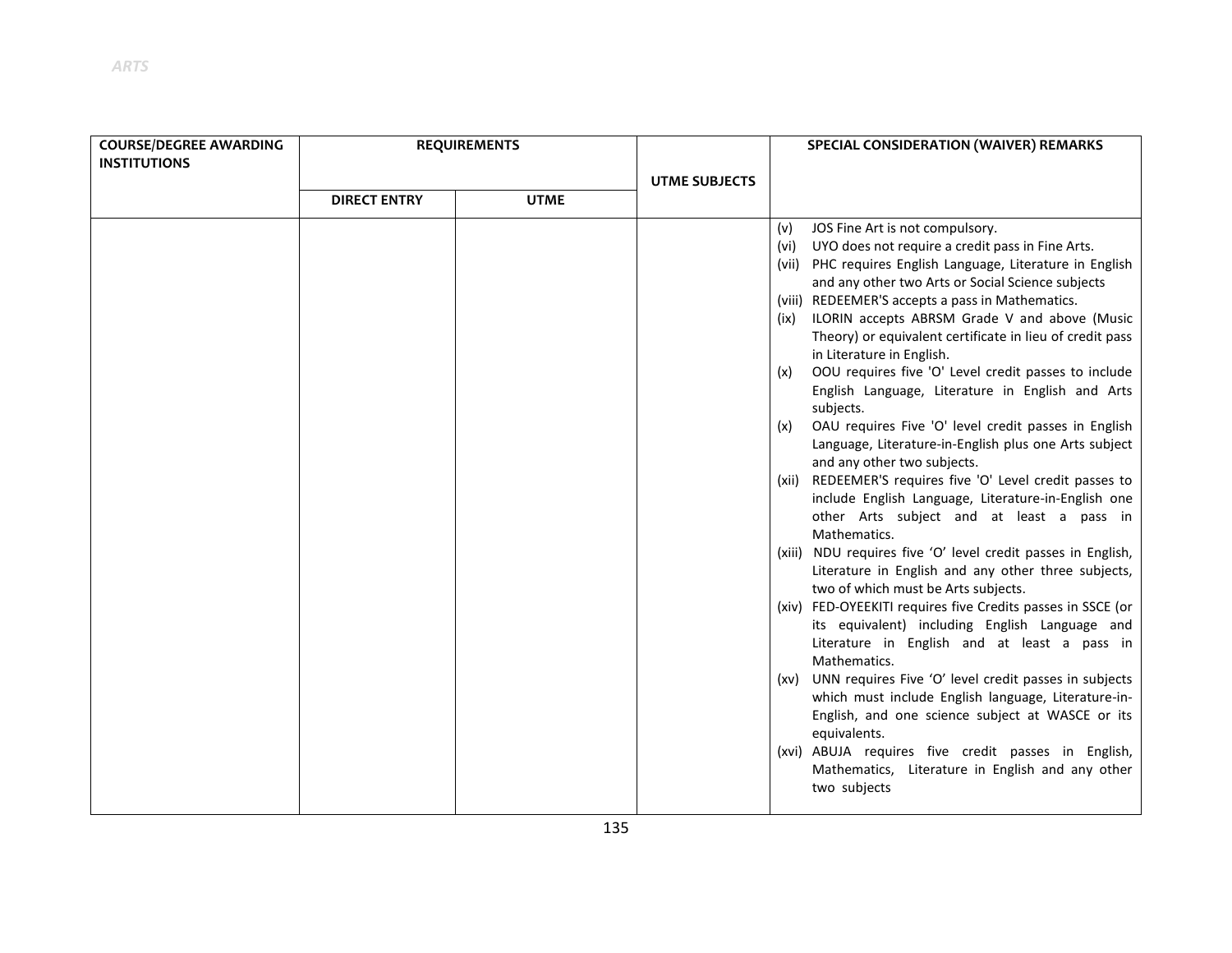| COURSE/DEGREE AWARDING INSTITUTIONS | REQUIREMENTS | | UTME SUBJECTS | SPECIAL CONSIDERATION (WAIVER) REMARKS |
|---|---|---|---|---|
| | DIRECT ENTRY | UTME | | |
| | | | | (v) JOS Fine Art is not compulsory.<br>(vi) UYO does not require a credit pass in Fine Arts.<br>(vii) PHC requires English Language, Literature in English and any other two Arts or Social Science subjects<br>(viii) REDEEMER'S accepts a pass in Mathematics.<br>(ix) ILORIN accepts ABRSM Grade V and above (Music Theory) or equivalent certificate in lieu of credit pass in Literature in English.<br>(x) OOU requires five 'O' Level credit passes to include English Language, Literature in English and Arts subjects.<br>(x) OAU requires Five 'O' level credit passes in English Language, Literature-in-English plus one Arts subject and any other two subjects.<br>(xii) REDEEMER'S requires five 'O' Level credit passes to include English Language, Literature-in-English one other Arts subject and at least a pass in Mathematics.<br>(xiii) NDU requires five 'O' level credit passes in English, Literature in English and any other three subjects, two of which must be Arts subjects.<br>(xiv) FED-OYEEKITI requires five Credits passes in SSCE (or its equivalent) including English Language and Literature in English and at least a pass in Mathematics.<br>(xv) UNN requires Five 'O' level credit passes in subjects which must include English language, Literature-in-English, and one science subject at WASCE or its equivalents.<br>(xvi) ABUJA requires five credit passes in English, Mathematics, Literature in English and any other two subjects |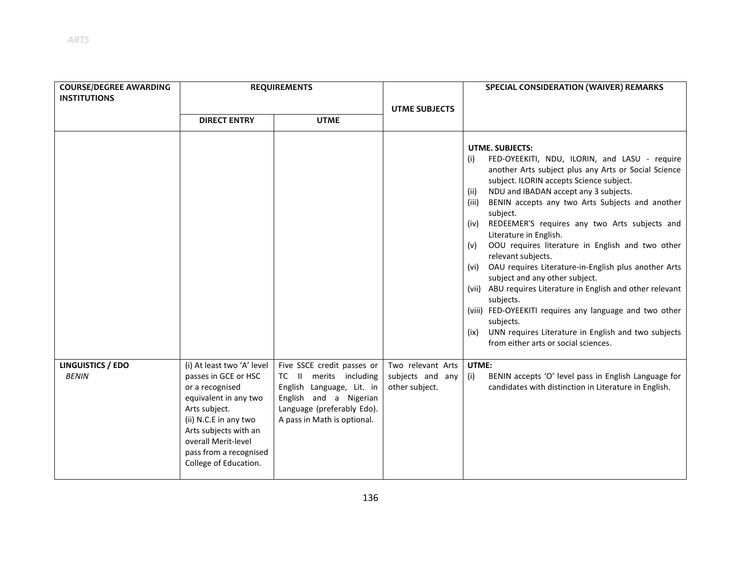| COURSE/DEGREE AWARDING INSTITUTIONS | REQUIREMENTS | | UTME SUBJECTS | SPECIAL CONSIDERATION (WAIVER) REMARKS |
|---|---|---|---|---|
| | DIRECT ENTRY | UTME | | |
| | | | | **UTME. SUBJECTS:**<br>(i) FED-OYEEKITI, NDU, ILORIN, and LASU - require another Arts subject plus any Arts or Social Science subject. ILORIN accepts Science subject.<br>(ii) NDU and IBADAN accept any 3 subjects.<br>(iii) BENIN accepts any two Arts Subjects and another subject.<br>(iv) REDEEMER'S requires any two Arts subjects and Literature in English.<br>(v) OOU requires literature in English and two other relevant subjects.<br>(vi) OAU requires Literature-in-English plus another Arts subject and any other subject.<br>(vii) ABU requires Literature in English and other relevant subjects.<br>(viii) FED-OYEEKITI requires any language and two other subjects.<br>(ix) UNN requires Literature in English and two subjects from either arts or social sciences. |
| **LINGUISTICS / EDO**<br>*BENIN* | (i) At least two 'A' level passes in GCE or HSC or a recognised equivalent in any two Arts subject.<br>(ii) N.C.E in any two Arts subjects with an overall Merit-level pass from a recognised College of Education. | Five SSCE credit passes or TC II merits including English Language, Lit. in English and a Nigerian Language (preferably Edo). A pass in Math is optional. | Two relevant Arts subjects and any other subject. | **UTME:**<br>(i) BENIN accepts 'O' level pass in English Language for candidates with distinction in Literature in English. |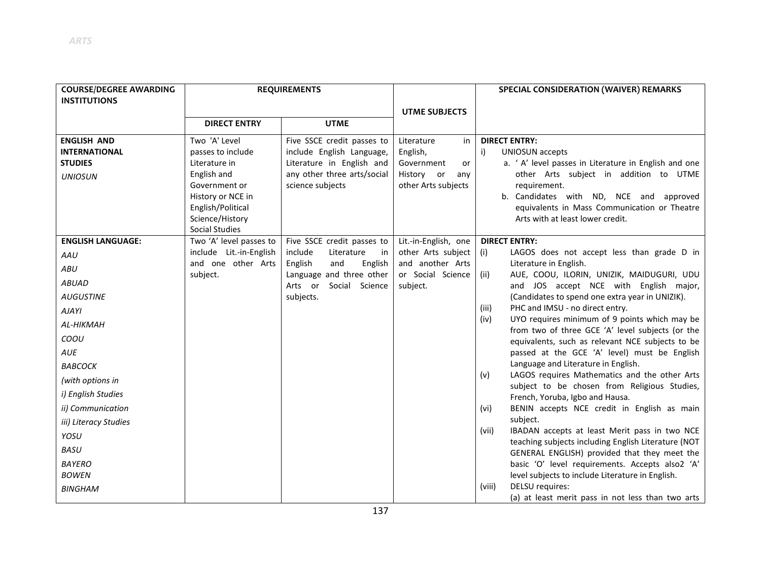| COURSE/DEGREE AWARDING INSTITUTIONS | REQUIREMENTS | | UTME SUBJECTS | SPECIAL CONSIDERATION (WAIVER) REMARKS |
|---|---|---|---|---|
| | DIRECT ENTRY | UTME | | |
| **ENGLISH AND INTERNATIONAL STUDIES**<br>*UNIOSUN* | Two 'A' Level passes to include Literature in English and Government or History or NCE in English/Political Science/History Social Studies | Five SSCE credit passes to include English Language, Literature in English and any other three arts/social science subjects | Literature in English, Government or History or any other Arts subjects | **DIRECT ENTRY:**<br>i) UNIOSUN accepts<br>a. ' A' level passes in Literature in English and one other Arts subject in addition to UTME requirement.<br>b. Candidates with ND, NCE and approved equivalents in Mass Communication or Theatre Arts with at least lower credit. |
| **ENGLISH LANGUAGE:**<br>*AAU*<br>*ABU*<br>*ABUAD*<br>*AUGUSTINE*<br>*AJAYI*<br>*AL-HIKMAH*<br>*COOU*<br>*AUE*<br>*BABCOCK*<br>*(with options in*<br>*i) English Studies*<br>*ii) Communication*<br>*iii) Literacy Studies*<br>*YOSU*<br>*BASU*<br>*BAYERO*<br>*BOWEN*<br>*BINGHAM* | Two 'A' level passes to include Lit.-in-English and one other Arts subject. | Five SSCE credit passes to include Literature in English and English Language and three other Arts or Social Science subjects. | Lit.-in-English, one other Arts subject and another Arts or Social Science subject. | **DIRECT ENTRY:**<br>(i) LAGOS does not accept less than grade D in Literature in English.<br>(ii) AUE, COOU, ILORIN, UNIZIK, MAIDUGURI, UDU and JOS accept NCE with English major, (Candidates to spend one extra year in UNIZIK).<br>(iii) PHC and IMSU - no direct entry.<br>(iv) UYO requires minimum of 9 points which may be from two of three GCE 'A' level subjects (or the equivalents, such as relevant NCE subjects to be passed at the GCE 'A' level) must be English Language and Literature in English.<br>(v) LAGOS requires Mathematics and the other Arts subject to be chosen from Religious Studies, French, Yoruba, Igbo and Hausa.<br>(vi) BENIN accepts NCE credit in English as main subject.<br>(vii) IBADAN accepts at least Merit pass in two NCE teaching subjects including English Literature (NOT GENERAL ENGLISH) provided that they meet the basic 'O' level requirements. Accepts also2 'A' level subjects to include Literature in English.<br>(viii) DELSU requires:<br>(a) at least merit pass in not less than two arts |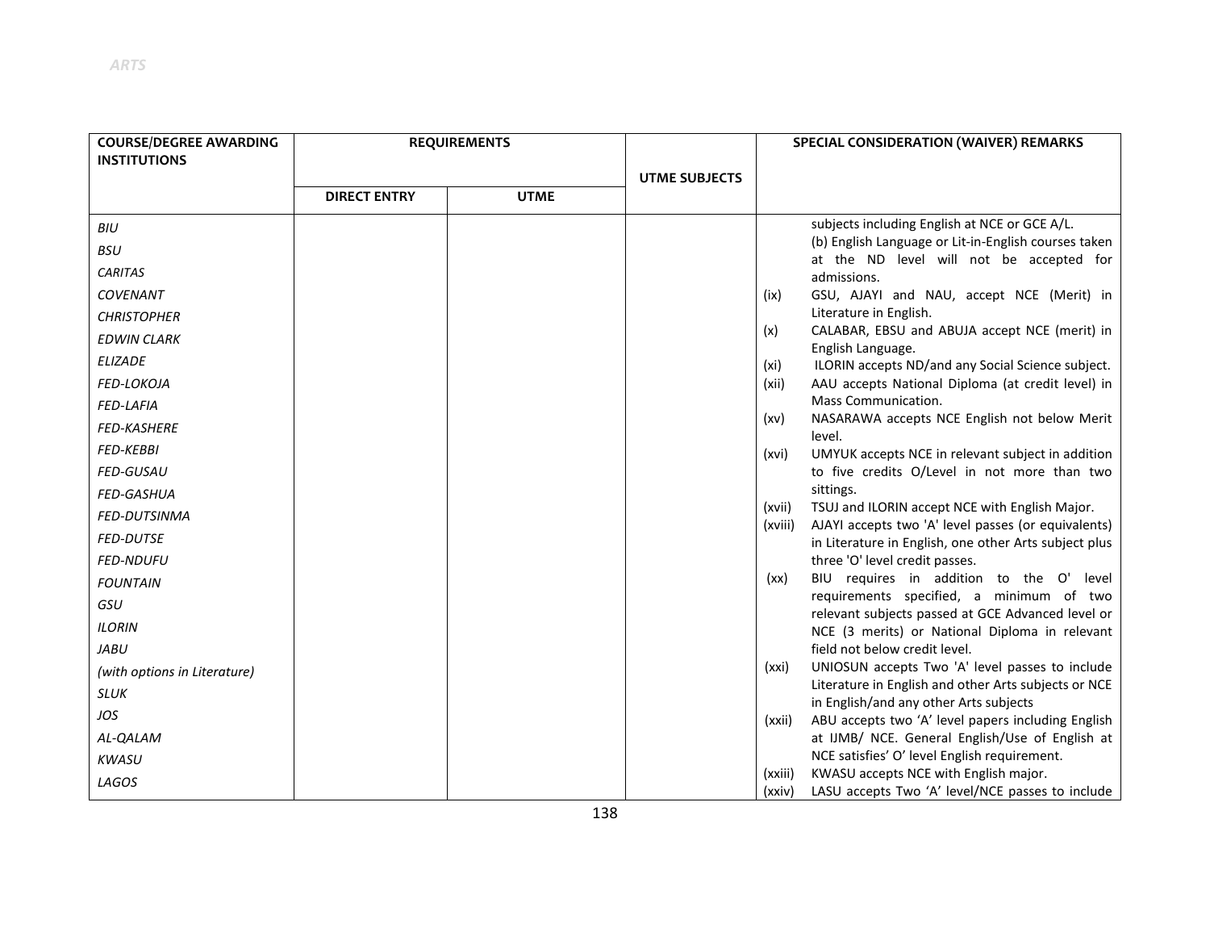| COURSE/DEGREE AWARDING INSTITUTIONS | REQUIREMENTS | | UTME SUBJECTS | SPECIAL CONSIDERATION (WAIVER) REMARKS |
|---|---|---|---|---|
| | DIRECT ENTRY | UTME | | |
| *BIU*<br>*BSU*<br>*CARITAS*<br>*COVENANT*<br>*CHRISTOPHER*<br>*EDWIN CLARK*<br>*ELIZADE*<br>*FED-LOKOJA*<br>*FED-LAFIA*<br>*FED-KASHERE*<br>*FED-KEBBI*<br>*FED-GUSAU*<br>*FED-GASHUA*<br>*FED-DUTSINMA*<br>*FED-DUTSE*<br>*FED-NDUFU*<br>*FOUNTAIN*<br>*GSU*<br>*ILORIN*<br>*JABU*<br>*(with options in Literature)*<br>*SLUK*<br>*JOS*<br>*AL-QALAM*<br>*KWASU*<br>*LAGOS* | | | | subjects including English at NCE or GCE A/L.<br>(b) English Language or Lit-in-English courses taken at the ND level will not be accepted for admissions.<br>(ix) GSU, AJAYI and NAU, accept NCE (Merit) in Literature in English.<br>(x) CALABAR, EBSU and ABUJA accept NCE (merit) in English Language.<br>(xi) ILORIN accepts ND/and any Social Science subject.<br>(xii) AAU accepts National Diploma (at credit level) in Mass Communication.<br>(xv) NASARAWA accepts NCE English not below Merit level.<br>(xvi) UMYUK accepts NCE in relevant subject in addition to five credits O/Level in not more than two sittings.<br>(xvii) TSUJ and ILORIN accept NCE with English Major.<br>(xviii) AJAYI accepts two 'A' level passes (or equivalents) in Literature in English, one other Arts subject plus three 'O' level credit passes.<br>(xx) BIU requires in addition to the O' level requirements specified, a minimum of two relevant subjects passed at GCE Advanced level or NCE (3 merits) or National Diploma in relevant field not below credit level.<br>(xxi) UNIOSUN accepts Two 'A' level passes to include Literature in English and other Arts subjects or NCE in English/and any other Arts subjects<br>(xxii) ABU accepts two 'A' level papers including English at IJMB/ NCE. General English/Use of English at NCE satisfies' O' level English requirement.<br>(xxiii) KWASU accepts NCE with English major.<br>(xxiv) LASU accepts Two 'A' level/NCE passes to include |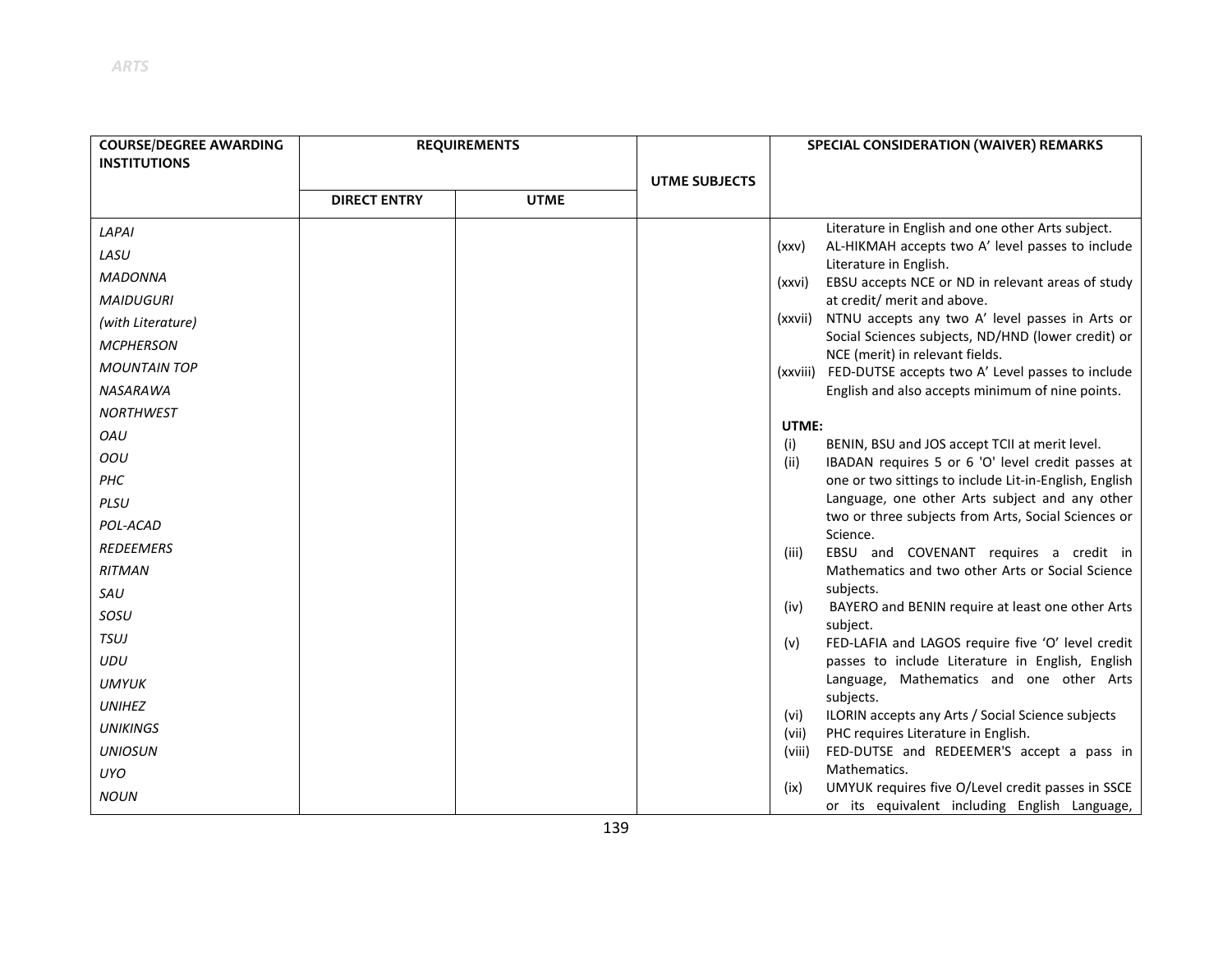| COURSE/DEGREE AWARDING INSTITUTIONS | REQUIREMENTS | | UTME SUBJECTS | SPECIAL CONSIDERATION (WAIVER) REMARKS |
|---|---|---|---|---|
| | DIRECT ENTRY | UTME | | |
| *LAPAI*<br>*LASU*<br>*MADONNA*<br>*MAIDUGURI*<br>*(with Literature)*<br>*MCPHERSON*<br>*MOUNTAIN TOP*<br>*NASARAWA*<br>*NORTHWEST*<br>*OAU*<br>*OOU*<br>*PHC*<br>*PLSU*<br>*POL-ACAD*<br>*REDEEMERS*<br>*RITMAN*<br>*SAU*<br>*SOSU*<br>*TSUJ*<br>*UDU*<br>*UMYUK*<br>*UNIHEZ*<br>*UNIKINGS*<br>*UNIOSUN*<br>*UYO*<br>*NOUN* | | | | Literature in English and one other Arts subject.<br>(xxv) AL-HIKMAH accepts two A' level passes to include Literature in English.<br>(xxvi) EBSU accepts NCE or ND in relevant areas of study at credit/ merit and above.<br>(xxvii) NTNU accepts any two A' level passes in Arts or Social Sciences subjects, ND/HND (lower credit) or NCE (merit) in relevant fields.<br>(xxviii) FED-DUTSE accepts two A' Level passes to include English and also accepts minimum of nine points.<br><br>**UTME:**<br>(i) BENIN, BSU and JOS accept TCII at merit level.<br>(ii) IBADAN requires 5 or 6 'O' level credit passes at one or two sittings to include Lit-in-English, English Language, one other Arts subject and any other two or three subjects from Arts, Social Sciences or Science.<br>(iii) EBSU and COVENANT requires a credit in Mathematics and two other Arts or Social Science subjects.<br>(iv) BAYERO and BENIN require at least one other Arts subject.<br>(v) FED-LAFIA and LAGOS require five 'O' level credit passes to include Literature in English, English Language, Mathematics and one other Arts subjects.<br>(vi) ILORIN accepts any Arts / Social Science subjects<br>(vii) PHC requires Literature in English.<br>(viii) FED-DUTSE and REDEEMER'S accept a pass in Mathematics.<br>(ix) UMYUK requires five O/Level credit passes in SSCE or its equivalent including English Language, |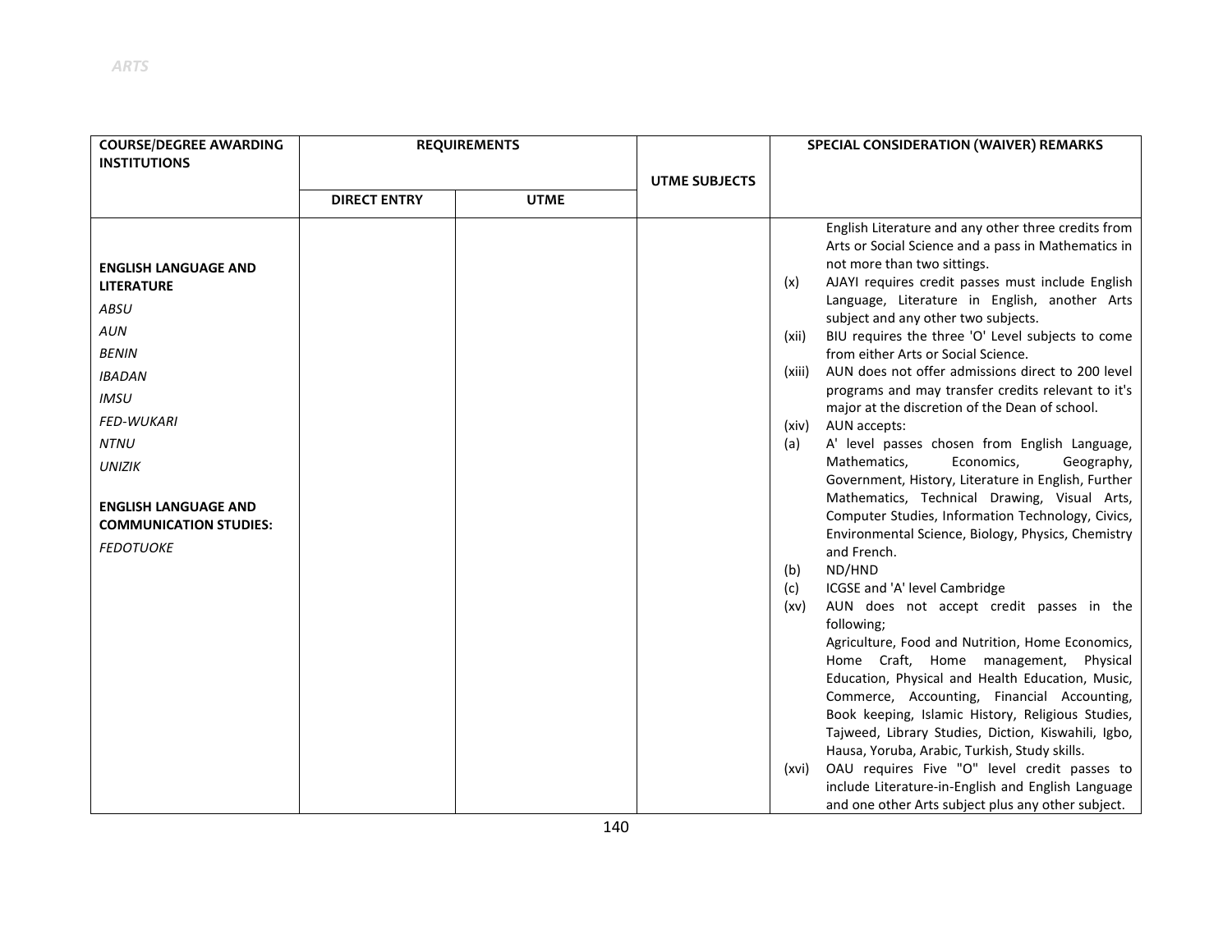| COURSE/DEGREE AWARDING INSTITUTIONS | REQUIREMENTS | | UTME SUBJECTS | SPECIAL CONSIDERATION (WAIVER) REMARKS |
|---|---|---|---|---|
| | DIRECT ENTRY | UTME | | |
| **ENGLISH LANGUAGE AND LITERATURE**<br>*ABSU*<br>*AUN*<br>*BENIN*<br>*IBADAN*<br>*IMSU*<br>*FED-WUKARI*<br>*NTNU*<br>*UNIZIK*<br><br>**ENGLISH LANGUAGE AND COMMUNICATION STUDIES:**<br>*FEDOTUOKE* | | | | English Literature and any other three credits from Arts or Social Science and a pass in Mathematics in not more than two sittings.<br>(x) AJAYI requires credit passes must include English Language, Literature in English, another Arts subject and any other two subjects.<br>(xii) BIU requires the three 'O' Level subjects to come from either Arts or Social Science.<br>(xiii) AUN does not offer admissions direct to 200 level programs and may transfer credits relevant to it's major at the discretion of the Dean of school.<br>(xiv) AUN accepts:<br>(a) A' level passes chosen from English Language, Mathematics, Economics, Geography, Government, History, Literature in English, Further Mathematics, Technical Drawing, Visual Arts, Computer Studies, Information Technology, Civics, Environmental Science, Biology, Physics, Chemistry and French.<br>(b) ND/HND<br>(c) ICGSE and 'A' level Cambridge<br>(xv) AUN does not accept credit passes in the following;<br>Agriculture, Food and Nutrition, Home Economics, Home Craft, Home management, Physical Education, Physical and Health Education, Music, Commerce, Accounting, Financial Accounting, Book keeping, Islamic History, Religious Studies, Tajweed, Library Studies, Diction, Kiswahili, Igbo, Hausa, Yoruba, Arabic, Turkish, Study skills.<br>(xvi) OAU requires Five "O" level credit passes to include Literature-in-English and English Language and one other Arts subject plus any other subject. |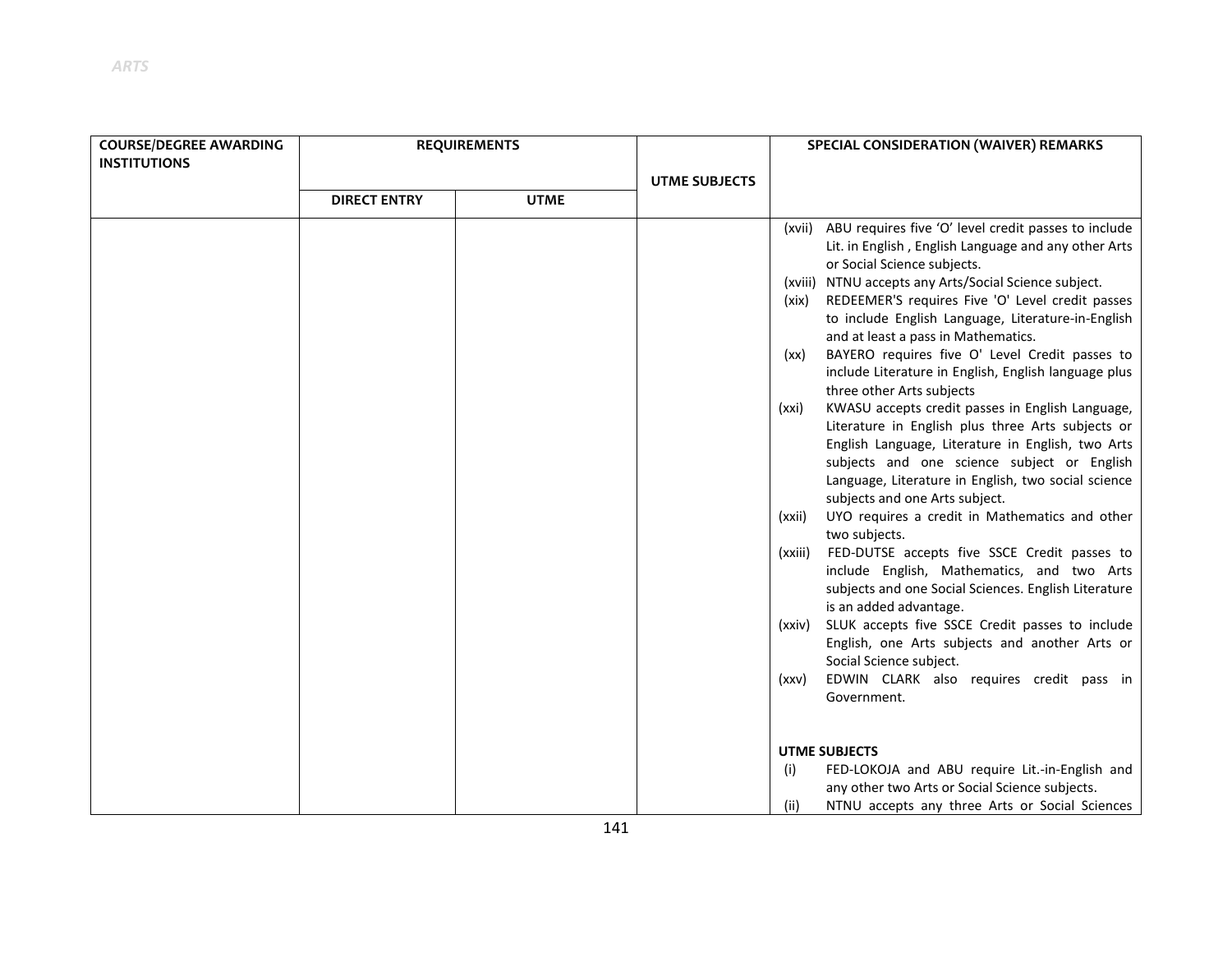| COURSE/DEGREE AWARDING INSTITUTIONS | REQUIREMENTS | | UTME SUBJECTS | SPECIAL CONSIDERATION (WAIVER) REMARKS |
|---|---|---|---|---|
| | DIRECT ENTRY | UTME | | |
| | | | | (xvii) ABU requires five 'O' level credit passes to include Lit. in English , English Language and any other Arts or Social Science subjects.<br>(xviii) NTNU accepts any Arts/Social Science subject.<br>(xix) REDEEMER'S requires Five 'O' Level credit passes to include English Language, Literature-in-English and at least a pass in Mathematics.<br>(xx) BAYERO requires five O' Level Credit passes to include Literature in English, English language plus three other Arts subjects<br>(xxi) KWASU accepts credit passes in English Language, Literature in English plus three Arts subjects or English Language, Literature in English, two Arts subjects and one science subject or English Language, Literature in English, two social science subjects and one Arts subject.<br>(xxii) UYO requires a credit in Mathematics and other two subjects.<br>(xxiii) FED-DUTSE accepts five SSCE Credit passes to include English, Mathematics, and two Arts subjects and one Social Sciences. English Literature is an added advantage.<br>(xxiv) SLUK accepts five SSCE Credit passes to include English, one Arts subjects and another Arts or Social Science subject.<br>(xxv) EDWIN CLARK also requires credit pass in Government.<br><br>**UTME SUBJECTS**<br>(i) FED-LOKOJA and ABU require Lit.-in-English and any other two Arts or Social Science subjects.<br>(ii) NTNU accepts any three Arts or Social Sciences |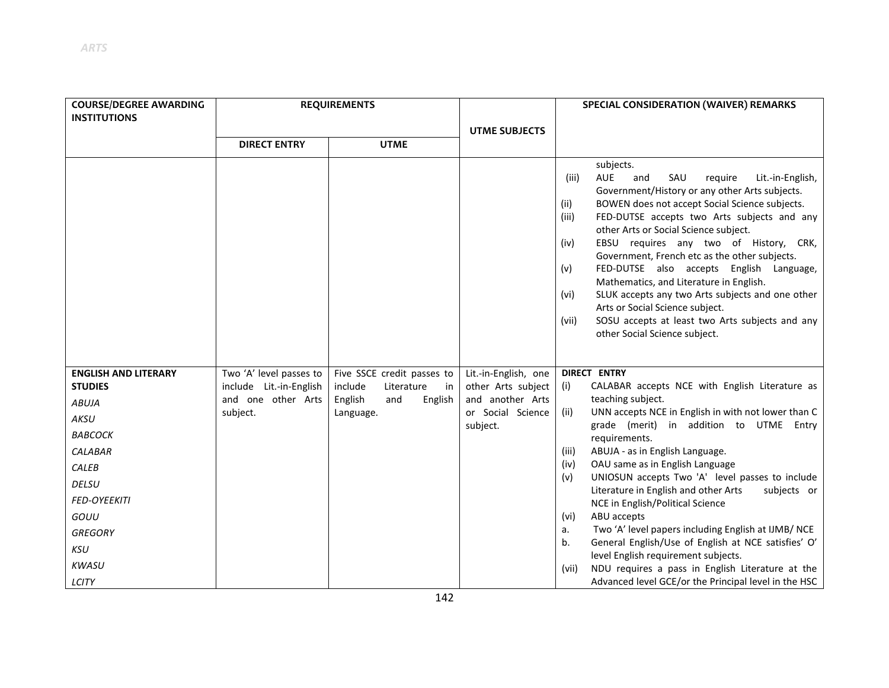| COURSE/DEGREE AWARDING INSTITUTIONS | REQUIREMENTS | | UTME SUBJECTS | SPECIAL CONSIDERATION (WAIVER) REMARKS |
|---|---|---|---|---|
| | DIRECT ENTRY | UTME | | |
| | | | | subjects.<br>(iii) AUE and SAU require Lit.-in-English, Government/History or any other Arts subjects.<br>(ii) BOWEN does not accept Social Science subjects.<br>(iii) FED-DUTSE accepts two Arts subjects and any other Arts or Social Science subject.<br>(iv) EBSU requires any two of History, CRK, Government, French etc as the other subjects.<br>(v) FED-DUTSE also accepts English Language, Mathematics, and Literature in English.<br>(vi) SLUK accepts any two Arts subjects and one other Arts or Social Science subject.<br>(vii) SOSU accepts at least two Arts subjects and any other Social Science subject. |
| **ENGLISH AND LITERARY STUDIES**<br>*ABUJA*<br>*AKSU*<br>*BABCOCK*<br>*CALABAR*<br>*CALEB*<br>*DELSU*<br>*FED-OYEEKITI*<br>*GOUU*<br>*GREGORY*<br>*KSU*<br>*KWASU*<br>*LCITY* | Two 'A' level passes to include Lit.-in-English and one other Arts subject. | Five SSCE credit passes to include Literature in English and English Language. | Lit.-in-English, one other Arts subject and another Arts or Social Science subject. | **DIRECT ENTRY**<br>(i) CALABAR accepts NCE with English Literature as teaching subject.<br>(ii) UNN accepts NCE in English in with not lower than C grade (merit) in addition to UTME Entry requirements.<br>(iii) ABUJA - as in English Language.<br>(iv) OAU same as in English Language<br>(v) UNIOSUN accepts Two 'A' level passes to include Literature in English and other Arts subjects or NCE in English/Political Science<br>(vi) ABU accepts<br>a. Two 'A' level papers including English at IJMB/ NCE<br>b. General English/Use of English at NCE satisfies' O' level English requirement subjects.<br>(vii) NDU requires a pass in English Literature at the Advanced level GCE/or the Principal level in the HSC |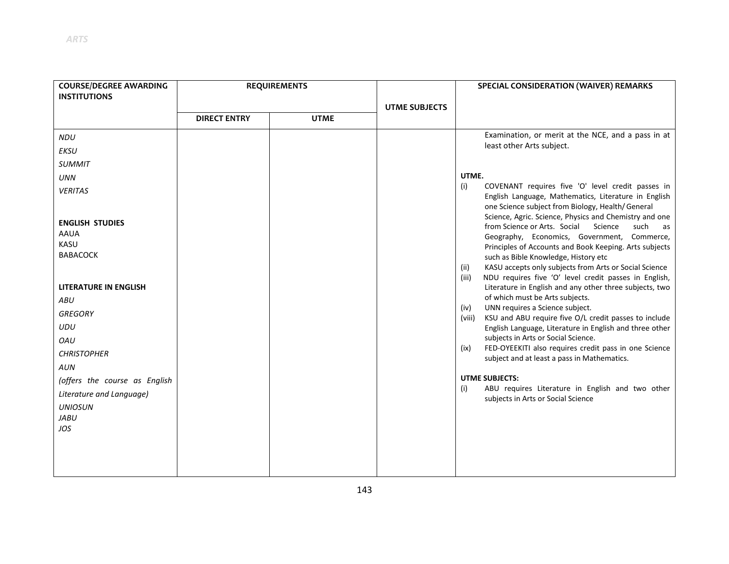| COURSE/DEGREE AWARDING INSTITUTIONS | REQUIREMENTS | | UTME SUBJECTS | SPECIAL CONSIDERATION (WAIVER) REMARKS |
|---|---|---|---|---|
| | DIRECT ENTRY | UTME | | |
| *NDU*<br>*EKSU*<br>*SUMMIT*<br>*UNN*<br>*VERITAS*<br><br>**ENGLISH STUDIES**<br>AAUA<br>KASU<br>BABACOCK<br><br>**LITERATURE IN ENGLISH**<br>*ABU*<br>*GREGORY*<br>*UDU*<br>*OAU*<br>*CHRISTOPHER*<br>*AUN*<br>*(offers the course as English Literature and Language)*<br>*UNIOSUN*<br>*JABU*<br>*JOS* | | | | Examination, or merit at the NCE, and a pass in at least other Arts subject.<br><br>**UTME.**<br>(i) COVENANT requires five 'O' level credit passes in English Language, Mathematics, Literature in English one Science subject from Biology, Health/ General Science, Agric. Science, Physics and Chemistry and one from Science or Arts. Social Science such as Geography, Economics, Government, Commerce, Principles of Accounts and Book Keeping. Arts subjects such as Bible Knowledge, History etc<br>(ii) KASU accepts only subjects from Arts or Social Science<br>(iii) NDU requires five 'O' level credit passes in English, Literature in English and any other three subjects, two of which must be Arts subjects.<br>(iv) UNN requires a Science subject.<br>(viii) KSU and ABU require five O/L credit passes to include English Language, Literature in English and three other subjects in Arts or Social Science.<br>(ix) FED-OYEEKITI also requires credit pass in one Science subject and at least a pass in Mathematics.<br><br>**UTME SUBJECTS:**<br>(i) ABU requires Literature in English and two other subjects in Arts or Social Science |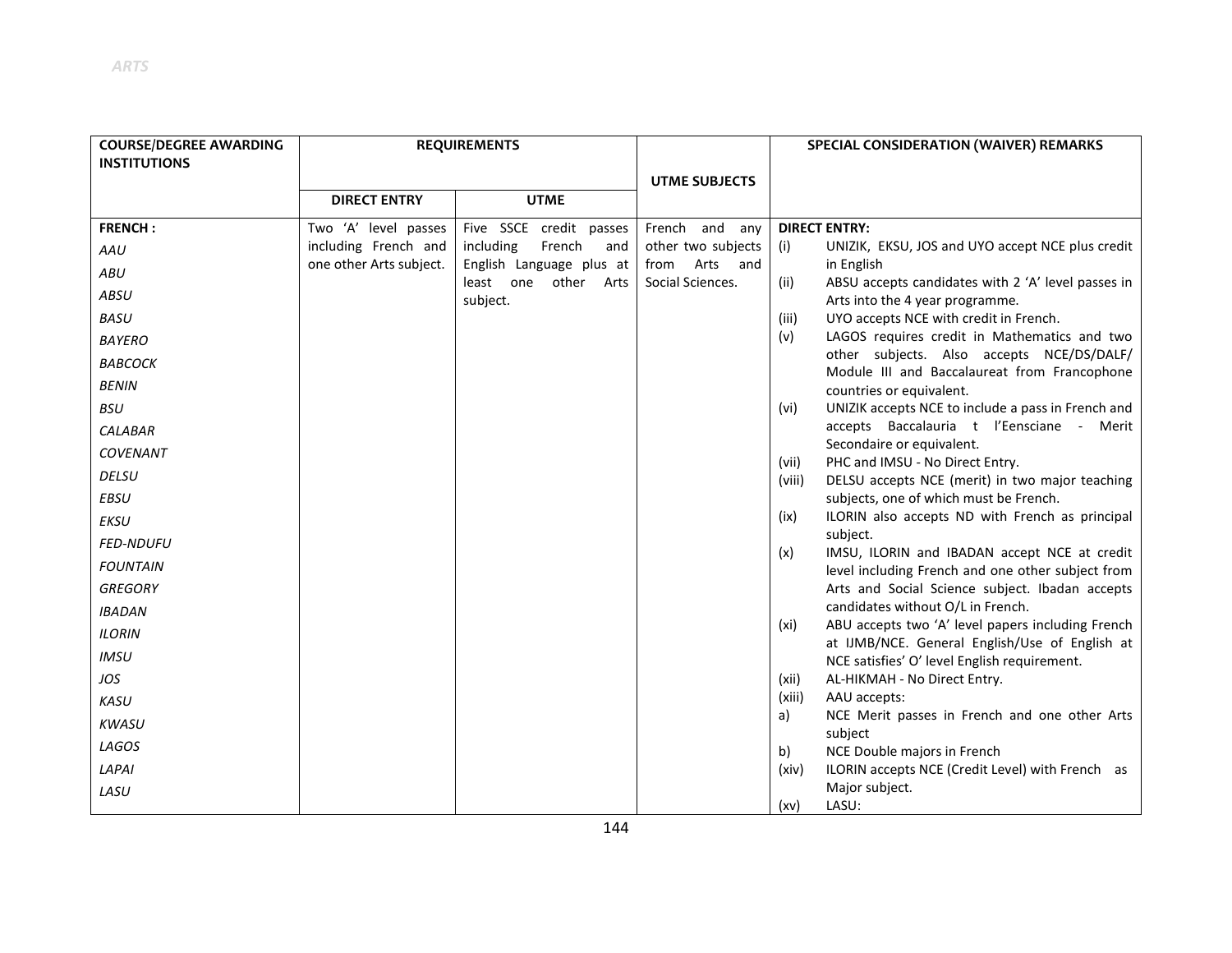| COURSE/DEGREE AWARDING INSTITUTIONS | REQUIREMENTS | | UTME SUBJECTS | SPECIAL CONSIDERATION (WAIVER) REMARKS |
|---|---|---|---|---|
| | DIRECT ENTRY | UTME | | |
| **FRENCH :**<br>*AAU*<br>*ABU*<br>*ABSU*<br>*BASU*<br>*BAYERO*<br>*BABCOCK*<br>*BENIN*<br>*BSU*<br>*CALABAR*<br>*COVENANT*<br>*DELSU*<br>*EBSU*<br>*EKSU*<br>*FED-NDUFU*<br>*FOUNTAIN*<br>*GREGORY*<br>*IBADAN*<br>*ILORIN*<br>*IMSU*<br>*JOS*<br>*KASU*<br>*KWASU*<br>*LAGOS*<br>*LAPAI*<br>*LASU* | Two 'A' level passes including French and one other Arts subject. | Five SSCE credit passes including French and English Language plus at least one other Arts subject. | French and any other two subjects from Arts and Social Sciences. | **DIRECT ENTRY:**<br>(i) UNIZIK, EKSU, JOS and UYO accept NCE plus credit in English<br>(ii) ABSU accepts candidates with 2 'A' level passes in Arts into the 4 year programme.<br>(iii) UYO accepts NCE with credit in French.<br>(v) LAGOS requires credit in Mathematics and two other subjects. Also accepts NCE/DS/DALF/ Module III and Baccalaureat from Francophone countries or equivalent.<br>(vi) UNIZIK accepts NCE to include a pass in French and accepts Baccalauria t l'Eensciane - Merit Secondaire or equivalent.<br>(vii) PHC and IMSU - No Direct Entry.<br>(viii) DELSU accepts NCE (merit) in two major teaching subjects, one of which must be French.<br>(ix) ILORIN also accepts ND with French as principal subject.<br>(x) IMSU, ILORIN and IBADAN accept NCE at credit level including French and one other subject from Arts and Social Science subject. Ibadan accepts candidates without O/L in French.<br>(xi) ABU accepts two 'A' level papers including French at IJMB/NCE. General English/Use of English at NCE satisfies' O' level English requirement.<br>(xii) AL-HIKMAH - No Direct Entry.<br>(xiii) AAU accepts:<br>a) NCE Merit passes in French and one other Arts subject<br>b) NCE Double majors in French<br>(xiv) ILORIN accepts NCE (Credit Level) with French as Major subject.<br>(xv) LASU: |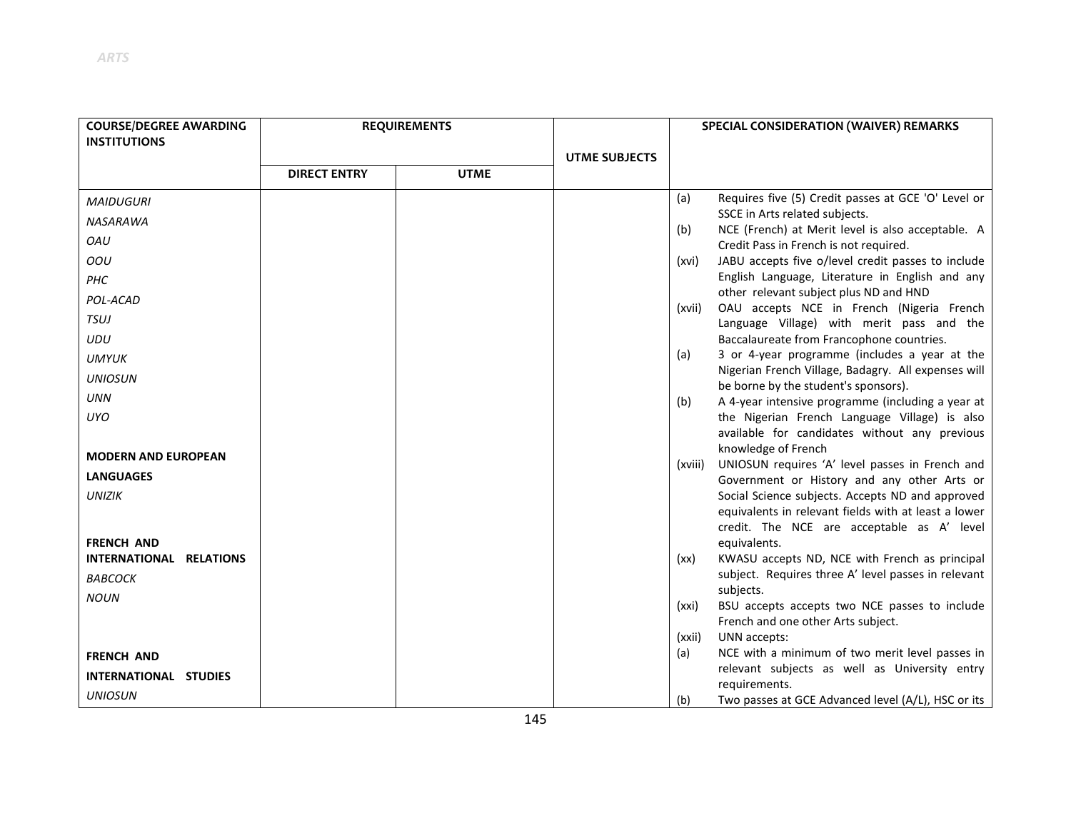| COURSE/DEGREE AWARDING INSTITUTIONS | REQUIREMENTS | | UTME SUBJECTS | SPECIAL CONSIDERATION (WAIVER) REMARKS |
|---|---|---|---|---|
| | DIRECT ENTRY | UTME | | |
| *MAIDUGURI*<br>*NASARAWA*<br>*OAU*<br>*OOU*<br>*PHC*<br>*POL-ACAD*<br>*TSUJ*<br>*UDU*<br>*UMYUK*<br>*UNIOSUN*<br>*UNN*<br>*UYO*<br><br>**MODERN AND EUROPEAN LANGUAGES**<br>*UNIZIK*<br><br>**FRENCH AND INTERNATIONAL RELATIONS**<br>*BABCOCK*<br>*NOUN*<br><br>**FRENCH AND INTERNATIONAL STUDIES**<br>*UNIOSUN* | | | | (a) Requires five (5) Credit passes at GCE 'O' Level or SSCE in Arts related subjects.<br>(b) NCE (French) at Merit level is also acceptable. A Credit Pass in French is not required.<br>(xvi) JABU accepts five o/level credit passes to include English Language, Literature in English and any other relevant subject plus ND and HND<br>(xvii) OAU accepts NCE in French (Nigeria French Language Village) with merit pass and the Baccalaureate from Francophone countries.<br>(a) 3 or 4-year programme (includes a year at the Nigerian French Village, Badagry. All expenses will be borne by the student's sponsors).<br>(b) A 4-year intensive programme (including a year at the Nigerian French Language Village) is also available for candidates without any previous knowledge of French<br>(xviii) UNIOSUN requires 'A' level passes in French and Government or History and any other Arts or Social Science subjects. Accepts ND and approved equivalents in relevant fields with at least a lower credit. The NCE are acceptable as A' level equivalents.<br>(xx) KWASU accepts ND, NCE with French as principal subject. Requires three A' level passes in relevant subjects.<br>(xxi) BSU accepts accepts two NCE passes to include French and one other Arts subject.<br>(xxii) UNN accepts:<br>(a) NCE with a minimum of two merit level passes in relevant subjects as well as University entry requirements.<br>(b) Two passes at GCE Advanced level (A/L), HSC or its |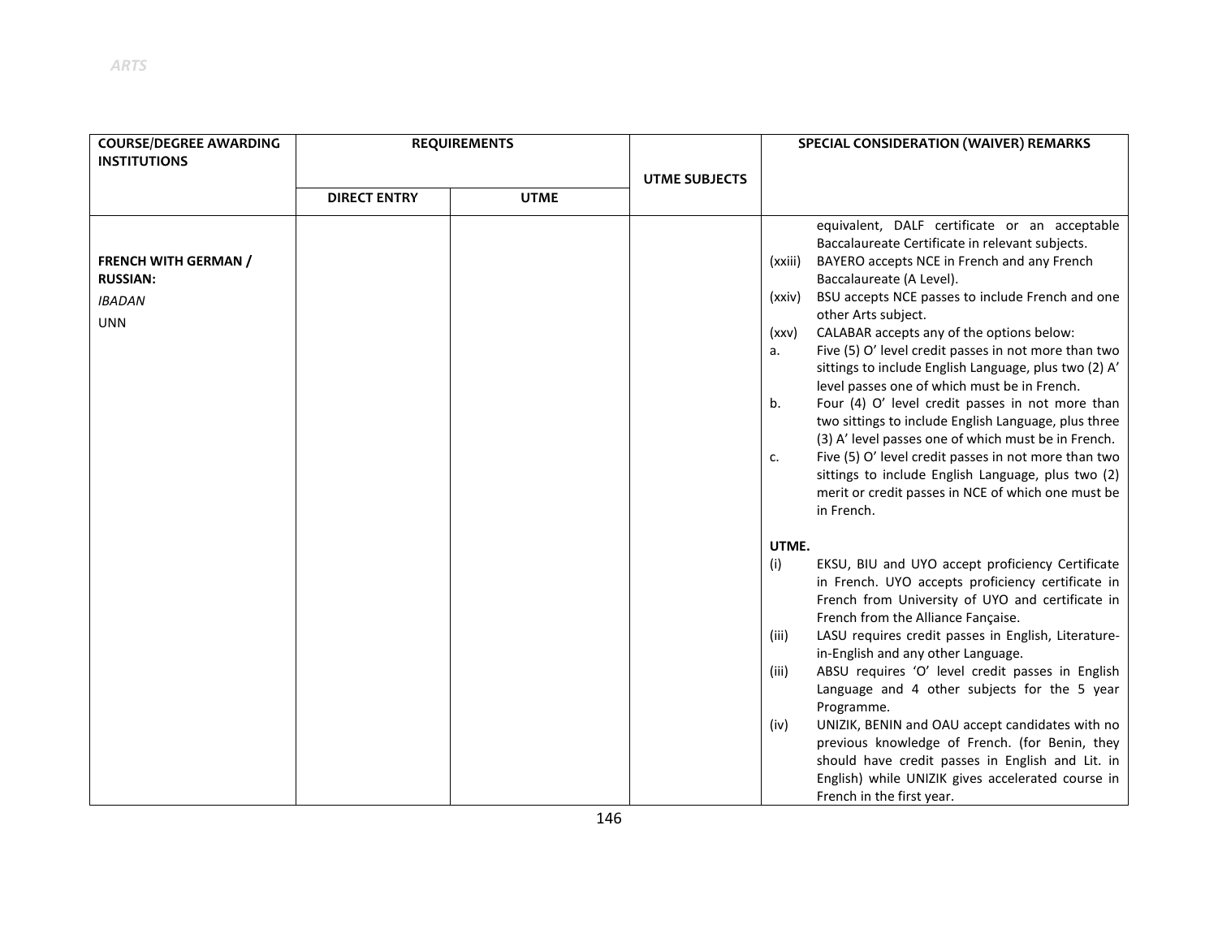| COURSE/DEGREE AWARDING INSTITUTIONS | REQUIREMENTS | | UTME SUBJECTS | SPECIAL CONSIDERATION (WAIVER) REMARKS |
|---|---|---|---|---|
| | DIRECT ENTRY | UTME | | |
| **FRENCH WITH GERMAN / RUSSIAN:**<br>*IBADAN*<br>UNN | | | | equivalent, DALF certificate or an acceptable Baccalaureate Certificate in relevant subjects.<br>(xxiii) BAYERO accepts NCE in French and any French Baccalaureate (A Level).<br>(xxiv) BSU accepts NCE passes to include French and one other Arts subject.<br>(xxv) CALABAR accepts any of the options below:<br>a. Five (5) O' level credit passes in not more than two sittings to include English Language, plus two (2) A' level passes one of which must be in French.<br>b. Four (4) O' level credit passes in not more than two sittings to include English Language, plus three (3) A' level passes one of which must be in French.<br>c. Five (5) O' level credit passes in not more than two sittings to include English Language, plus two (2) merit or credit passes in NCE of which one must be in French.<br><br>**UTME.**<br>(i) EKSU, BIU and UYO accept proficiency Certificate in French. UYO accepts proficiency certificate in French from University of UYO and certificate in French from the Alliance Fançaise.<br>(iii) LASU requires credit passes in English, Literature-in-English and any other Language.<br>(iii) ABSU requires 'O' level credit passes in English Language and 4 other subjects for the 5 year Programme.<br>(iv) UNIZIK, BENIN and OAU accept candidates with no previous knowledge of French. (for Benin, they should have credit passes in English and Lit. in English) while UNIZIK gives accelerated course in French in the first year. |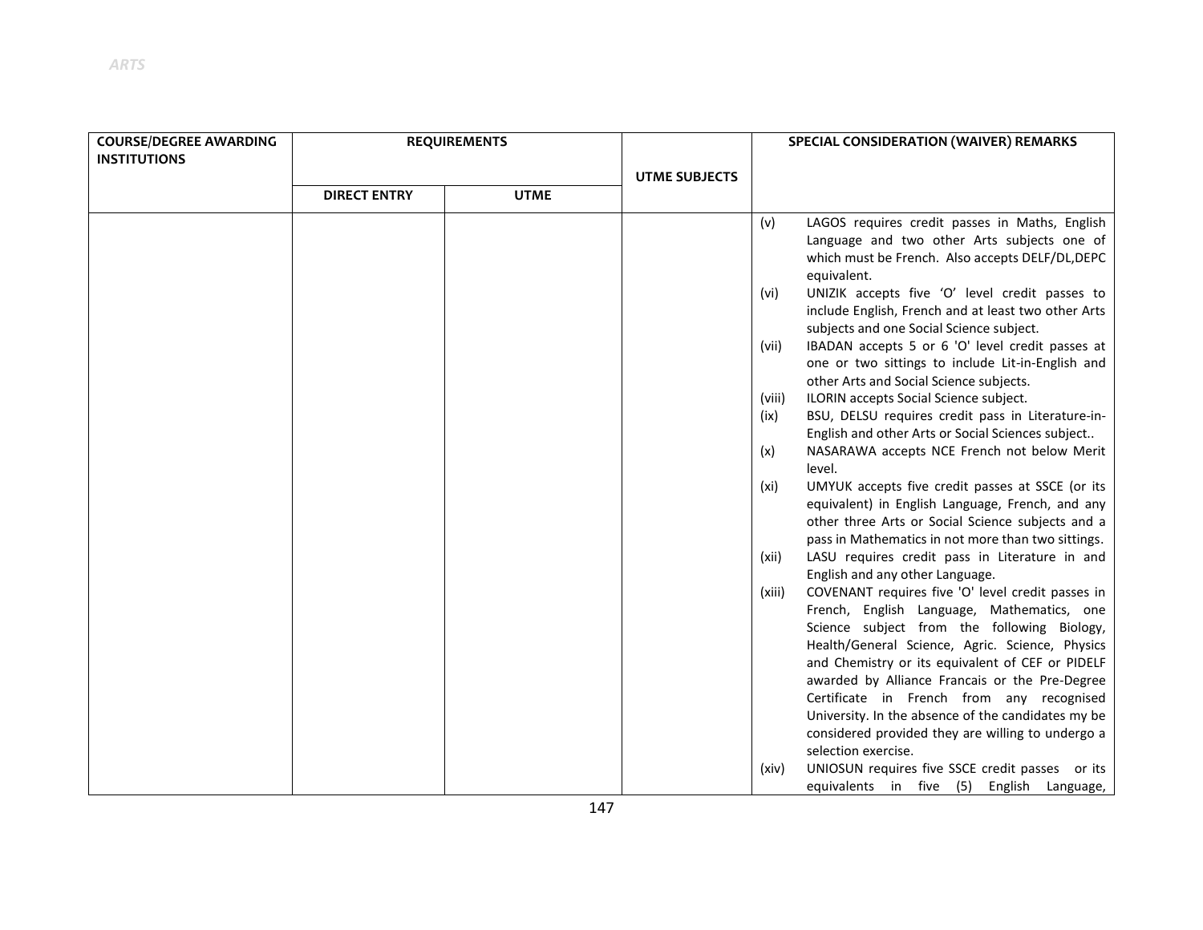| COURSE/DEGREE AWARDING INSTITUTIONS | REQUIREMENTS | | UTME SUBJECTS | SPECIAL CONSIDERATION (WAIVER) REMARKS |
|---|---|---|---|---|
| | DIRECT ENTRY | UTME | | |
| | | | | (v) LAGOS requires credit passes in Maths, English Language and two other Arts subjects one of which must be French. Also accepts DELF/DL,DEPC equivalent.<br>(vi) UNIZIK accepts five 'O' level credit passes to include English, French and at least two other Arts subjects and one Social Science subject.<br>(vii) IBADAN accepts 5 or 6 'O' level credit passes at one or two sittings to include Lit-in-English and other Arts and Social Science subjects.<br>(viii) ILORIN accepts Social Science subject.<br>(ix) BSU, DELSU requires credit pass in Literature-in-English and other Arts or Social Sciences subject..<br>(x) NASARAWA accepts NCE French not below Merit level.<br>(xi) UMYUK accepts five credit passes at SSCE (or its equivalent) in English Language, French, and any other three Arts or Social Science subjects and a pass in Mathematics in not more than two sittings.<br>(xii) LASU requires credit pass in Literature in and English and any other Language.<br>(xiii) COVENANT requires five 'O' level credit passes in French, English Language, Mathematics, one Science subject from the following Biology, Health/General Science, Agric. Science, Physics and Chemistry or its equivalent of CEF or PIDELF awarded by Alliance Francais or the Pre-Degree Certificate in French from any recognised University. In the absence of the candidates my be considered provided they are willing to undergo a selection exercise.<br>(xiv) UNIOSUN requires five SSCE credit passes or its equivalents in five (5) English Language, |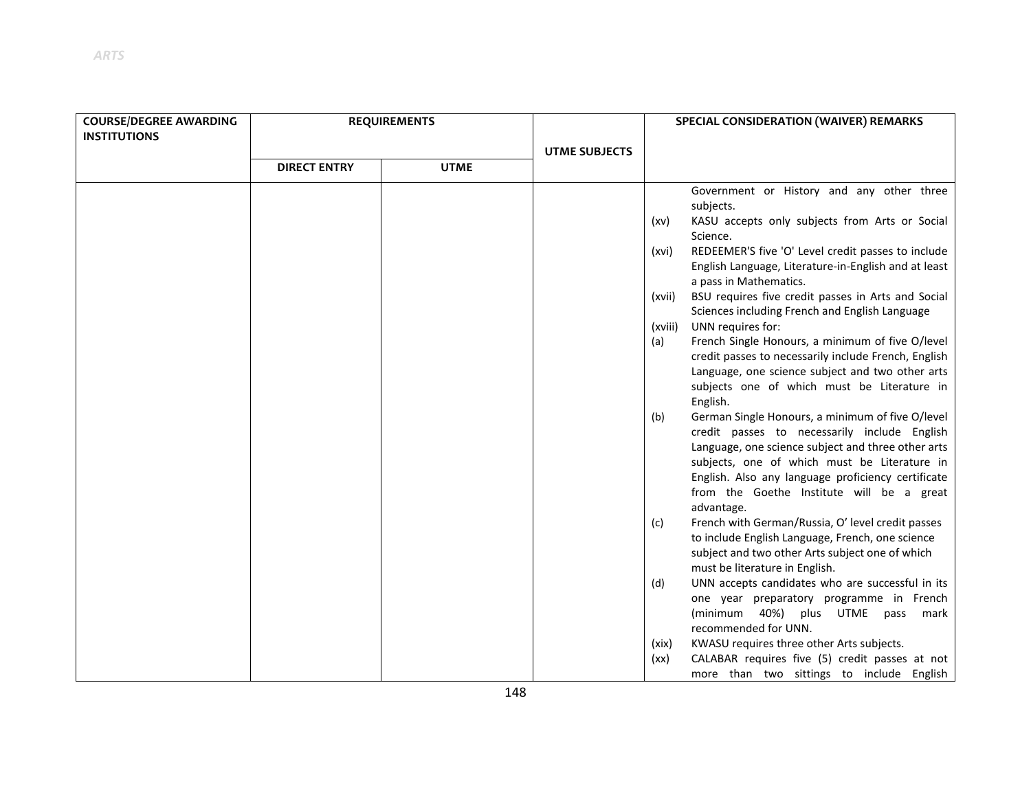| COURSE/DEGREE AWARDING INSTITUTIONS | REQUIREMENTS | | UTME SUBJECTS | SPECIAL CONSIDERATION (WAIVER) REMARKS |
|---|---|---|---|---|
| | DIRECT ENTRY | UTME | | |
| | | | | Government or History and any other three subjects.<br>(xv) KASU accepts only subjects from Arts or Social Science.<br>(xvi) REDEEMER'S five 'O' Level credit passes to include English Language, Literature-in-English and at least a pass in Mathematics.<br>(xvii) BSU requires five credit passes in Arts and Social Sciences including French and English Language<br>(xviii) UNN requires for:<br>(a) French Single Honours, a minimum of five O/level credit passes to necessarily include French, English Language, one science subject and two other arts subjects one of which must be Literature in English.<br>(b) German Single Honours, a minimum of five O/level credit passes to necessarily include English Language, one science subject and three other arts subjects, one of which must be Literature in English. Also any language proficiency certificate from the Goethe Institute will be a great advantage.<br>(c) French with German/Russia, O' level credit passes to include English Language, French, one science subject and two other Arts subject one of which must be literature in English.<br>(d) UNN accepts candidates who are successful in its one year preparatory programme in French (minimum 40%) plus UTME pass mark recommended for UNN.<br>(xix) KWASU requires three other Arts subjects.<br>(xx) CALABAR requires five (5) credit passes at not more than two sittings to include English |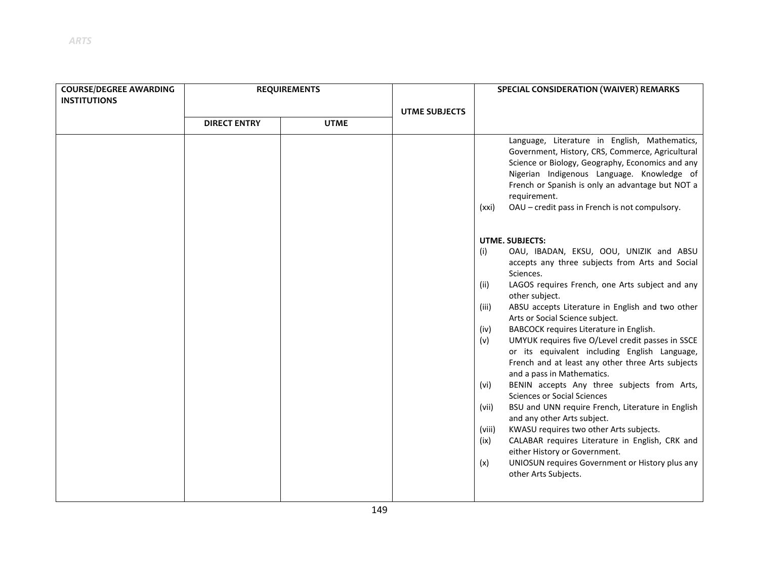| COURSE/DEGREE AWARDING INSTITUTIONS | REQUIREMENTS | | UTME SUBJECTS | SPECIAL CONSIDERATION (WAIVER) REMARKS |
|---|---|---|---|---|
| | DIRECT ENTRY | UTME | | |
| | | | | Language, Literature in English, Mathematics, Government, History, CRS, Commerce, Agricultural Science or Biology, Geography, Economics and any Nigerian Indigenous Language. Knowledge of French or Spanish is only an advantage but NOT a requirement.<br>(xxi) OAU – credit pass in French is not compulsory.<br><br>**UTME. SUBJECTS:**<br>(i) OAU, IBADAN, EKSU, OOU, UNIZIK and ABSU accepts any three subjects from Arts and Social Sciences.<br>(ii) LAGOS requires French, one Arts subject and any other subject.<br>(iii) ABSU accepts Literature in English and two other Arts or Social Science subject.<br>(iv) BABCOCK requires Literature in English.<br>(v) UMYUK requires five O/Level credit passes in SSCE or its equivalent including English Language, French and at least any other three Arts subjects and a pass in Mathematics.<br>(vi) BENIN accepts Any three subjects from Arts, Sciences or Social Sciences<br>(vii) BSU and UNN require French, Literature in English and any other Arts subject.<br>(viii) KWASU requires two other Arts subjects.<br>(ix) CALABAR requires Literature in English, CRK and either History or Government.<br>(x) UNIOSUN requires Government or History plus any other Arts Subjects. |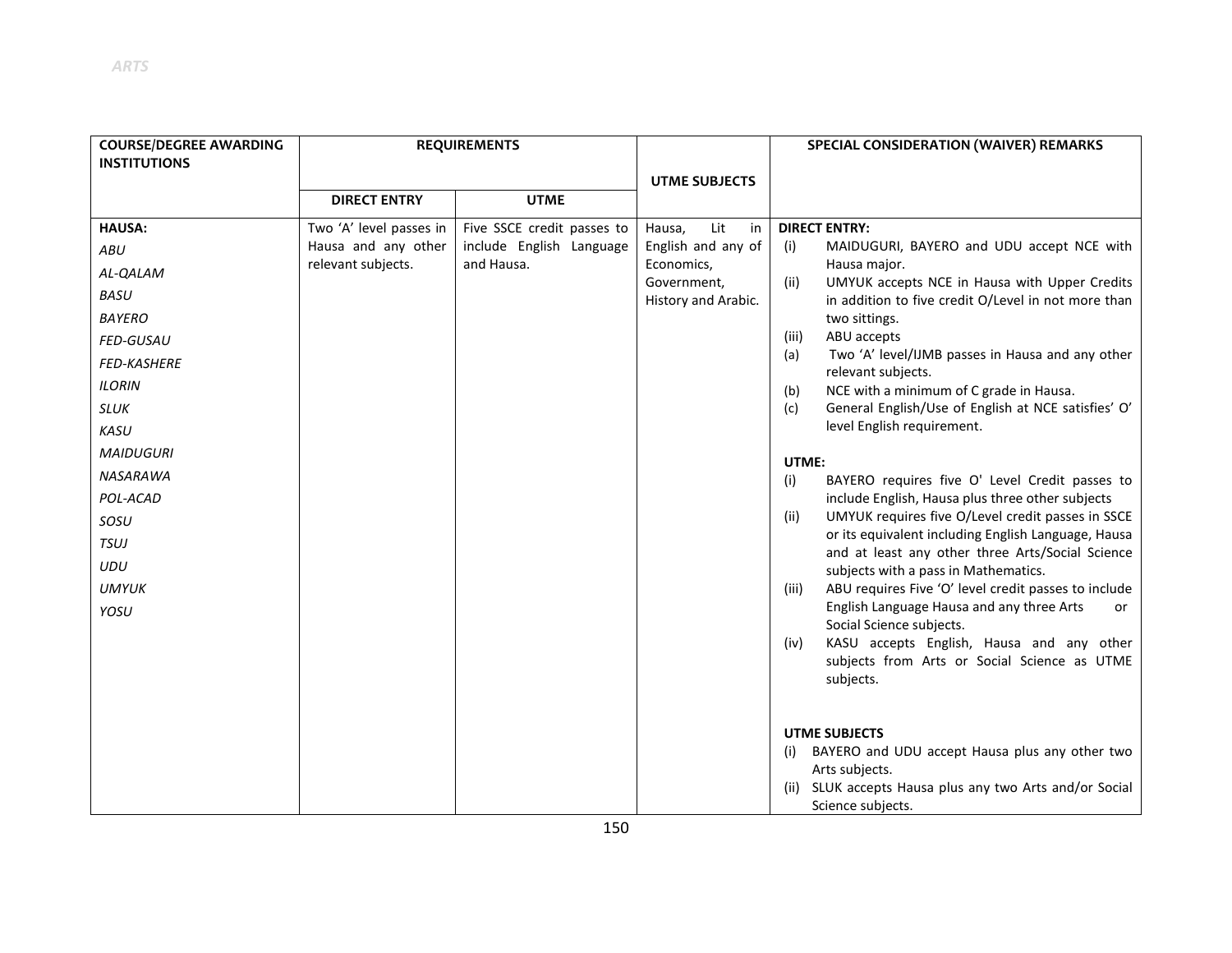| COURSE/DEGREE AWARDING INSTITUTIONS | REQUIREMENTS | | UTME SUBJECTS | SPECIAL CONSIDERATION (WAIVER) REMARKS |
|---|---|---|---|---|
| | DIRECT ENTRY | UTME | | |
| **HAUSA:**<br>*ABU*<br>*AL-QALAM*<br>*BASU*<br>*BAYERO*<br>*FED-GUSAU*<br>*FED-KASHERE*<br>*ILORIN*<br>*SLUK*<br>*KASU*<br>*MAIDUGURI*<br>*NASARAWA*<br>*POL-ACAD*<br>*SOSU*<br>*TSUJ*<br>*UDU*<br>*UMYUK*<br>*YOSU* | Two 'A' level passes in Hausa and any other relevant subjects. | Five SSCE credit passes to include English Language and Hausa. | Hausa, Lit in English and any of Economics, Government, History and Arabic. | **DIRECT ENTRY:**<br>(i) MAIDUGURI, BAYERO and UDU accept NCE with Hausa major.<br>(ii) UMYUK accepts NCE in Hausa with Upper Credits in addition to five credit O/Level in not more than two sittings.<br>(iii) ABU accepts<br>(a) Two 'A' level/IJMB passes in Hausa and any other relevant subjects.<br>(b) NCE with a minimum of C grade in Hausa.<br>(c) General English/Use of English at NCE satisfies' O' level English requirement.<br><br>**UTME:**<br>(i) BAYERO requires five O' Level Credit passes to include English, Hausa plus three other subjects<br>(ii) UMYUK requires five O/Level credit passes in SSCE or its equivalent including English Language, Hausa and at least any other three Arts/Social Science subjects with a pass in Mathematics.<br>(iii) ABU requires Five 'O' level credit passes to include English Language Hausa and any three Arts or Social Science subjects.<br>(iv) KASU accepts English, Hausa and any other subjects from Arts or Social Science as UTME subjects.<br><br>**UTME SUBJECTS**<br>(i) BAYERO and UDU accept Hausa plus any other two Arts subjects.<br>(ii) SLUK accepts Hausa plus any two Arts and/or Social Science subjects. |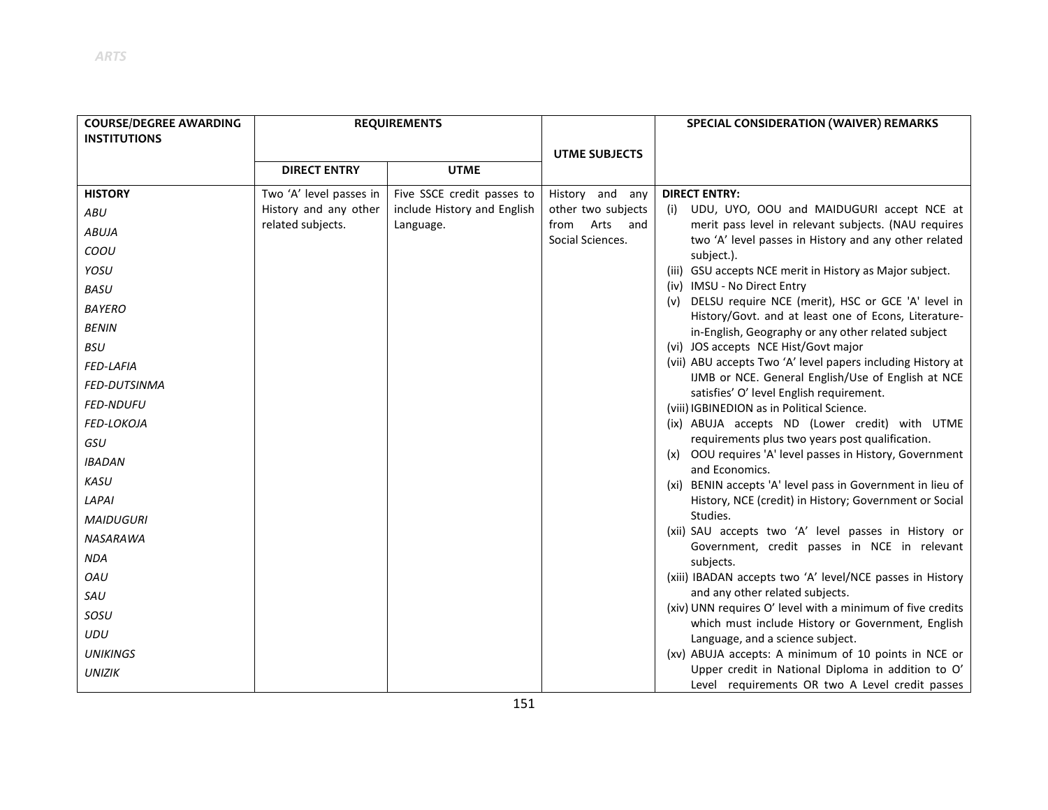| COURSE/DEGREE AWARDING INSTITUTIONS | REQUIREMENTS | | UTME SUBJECTS | SPECIAL CONSIDERATION (WAIVER) REMARKS |
|---|---|---|---|---|
| | DIRECT ENTRY | UTME | | |
| **HISTORY**<br>*ABU*<br>*ABUJA*<br>*COOU*<br>*YOSU*<br>*BASU*<br>*BAYERO*<br>*BENIN*<br>*BSU*<br>*FED-LAFIA*<br>*FED-DUTSINMA*<br>*FED-NDUFU*<br>*FED-LOKOJA*<br>*GSU*<br>*IBADAN*<br>*KASU*<br>*LAPAI*<br>*MAIDUGURI*<br>*NASARAWA*<br>*NDA*<br>*OAU*<br>*SAU*<br>*SOSU*<br>*UDU*<br>*UNIKINGS*<br>*UNIZIK* | Two 'A' level passes in History and any other related subjects. | Five SSCE credit passes to include History and English Language. | History and any other two subjects from Arts and Social Sciences. | **DIRECT ENTRY:**<br>(i) UDU, UYO, OOU and MAIDUGURI accept NCE at merit pass level in relevant subjects. (NAU requires two 'A' level passes in History and any other related subject.).<br>(iii) GSU accepts NCE merit in History as Major subject.<br>(iv) IMSU - No Direct Entry<br>(v) DELSU require NCE (merit), HSC or GCE 'A' level in History/Govt. and at least one of Econs, Literature-in-English, Geography or any other related subject<br>(vi) JOS accepts NCE Hist/Govt major<br>(vii) ABU accepts Two 'A' level papers including History at IJMB or NCE. General English/Use of English at NCE satisfies' O' level English requirement.<br>(viii) IGBINEDION as in Political Science.<br>(ix) ABUJA accepts ND (Lower credit) with UTME requirements plus two years post qualification.<br>(x) OOU requires 'A' level passes in History, Government and Economics.<br>(xi) BENIN accepts 'A' level pass in Government in lieu of History, NCE (credit) in History; Government or Social Studies.<br>(xii) SAU accepts two 'A' level passes in History or Government, credit passes in NCE in relevant subjects.<br>(xiii) IBADAN accepts two 'A' level/NCE passes in History and any other related subjects.<br>(xiv) UNN requires O' level with a minimum of five credits which must include History or Government, English Language, and a science subject.<br>(xv) ABUJA accepts: A minimum of 10 points in NCE or Upper credit in National Diploma in addition to O' Level requirements OR two A Level credit passes |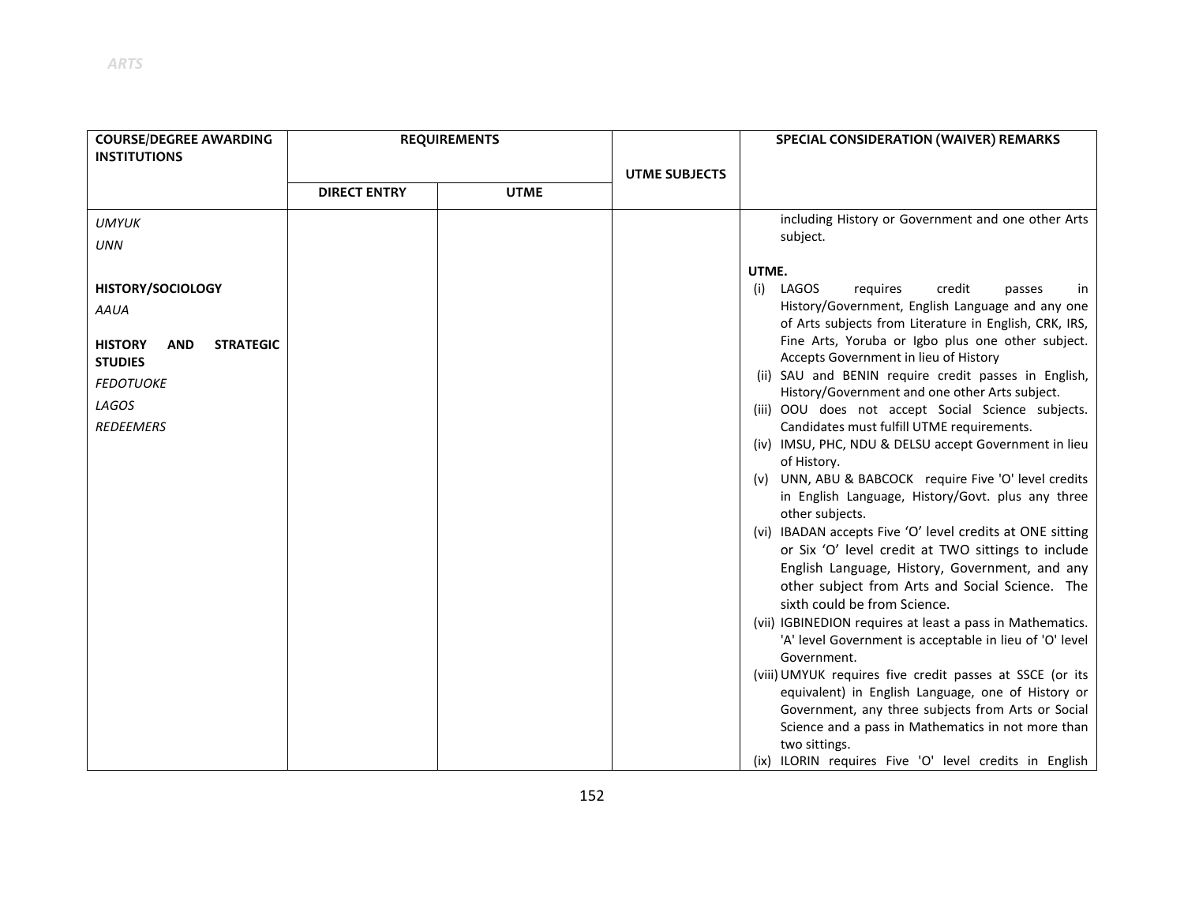| COURSE/DEGREE AWARDING INSTITUTIONS | REQUIREMENTS | | UTME SUBJECTS | SPECIAL CONSIDERATION (WAIVER) REMARKS |
|---|---|---|---|---|
| | DIRECT ENTRY | UTME | | |
| *UMYUK*<br>*UNN*<br><br>**HISTORY/SOCIOLOGY**<br>*AAUA*<br><br>**HISTORY AND STRATEGIC STUDIES**<br>*FEDOTUOKE*<br>*LAGOS*<br>*REDEEMERS* | | | | including History or Government and one other Arts subject.<br><br>**UTME.**<br>(i) LAGOS requires credit passes in History/Government, English Language and any one of Arts subjects from Literature in English, CRK, IRS, Fine Arts, Yoruba or Igbo plus one other subject. Accepts Government in lieu of History<br>(ii) SAU and BENIN require credit passes in English, History/Government and one other Arts subject.<br>(iii) OOU does not accept Social Science subjects. Candidates must fulfill UTME requirements.<br>(iv) IMSU, PHC, NDU & DELSU accept Government in lieu of History.<br>(v) UNN, ABU & BABCOCK require Five 'O' level credits in English Language, History/Govt. plus any three other subjects.<br>(vi) IBADAN accepts Five 'O' level credits at ONE sitting or Six 'O' level credit at TWO sittings to include English Language, History, Government, and any other subject from Arts and Social Science. The sixth could be from Science.<br>(vii) IGBINEDION requires at least a pass in Mathematics. 'A' level Government is acceptable in lieu of 'O' level Government.<br>(viii) UMYUK requires five credit passes at SSCE (or its equivalent) in English Language, one of History or Government, any three subjects from Arts or Social Science and a pass in Mathematics in not more than two sittings.<br>(ix) ILORIN requires Five 'O' level credits in English |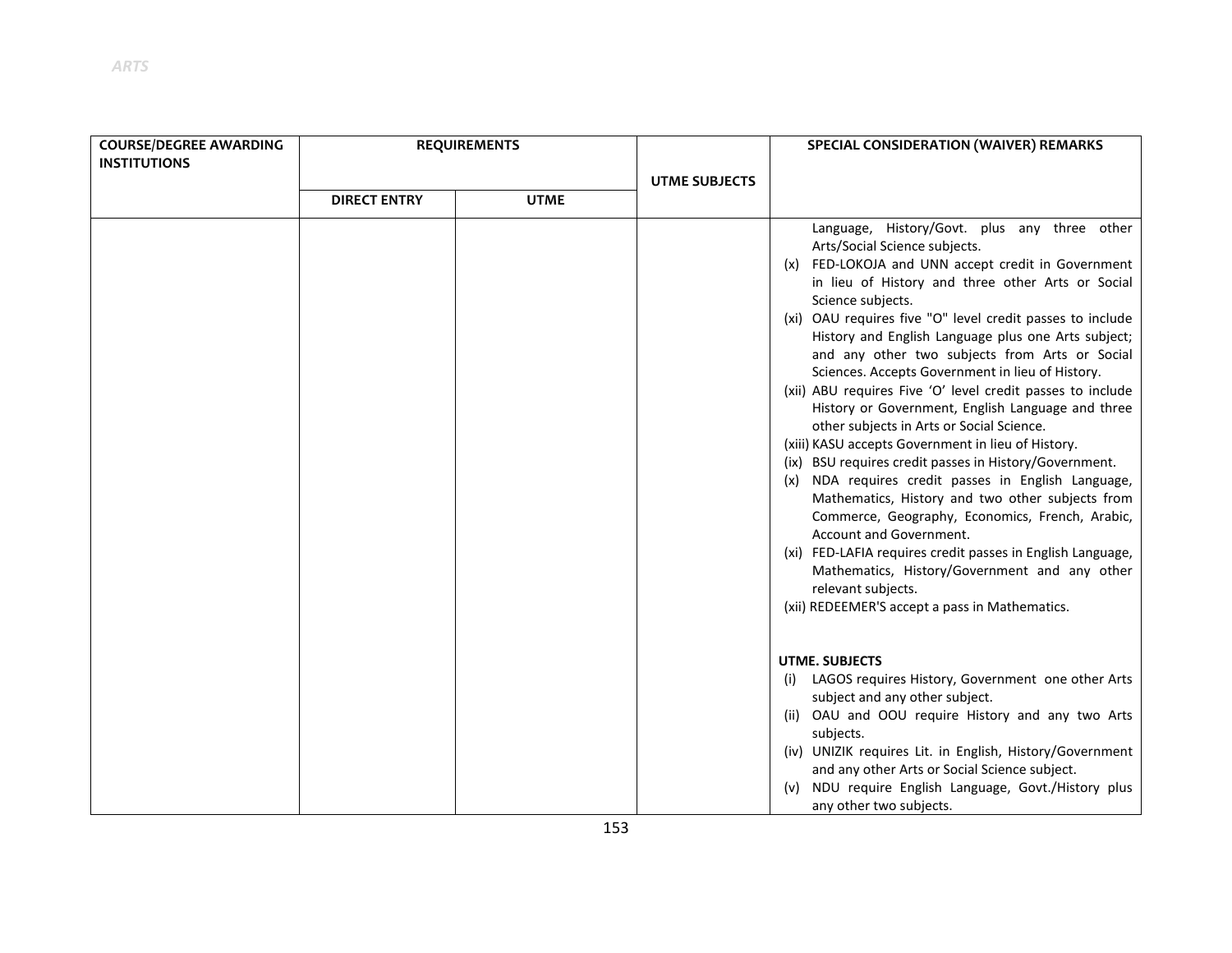| COURSE/DEGREE AWARDING INSTITUTIONS | REQUIREMENTS | | UTME SUBJECTS | SPECIAL CONSIDERATION (WAIVER) REMARKS |
|---|---|---|---|---|
| | DIRECT ENTRY | UTME | | |
| | | | | Language, History/Govt. plus any three other Arts/Social Science subjects.<br>(x) FED-LOKOJA and UNN accept credit in Government in lieu of History and three other Arts or Social Science subjects.<br>(xi) OAU requires five "O" level credit passes to include History and English Language plus one Arts subject; and any other two subjects from Arts or Social Sciences. Accepts Government in lieu of History.<br>(xii) ABU requires Five 'O' level credit passes to include History or Government, English Language and three other subjects in Arts or Social Science.<br>(xiii) KASU accepts Government in lieu of History.<br>(ix) BSU requires credit passes in History/Government.<br>(x) NDA requires credit passes in English Language, Mathematics, History and two other subjects from Commerce, Geography, Economics, French, Arabic, Account and Government.<br>(xi) FED-LAFIA requires credit passes in English Language, Mathematics, History/Government and any other relevant subjects.<br>(xii) REDEEMER'S accept a pass in Mathematics.<br><br>**UTME. SUBJECTS**<br>(i) LAGOS requires History, Government one other Arts subject and any other subject.<br>(ii) OAU and OOU require History and any two Arts subjects.<br>(iv) UNIZIK requires Lit. in English, History/Government and any other Arts or Social Science subject.<br>(v) NDU require English Language, Govt./History plus any other two subjects. |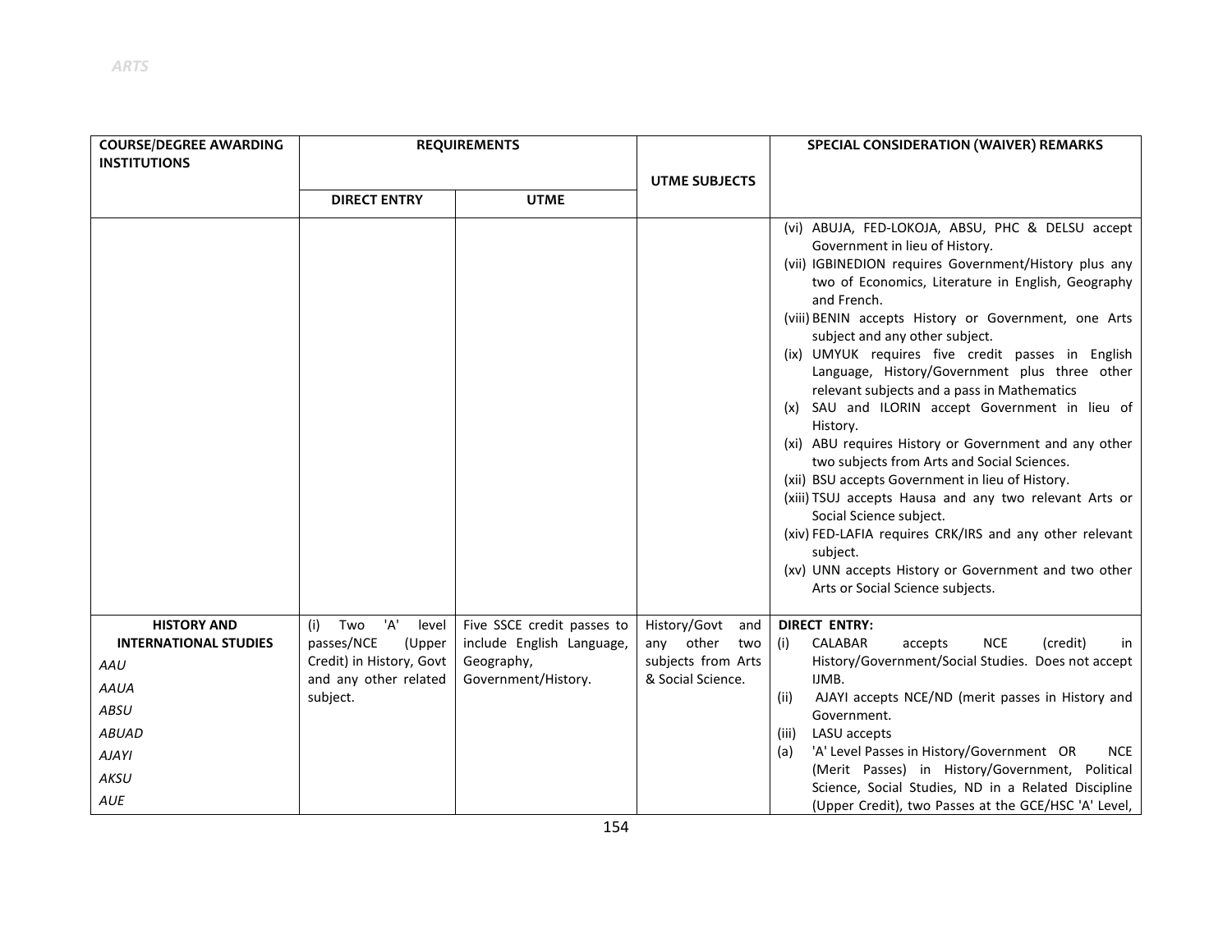| COURSE/DEGREE AWARDING INSTITUTIONS | REQUIREMENTS | | UTME SUBJECTS | SPECIAL CONSIDERATION (WAIVER) REMARKS |
|---|---|---|---|---|
| | DIRECT ENTRY | UTME | | |
| | | | | (vi) ABUJA, FED-LOKOJA, ABSU, PHC & DELSU accept Government in lieu of History.<br>(vii) IGBINEDION requires Government/History plus any two of Economics, Literature in English, Geography and French.<br>(viii) BENIN accepts History or Government, one Arts subject and any other subject.<br>(ix) UMYUK requires five credit passes in English Language, History/Government plus three other relevant subjects and a pass in Mathematics<br>(x) SAU and ILORIN accept Government in lieu of History.<br>(xi) ABU requires History or Government and any other two subjects from Arts and Social Sciences.<br>(xii) BSU accepts Government in lieu of History.<br>(xiii) TSUJ accepts Hausa and any two relevant Arts or Social Science subject.<br>(xiv) FED-LAFIA requires CRK/IRS and any other relevant subject.<br>(xv) UNN accepts History or Government and two other Arts or Social Science subjects. |
| **HISTORY AND INTERNATIONAL STUDIES**<br>*AAU*<br>*AAUA*<br>*ABSU*<br>*ABUAD*<br>*AJAYI*<br>*AKSU*<br>*AUE* | (i) Two 'A' level passes/NCE (Upper Credit) in History, Govt and any other related subject. | Five SSCE credit passes to include English Language, Geography, Government/History. | History/Govt and any other two subjects from Arts & Social Science. | **DIRECT ENTRY:**<br>(i) CALABAR accepts NCE (credit) in History/Government/Social Studies. Does not accept IJMB.<br>(ii) AJAYI accepts NCE/ND (merit passes in History and Government.<br>(iii) LASU accepts<br>(a) 'A' Level Passes in History/Government OR NCE (Merit Passes) in History/Government, Political Science, Social Studies, ND in a Related Discipline (Upper Credit), two Passes at the GCE/HSC 'A' Level, |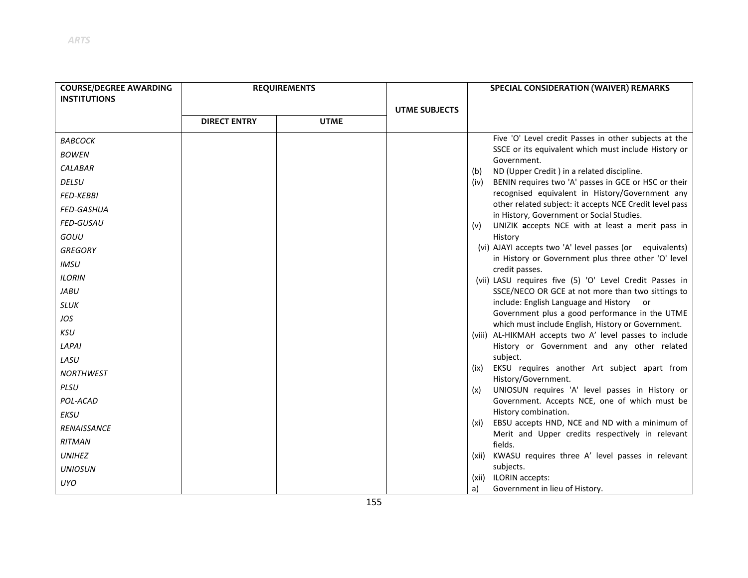| COURSE/DEGREE AWARDING INSTITUTIONS | REQUIREMENTS | | UTME SUBJECTS | SPECIAL CONSIDERATION (WAIVER) REMARKS |
|---|---|---|---|---|
| | DIRECT ENTRY | UTME | | |
| *BABCOCK*<br>*BOWEN*<br>*CALABAR*<br>*DELSU*<br>*FED-KEBBI*<br>*FED-GASHUA*<br>*FED-GUSAU*<br>*GOUU*<br>*GREGORY*<br>*IMSU*<br>*ILORIN*<br>*JABU*<br>*SLUK*<br>*JOS*<br>*KSU*<br>*LAPAI*<br>*LASU*<br>*NORTHWEST*<br>*PLSU*<br>*POL-ACAD*<br>*EKSU*<br>*RENAISSANCE*<br>*RITMAN*<br>*UNIHEZ*<br>*UNIOSUN*<br>*UYO* | | | | Five 'O' Level credit Passes in other subjects at the SSCE or its equivalent which must include History or Government.<br>(b) ND (Upper Credit ) in a related discipline.<br>(iv) BENIN requires two 'A' passes in GCE or HSC or their recognised equivalent in History/Government any other related subject: it accepts NCE Credit level pass in History, Government or Social Studies.<br>(v) UNIZIK **a**ccepts NCE with at least a merit pass in History<br>(vi) AJAYI accepts two 'A' level passes (or equivalents) in History or Government plus three other 'O' level credit passes.<br>(vii) LASU requires five (5) 'O' Level Credit Passes in SSCE/NECO OR GCE at not more than two sittings to include: English Language and History or Government plus a good performance in the UTME which must include English, History or Government.<br>(viii) AL-HIKMAH accepts two A' level passes to include History or Government and any other related subject.<br>(ix) EKSU requires another Art subject apart from History/Government.<br>(x) UNIOSUN requires 'A' level passes in History or Government. Accepts NCE, one of which must be History combination.<br>(xi) EBSU accepts HND, NCE and ND with a minimum of Merit and Upper credits respectively in relevant fields.<br>(xii) KWASU requires three A' level passes in relevant subjects.<br>(xii) ILORIN accepts:<br>a) Government in lieu of History. |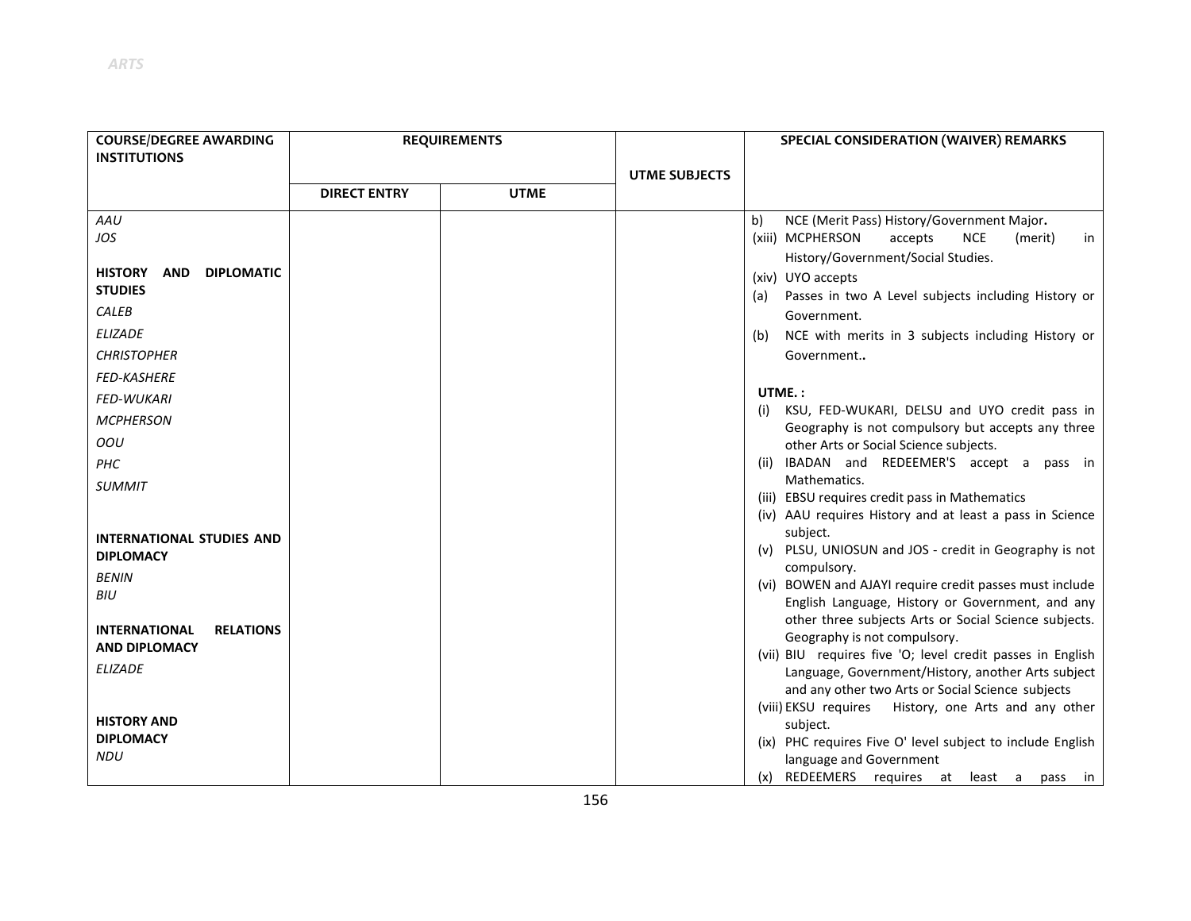*ARTS*

| COURSE/DEGREE AWARDING INSTITUTIONS | REQUIREMENTS | | UTME SUBJECTS | SPECIAL CONSIDERATION (WAIVER) REMARKS |
|---|---|---|---|---|
| | DIRECT ENTRY | UTME | | |
| *AAU*<br>*JOS*<br><br>**HISTORY AND DIPLOMATIC STUDIES**<br>*CALEB*<br>*ELIZADE*<br>*CHRISTOPHER*<br>*FED-KASHERE*<br>*FED-WUKARI*<br>*MCPHERSON*<br>*OOU*<br>*PHC*<br>*SUMMIT*<br><br>**INTERNATIONAL STUDIES AND DIPLOMACY**<br>*BENIN*<br>*BIU*<br><br>**INTERNATIONAL RELATIONS AND DIPLOMACY**<br>*ELIZADE*<br><br>**HISTORY AND DIPLOMACY**<br>*NDU* | | | | b) NCE (Merit Pass) History/Government Major.<br>(xiii) MCPHERSON accepts NCE (merit) in History/Government/Social Studies.<br>(xiv) UYO accepts<br>(a) Passes in two A Level subjects including History or Government.<br>(b) NCE with merits in 3 subjects including History or Government..<br><br>**UTME. :**<br>(i) KSU, FED-WUKARI, DELSU and UYO credit pass in Geography is not compulsory but accepts any three other Arts or Social Science subjects.<br>(ii) IBADAN and REDEEMER'S accept a pass in Mathematics.<br>(iii) EBSU requires credit pass in Mathematics<br>(iv) AAU requires History and at least a pass in Science subject.<br>(v) PLSU, UNIOSUN and JOS - credit in Geography is not compulsory.<br>(vi) BOWEN and AJAYI require credit passes must include English Language, History or Government, and any other three subjects Arts or Social Science subjects. Geography is not compulsory.<br>(vii) BIU requires five 'O; level credit passes in English Language, Government/History, another Arts subject and any other two Arts or Social Science subjects<br>(viii) EKSU requires History, one Arts and any other subject.<br>(ix) PHC requires Five O' level subject to include English language and Government<br>(x) REDEEMERS requires at least a pass in |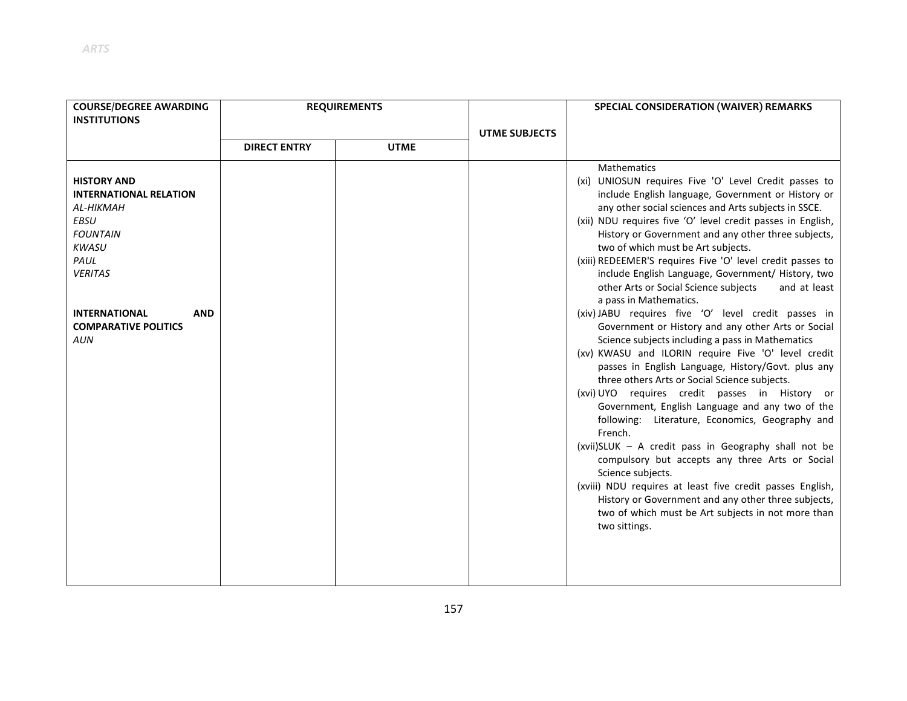| COURSE/DEGREE AWARDING INSTITUTIONS | REQUIREMENTS | | UTME SUBJECTS | SPECIAL CONSIDERATION (WAIVER) REMARKS |
|---|---|---|---|---|
| | DIRECT ENTRY | UTME | | |
| **HISTORY AND INTERNATIONAL RELATION**<br>*AL-HIKMAH*<br>*EBSU*<br>*FOUNTAIN*<br>*KWASU*<br>*PAUL*<br>*VERITAS*<br><br>**INTERNATIONAL AND COMPARATIVE POLITICS**<br>*AUN* | | | | Mathematics<br>(xi) UNIOSUN requires Five 'O' Level Credit passes to include English language, Government or History or any other social sciences and Arts subjects in SSCE.<br>(xii) NDU requires five 'O' level credit passes in English, History or Government and any other three subjects, two of which must be Art subjects.<br>(xiii) REDEEMER'S requires Five 'O' level credit passes to include English Language, Government/ History, two other Arts or Social Science subjects and at least a pass in Mathematics.<br>(xiv) JABU requires five 'O' level credit passes in Government or History and any other Arts or Social Science subjects including a pass in Mathematics<br>(xv) KWASU and ILORIN require Five 'O' level credit passes in English Language, History/Govt. plus any three others Arts or Social Science subjects.<br>(xvi) UYO requires credit passes in History or Government, English Language and any two of the following: Literature, Economics, Geography and French.<br>(xvii) SLUK – A credit pass in Geography shall not be compulsory but accepts any three Arts or Social Science subjects.<br>(xviii) NDU requires at least five credit passes English, History or Government and any other three subjects, two of which must be Art subjects in not more than two sittings. |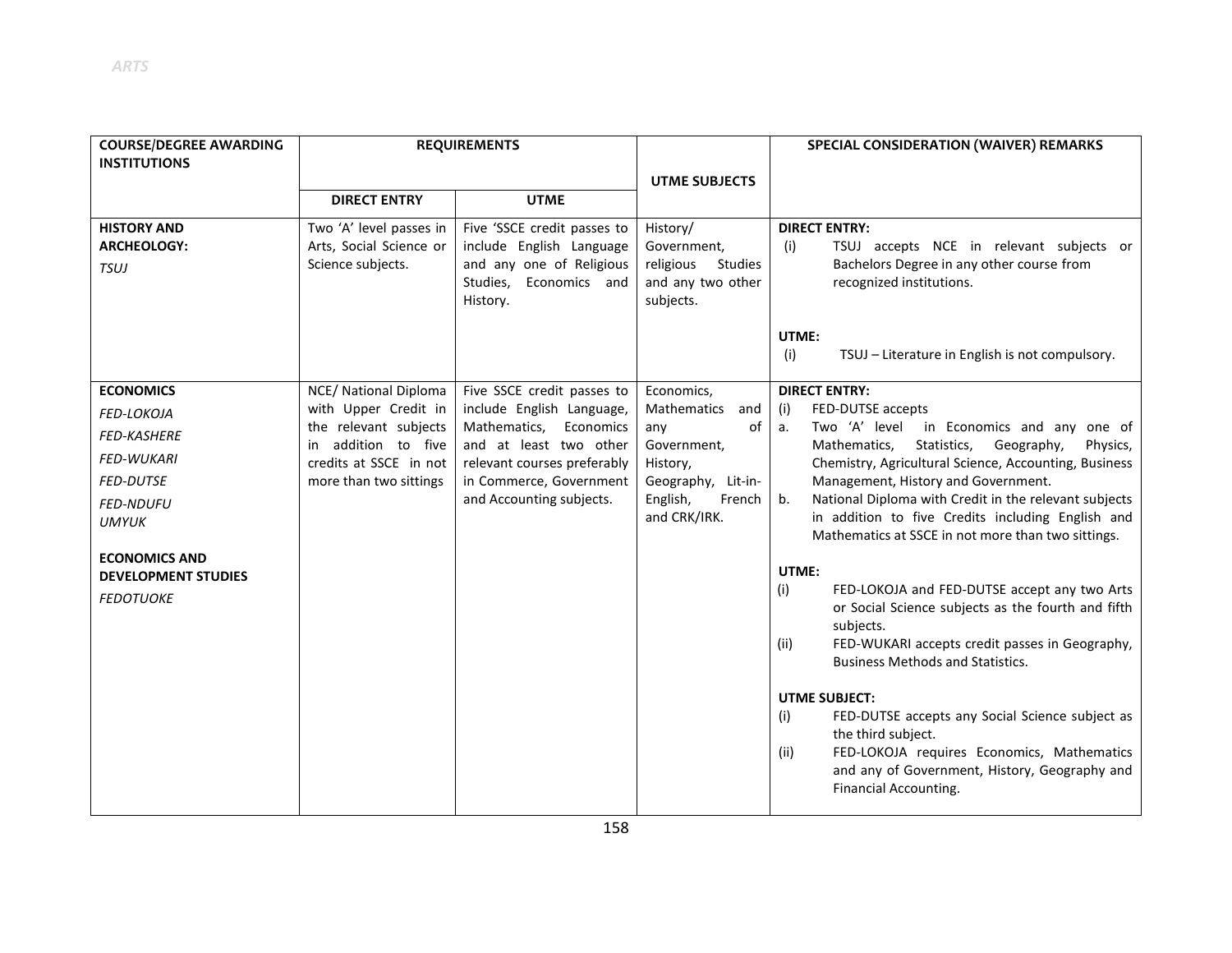| COURSE/DEGREE AWARDING INSTITUTIONS | REQUIREMENTS | | UTME SUBJECTS | SPECIAL CONSIDERATION (WAIVER) REMARKS |
|---|---|---|---|---|
| | DIRECT ENTRY | UTME | | |
| **HISTORY AND ARCHEOLOGY:**<br>*TSUJ* | Two 'A' level passes in Arts, Social Science or Science subjects. | Five 'SSCE credit passes to include English Language and any one of Religious Studies, Economics and History. | History/ Government, religious Studies and any two other subjects. | **DIRECT ENTRY:**<br>(i) TSUJ accepts NCE in relevant subjects or Bachelors Degree in any other course from recognized institutions.<br><br>**UTME:**<br>(i) TSUJ – Literature in English is not compulsory. |
| **ECONOMICS**<br>*FED-LOKOJA*<br>*FED-KASHERE*<br>*FED-WUKARI*<br>*FED-DUTSE*<br>*FED-NDUFU*<br>*UMYUK*<br><br>**ECONOMICS AND DEVELOPMENT STUDIES**<br>*FEDOTUOKE* | NCE/ National Diploma with Upper Credit in the relevant subjects in addition to five credits at SSCE in not more than two sittings | Five SSCE credit passes to include English Language, Mathematics, Economics and at least two other relevant courses preferably in Commerce, Government and Accounting subjects. | Economics, Mathematics and any of Government, History, Geography, Lit-in-English, French and CRK/IRK. | **DIRECT ENTRY:**<br>(i) FED-DUTSE accepts<br>a. Two 'A' level in Economics and any one of Mathematics, Statistics, Geography, Physics, Chemistry, Agricultural Science, Accounting, Business Management, History and Government.<br>b. National Diploma with Credit in the relevant subjects in addition to five Credits including English and Mathematics at SSCE in not more than two sittings.<br><br>**UTME:**<br>(i) FED-LOKOJA and FED-DUTSE accept any two Arts or Social Science subjects as the fourth and fifth subjects.<br>(ii) FED-WUKARI accepts credit passes in Geography, Business Methods and Statistics.<br><br>**UTME SUBJECT:**<br>(i) FED-DUTSE accepts any Social Science subject as the third subject.<br>(ii) FED-LOKOJA requires Economics, Mathematics and any of Government, History, Geography and Financial Accounting. |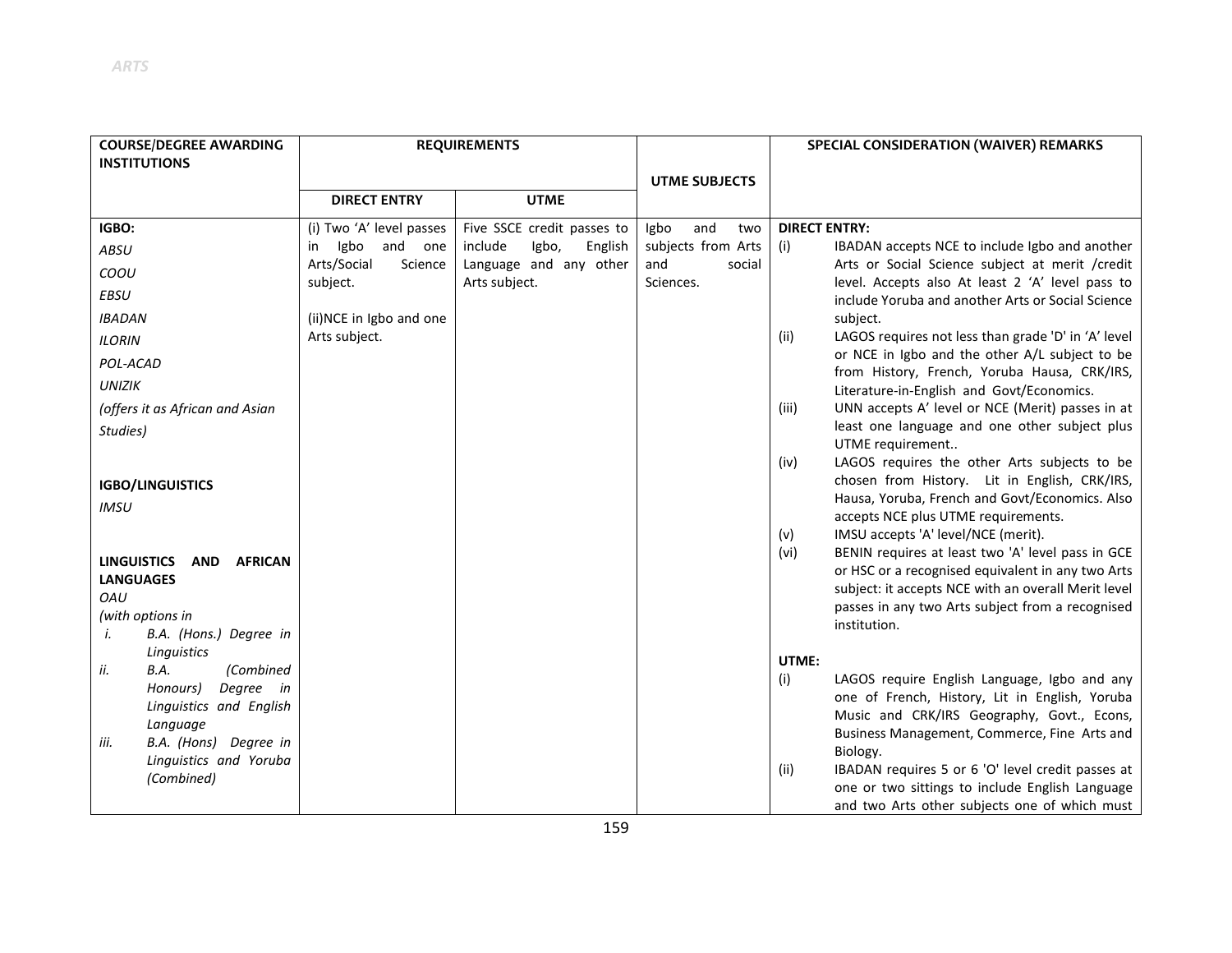*ARTS*

| COURSE/DEGREE AWARDING INSTITUTIONS | REQUIREMENTS | | UTME SUBJECTS | SPECIAL CONSIDERATION (WAIVER) REMARKS |
|---|---|---|---|---|
| | DIRECT ENTRY | UTME | | |
| **IGBO:**<br>*ABSU*<br>*COOU*<br>*EBSU*<br>*IBADAN*<br>*ILORIN*<br>*POL-ACAD*<br>*UNIZIK*<br>*(offers it as African and Asian Studies)*<br><br>**IGBO/LINGUISTICS**<br>*IMSU*<br><br>**LINGUISTICS AND AFRICAN LANGUAGES**<br>*OAU*<br>*(with options in*<br>*i. B.A. (Hons.) Degree in Linguistics*<br>*ii. B.A. (Combined Honours) Degree in Linguistics and English Language*<br>*iii. B.A. (Hons) Degree in Linguistics and Yoruba (Combined)* | (i) Two 'A' level passes in Igbo and one Arts/Social Science subject.<br><br>(ii)NCE in Igbo and one Arts subject. | Five SSCE credit passes to include Igbo, English Language and any other Arts subject. | Igbo and two subjects from Arts and social Sciences. | **DIRECT ENTRY:**<br>(i) IBADAN accepts NCE to include Igbo and another Arts or Social Science subject at merit /credit level. Accepts also At least 2 'A' level pass to include Yoruba and another Arts or Social Science subject.<br>(ii) LAGOS requires not less than grade 'D' in 'A' level or NCE in Igbo and the other A/L subject to be from History, French, Yoruba Hausa, CRK/IRS, Literature-in-English and Govt/Economics.<br>(iii) UNN accepts A' level or NCE (Merit) passes in at least one language and one other subject plus UTME requirement..<br>(iv) LAGOS requires the other Arts subjects to be chosen from History. Lit in English, CRK/IRS, Hausa, Yoruba, French and Govt/Economics. Also accepts NCE plus UTME requirements.<br>(v) IMSU accepts 'A' level/NCE (merit).<br>(vi) BENIN requires at least two 'A' level pass in GCE or HSC or a recognised equivalent in any two Arts subject: it accepts NCE with an overall Merit level passes in any two Arts subject from a recognised institution.<br><br>**UTME:**<br>(i) LAGOS require English Language, Igbo and any one of French, History, Lit in English, Yoruba Music and CRK/IRS Geography, Govt., Econs, Business Management, Commerce, Fine Arts and Biology.<br>(ii) IBADAN requires 5 or 6 'O' level credit passes at one or two sittings to include English Language and two Arts other subjects one of which must |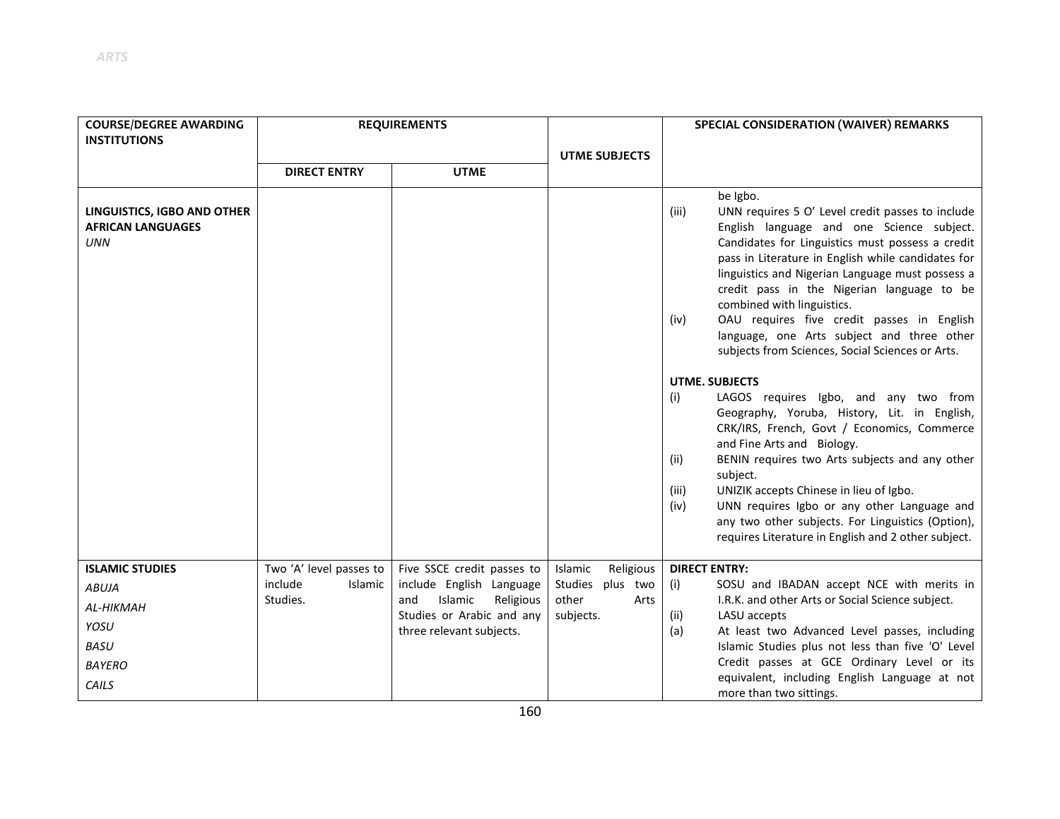| COURSE/DEGREE AWARDING INSTITUTIONS | REQUIREMENTS | | UTME SUBJECTS | SPECIAL CONSIDERATION (WAIVER) REMARKS |
|---|---|---|---|---|
| | DIRECT ENTRY | UTME | | |
| **LINGUISTICS, IGBO AND OTHER AFRICAN LANGUAGES**<br>*UNN* | | | | be Igbo.<br>(iii) UNN requires 5 O' Level credit passes to include English language and one Science subject. Candidates for Linguistics must possess a credit pass in Literature in English while candidates for linguistics and Nigerian Language must possess a credit pass in the Nigerian language to be combined with linguistics.<br>(iv) OAU requires five credit passes in English language, one Arts subject and three other subjects from Sciences, Social Sciences or Arts.<br><br>**UTME. SUBJECTS**<br>(i) LAGOS requires Igbo, and any two from Geography, Yoruba, History, Lit. in English, CRK/IRS, French, Govt / Economics, Commerce and Fine Arts and Biology.<br>(ii) BENIN requires two Arts subjects and any other subject.<br>(iii) UNIZIK accepts Chinese in lieu of Igbo.<br>(iv) UNN requires Igbo or any other Language and any two other subjects. For Linguistics (Option), requires Literature in English and 2 other subject. |
| **ISLAMIC STUDIES**<br>*ABUJA*<br>*AL-HIKMAH*<br>*YOSU*<br>*BASU*<br>*BAYERO*<br>*CAILS* | Two 'A' level passes to include Islamic Studies. | Five SSCE credit passes to include English Language and Islamic Religious Studies or Arabic and any three relevant subjects. | Islamic Religious Studies plus two other Arts subjects. | **DIRECT ENTRY:**<br>(i) SOSU and IBADAN accept NCE with merits in I.R.K. and other Arts or Social Science subject.<br>(ii) LASU accepts<br>(a) At least two Advanced Level passes, including Islamic Studies plus not less than five 'O' Level Credit passes at GCE Ordinary Level or its equivalent, including English Language at not more than two sittings. |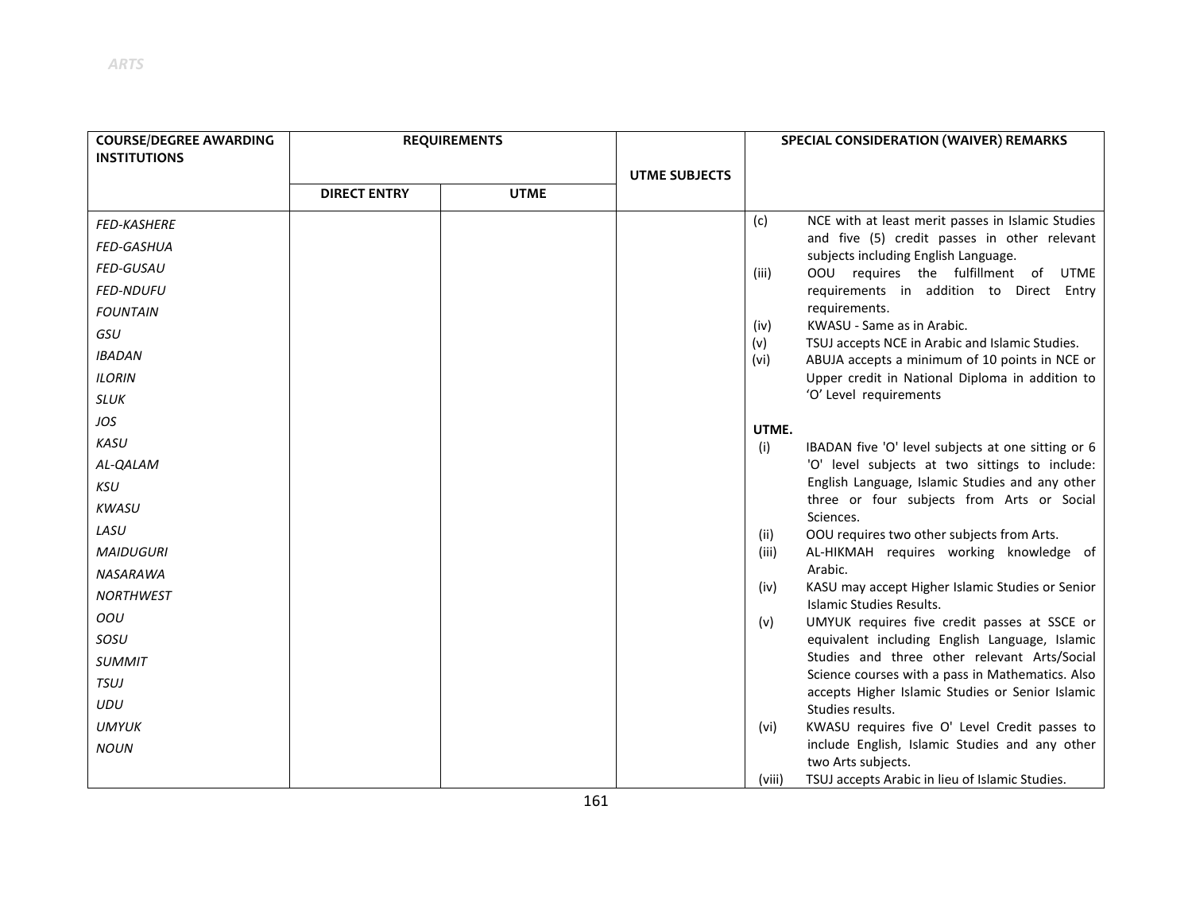| COURSE/DEGREE AWARDING INSTITUTIONS | REQUIREMENTS | | UTME SUBJECTS | SPECIAL CONSIDERATION (WAIVER) REMARKS |
|---|---|---|---|---|
| | DIRECT ENTRY | UTME | | |
| *FED-KASHERE*<br>*FED-GASHUA*<br>*FED-GUSAU*<br>*FED-NDUFU*<br>*FOUNTAIN*<br>*GSU*<br>*IBADAN*<br>*ILORIN*<br>*SLUK*<br>*JOS*<br>*KASU*<br>*AL-QALAM*<br>*KSU*<br>*KWASU*<br>*LASU*<br>*MAIDUGURI*<br>*NASARAWA*<br>*NORTHWEST*<br>*OOU*<br>*SOSU*<br>*SUMMIT*<br>*TSUJ*<br>*UDU*<br>*UMYUK*<br>*NOUN* | | | | (c) NCE with at least merit passes in Islamic Studies and five (5) credit passes in other relevant subjects including English Language.<br>(iii) OOU requires the fulfillment of UTME requirements in addition to Direct Entry requirements.<br>(iv) KWASU - Same as in Arabic.<br>(v) TSUJ accepts NCE in Arabic and Islamic Studies.<br>(vi) ABUJA accepts a minimum of 10 points in NCE or Upper credit in National Diploma in addition to 'O' Level requirements<br><br>**UTME.**<br>(i) IBADAN five 'O' level subjects at one sitting or 6 'O' level subjects at two sittings to include: English Language, Islamic Studies and any other three or four subjects from Arts or Social Sciences.<br>(ii) OOU requires two other subjects from Arts.<br>(iii) AL-HIKMAH requires working knowledge of Arabic.<br>(iv) KASU may accept Higher Islamic Studies or Senior Islamic Studies Results.<br>(v) UMYUK requires five credit passes at SSCE or equivalent including English Language, Islamic Studies and three other relevant Arts/Social Science courses with a pass in Mathematics. Also accepts Higher Islamic Studies or Senior Islamic Studies results.<br>(vi) KWASU requires five O' Level Credit passes to include English, Islamic Studies and any other two Arts subjects.<br>(viii) TSUJ accepts Arabic in lieu of Islamic Studies. |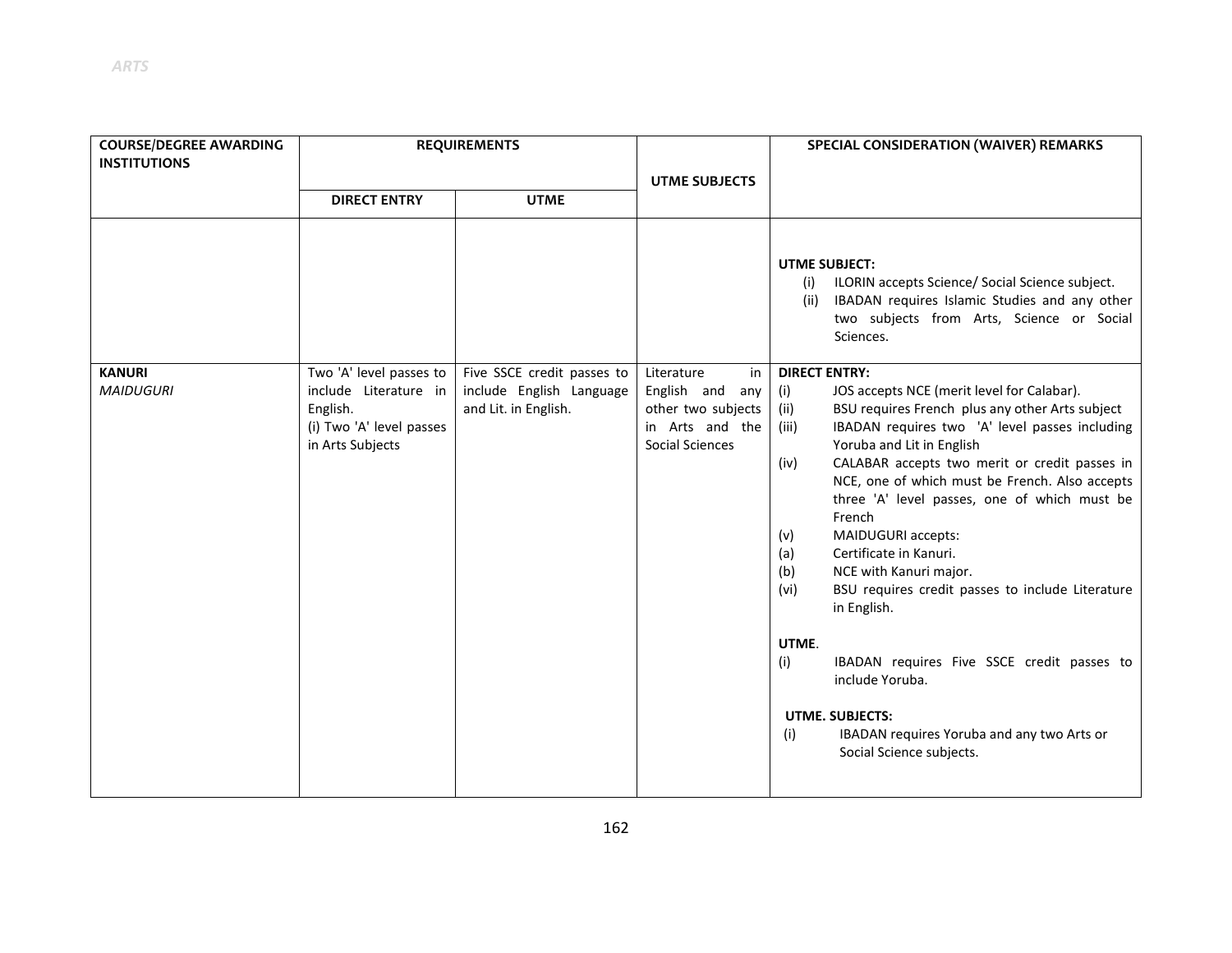| COURSE/DEGREE AWARDING INSTITUTIONS | REQUIREMENTS | | UTME SUBJECTS | SPECIAL CONSIDERATION (WAIVER) REMARKS |
|---|---|---|---|---|
| | DIRECT ENTRY | UTME | | |
| | | | | **UTME SUBJECT:**<br>(i) ILORIN accepts Science/ Social Science subject.<br>(ii) IBADAN requires Islamic Studies and any other two subjects from Arts, Science or Social Sciences. |
| **KANURI**<br>*MAIDUGURI* | Two 'A' level passes to include Literature in English.<br>(i) Two 'A' level passes in Arts Subjects | Five SSCE credit passes to include English Language and Lit. in English. | Literature in English and any other two subjects in Arts and the Social Sciences | **DIRECT ENTRY:**<br>(i) JOS accepts NCE (merit level for Calabar).<br>(ii) BSU requires French plus any other Arts subject<br>(iii) IBADAN requires two 'A' level passes including Yoruba and Lit in English<br>(iv) CALABAR accepts two merit or credit passes in NCE, one of which must be French. Also accepts three 'A' level passes, one of which must be French<br>(v) MAIDUGURI accepts:<br>(a) Certificate in Kanuri.<br>(b) NCE with Kanuri major.<br>(vi) BSU requires credit passes to include Literature in English.<br><br>**UTME**.<br>(i) IBADAN requires Five SSCE credit passes to include Yoruba.<br><br>**UTME. SUBJECTS:**<br>(i) IBADAN requires Yoruba and any two Arts or Social Science subjects. |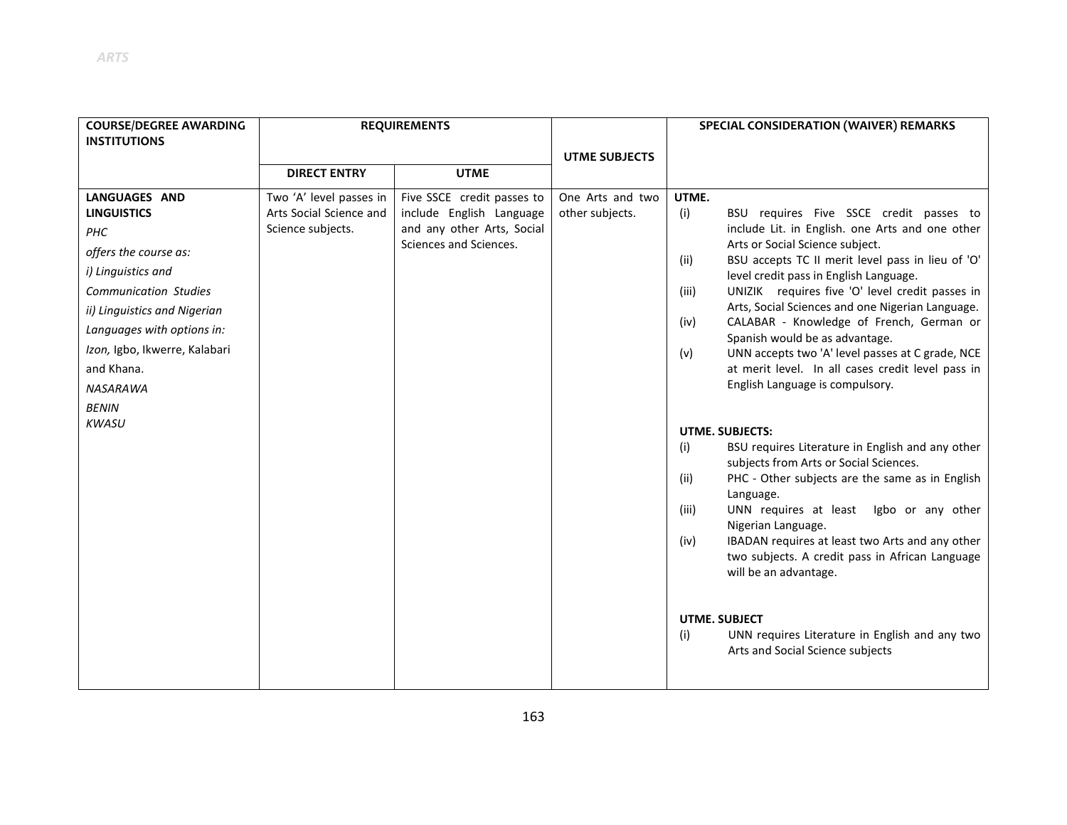| COURSE/DEGREE AWARDING INSTITUTIONS | REQUIREMENTS | | UTME SUBJECTS | SPECIAL CONSIDERATION (WAIVER) REMARKS |
|---|---|---|---|---|
| | DIRECT ENTRY | UTME | | |
| **LANGUAGES AND LINGUISTICS**<br>*PHC*<br>*offers the course as:*<br>*i) Linguistics and Communication Studies*<br>*ii) Linguistics and Nigerian Languages with options in:*<br>*Izon,* Igbo, Ikwerre, Kalabari and Khana.<br>*NASARAWA*<br>*BENIN*<br>*KWASU* | Two 'A' level passes in Arts Social Science and Science subjects. | Five SSCE credit passes to include English Language and any other Arts, Social Sciences and Sciences. | One Arts and two other subjects. | **UTME.**<br>(i) BSU requires Five SSCE credit passes to include Lit. in English. one Arts and one other Arts or Social Science subject.<br>(ii) BSU accepts TC II merit level pass in lieu of 'O' level credit pass in English Language.<br>(iii) UNIZIK requires five 'O' level credit passes in Arts, Social Sciences and one Nigerian Language.<br>(iv) CALABAR - Knowledge of French, German or Spanish would be as advantage.<br>(v) UNN accepts two 'A' level passes at C grade, NCE at merit level. In all cases credit level pass in English Language is compulsory.<br><br>**UTME. SUBJECTS:**<br>(i) BSU requires Literature in English and any other subjects from Arts or Social Sciences.<br>(ii) PHC - Other subjects are the same as in English Language.<br>(iii) UNN requires at least Igbo or any other Nigerian Language.<br>(iv) IBADAN requires at least two Arts and any other two subjects. A credit pass in African Language will be an advantage.<br><br>**UTME. SUBJECT**<br>(i) UNN requires Literature in English and any two Arts and Social Science subjects |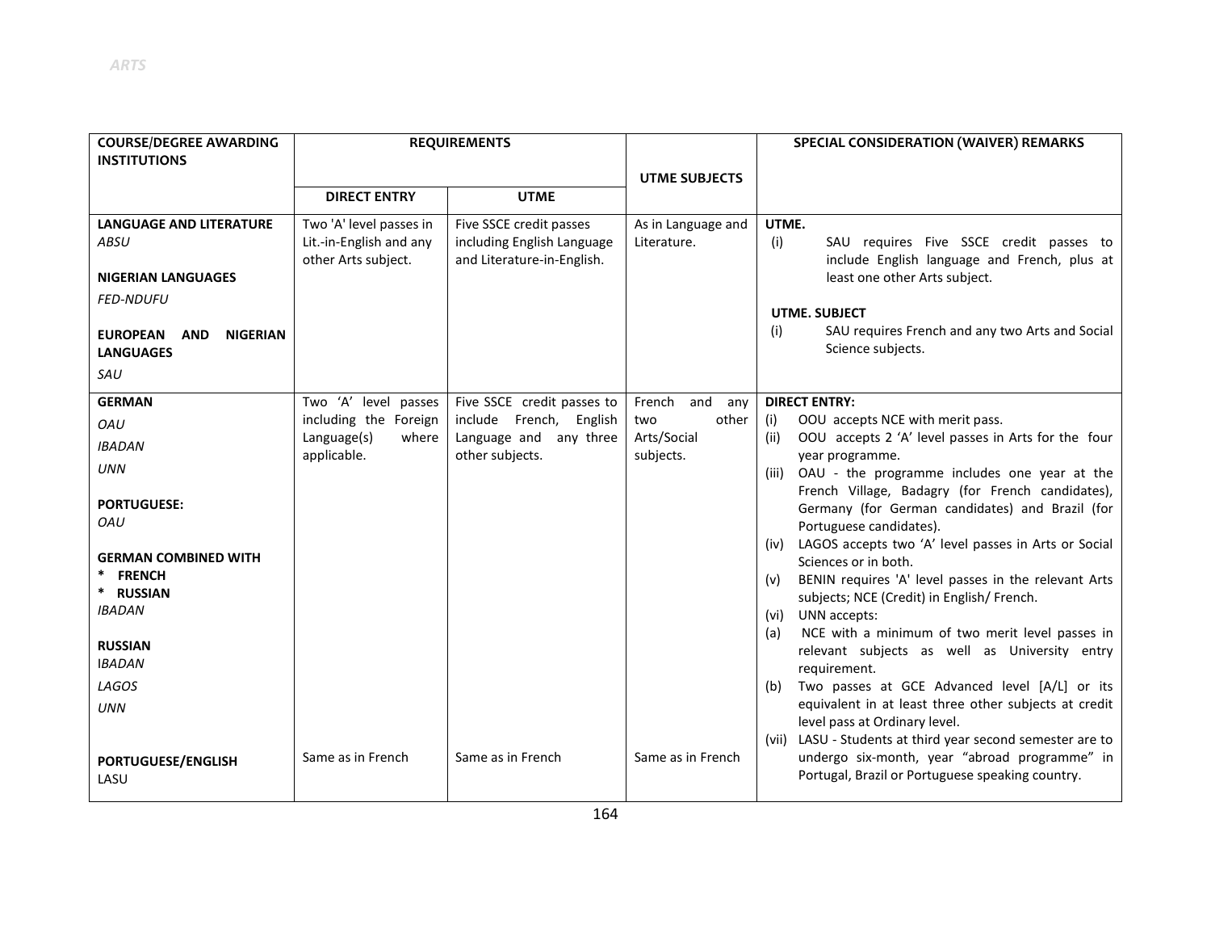| COURSE/DEGREE AWARDING INSTITUTIONS | REQUIREMENTS | | UTME SUBJECTS | SPECIAL CONSIDERATION (WAIVER) REMARKS |
|---|---|---|---|---|
| | DIRECT ENTRY | UTME | | |
| **LANGUAGE AND LITERATURE**<br>*ABSU*<br><br>**NIGERIAN LANGUAGES**<br>*FED-NDUFU*<br><br>**EUROPEAN AND NIGERIAN LANGUAGES**<br>*SAU* | Two 'A' level passes in Lit.-in-English and any other Arts subject. | Five SSCE credit passes including English Language and Literature-in-English. | As in Language and Literature. | **UTME.**<br>(i) SAU requires Five SSCE credit passes to include English language and French, plus at least one other Arts subject.<br><br>**UTME. SUBJECT**<br>(i) SAU requires French and any two Arts and Social Science subjects. |
| **GERMAN**<br>*OAU*<br>*IBADAN*<br>*UNN*<br><br>**PORTUGUESE:**<br>*OAU*<br><br>**GERMAN COMBINED WITH**<br>* **FRENCH**<br>* **RUSSIAN**<br>*IBADAN*<br><br>**RUSSIAN**<br>*IBADAN*<br>*LAGOS*<br>*UNN*<br><br>**PORTUGUESE/ENGLISH**<br>LASU | Two 'A' level passes including the Foreign Language(s) where applicable.<br><br><br><br><br><br><br><br><br><br><br><br>Same as in French | Five SSCE credit passes to include French, English Language and any three other subjects.<br><br><br><br><br><br><br><br><br><br><br><br>Same as in French | French and any two other Arts/Social subjects.<br><br><br><br><br><br><br><br><br><br><br><br>Same as in French | **DIRECT ENTRY:**<br>(i) OOU accepts NCE with merit pass.<br>(ii) OOU accepts 2 'A' level passes in Arts for the four year programme.<br>(iii) OAU - the programme includes one year at the French Village, Badagry (for French candidates), Germany (for German candidates) and Brazil (for Portuguese candidates).<br>(iv) LAGOS accepts two 'A' level passes in Arts or Social Sciences or in both.<br>(v) BENIN requires 'A' level passes in the relevant Arts subjects; NCE (Credit) in English/ French.<br>(vi) UNN accepts:<br>(a) NCE with a minimum of two merit level passes in relevant subjects as well as University entry requirement.<br>(b) Two passes at GCE Advanced level [A/L] or its equivalent in at least three other subjects at credit level pass at Ordinary level.<br>(vii) LASU - Students at third year second semester are to undergo six-month, year "abroad programme" in Portugal, Brazil or Portuguese speaking country. |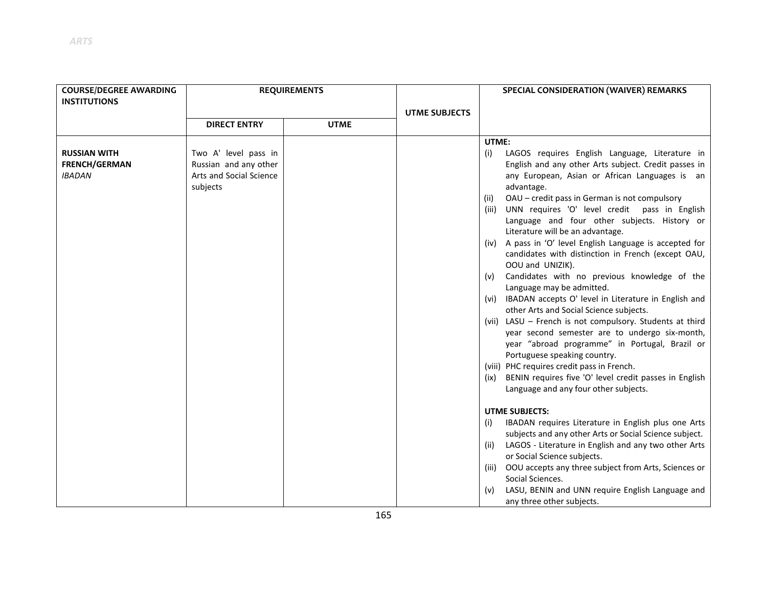| COURSE/DEGREE AWARDING INSTITUTIONS | REQUIREMENTS | | UTME SUBJECTS | SPECIAL CONSIDERATION (WAIVER) REMARKS |
|---|---|---|---|---|
| | DIRECT ENTRY | UTME | | |
| **RUSSIAN WITH FRENCH/GERMAN**<br>*IBADAN* | Two A' level pass in Russian and any other Arts and Social Science subjects | | | **UTME:**<br>(i) LAGOS requires English Language, Literature in English and any other Arts subject. Credit passes in any European, Asian or African Languages is an advantage.<br>(ii) OAU – credit pass in German is not compulsory<br>(iii) UNN requires 'O' level credit pass in English Language and four other subjects. History or Literature will be an advantage.<br>(iv) A pass in 'O' level English Language is accepted for candidates with distinction in French (except OAU, OOU and UNIZIK).<br>(v) Candidates with no previous knowledge of the Language may be admitted.<br>(vi) IBADAN accepts O' level in Literature in English and other Arts and Social Science subjects.<br>(vii) LASU – French is not compulsory. Students at third year second semester are to undergo six-month, year "abroad programme" in Portugal, Brazil or Portuguese speaking country.<br>(viii) PHC requires credit pass in French.<br>(ix) BENIN requires five 'O' level credit passes in English Language and any four other subjects.<br><br>**UTME SUBJECTS:**<br>(i) IBADAN requires Literature in English plus one Arts subjects and any other Arts or Social Science subject.<br>(ii) LAGOS - Literature in English and any two other Arts or Social Science subjects.<br>(iii) OOU accepts any three subject from Arts, Sciences or Social Sciences.<br>(v) LASU, BENIN and UNN require English Language and any three other subjects. |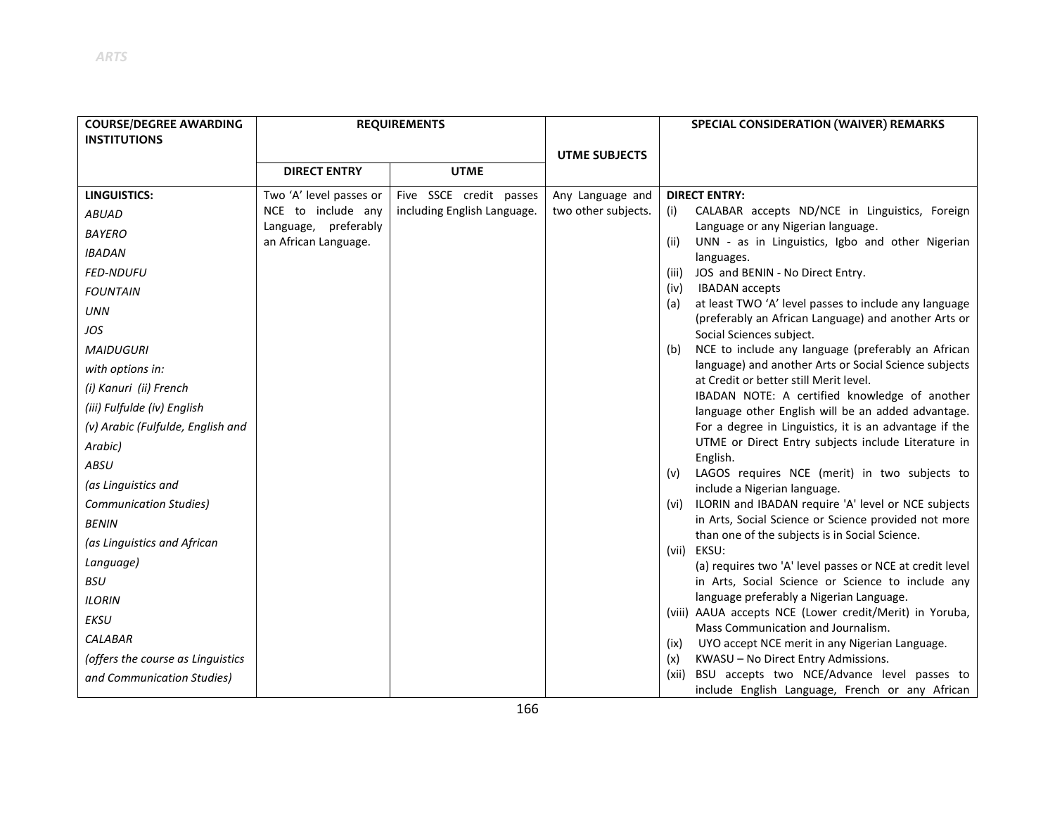| COURSE/DEGREE AWARDING INSTITUTIONS | REQUIREMENTS | | UTME SUBJECTS | SPECIAL CONSIDERATION (WAIVER) REMARKS |
|---|---|---|---|---|
| | DIRECT ENTRY | UTME | | |
| **LINGUISTICS:**<br>*ABUAD*<br>*BAYERO*<br>*IBADAN*<br>*FED-NDUFU*<br>*FOUNTAIN*<br>*UNN*<br>*JOS*<br>*MAIDUGURI*<br>*with options in:*<br>*(i) Kanuri (ii) French*<br>*(iii) Fulfulde (iv) English*<br>*(v) Arabic (Fulfulde, English and Arabic)*<br>*ABSU*<br>*(as Linguistics and Communication Studies)*<br>*BENIN*<br>*(as Linguistics and African Language)*<br>*BSU*<br>*ILORIN*<br>*EKSU*<br>*CALABAR*<br>*(offers the course as Linguistics and Communication Studies)* | Two 'A' level passes or NCE to include any Language, preferably an African Language. | Five SSCE credit passes including English Language. | Any Language and two other subjects. | **DIRECT ENTRY:**<br>(i) CALABAR accepts ND/NCE in Linguistics, Foreign Language or any Nigerian language.<br>(ii) UNN - as in Linguistics, Igbo and other Nigerian languages.<br>(iii) JOS and BENIN - No Direct Entry.<br>(iv) IBADAN accepts<br>(a) at least TWO 'A' level passes to include any language (preferably an African Language) and another Arts or Social Sciences subject.<br>(b) NCE to include any language (preferably an African language) and another Arts or Social Science subjects at Credit or better still Merit level.<br>IBADAN NOTE: A certified knowledge of another language other English will be an added advantage. For a degree in Linguistics, it is an advantage if the UTME or Direct Entry subjects include Literature in English.<br>(v) LAGOS requires NCE (merit) in two subjects to include a Nigerian language.<br>(vi) ILORIN and IBADAN require 'A' level or NCE subjects in Arts, Social Science or Science provided not more than one of the subjects is in Social Science.<br>(vii) EKSU:<br>(a) requires two 'A' level passes or NCE at credit level in Arts, Social Science or Science to include any language preferably a Nigerian Language.<br>(viii) AAUA accepts NCE (Lower credit/Merit) in Yoruba, Mass Communication and Journalism.<br>(ix) UYO accept NCE merit in any Nigerian Language.<br>(x) KWASU – No Direct Entry Admissions.<br>(xii) BSU accepts two NCE/Advance level passes to include English Language, French or any African |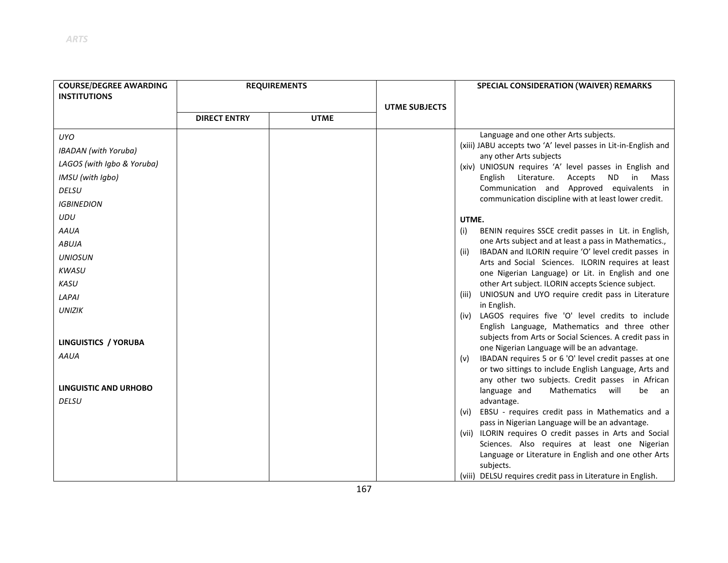| COURSE/DEGREE AWARDING INSTITUTIONS | REQUIREMENTS | | UTME SUBJECTS | SPECIAL CONSIDERATION (WAIVER) REMARKS |
|---|---|---|---|---|
| | DIRECT ENTRY | UTME | | |
| *UYO*<br>*IBADAN (with Yoruba)*<br>*LAGOS (with Igbo & Yoruba)*<br>*IMSU (with Igbo)*<br>*DELSU*<br>*IGBINEDION*<br>*UDU*<br>*AAUA*<br>*ABUJA*<br>*UNIOSUN*<br>*KWASU*<br>*KASU*<br>*LAPAI*<br>*UNIZIK*<br><br>**LINGUISTICS / YORUBA**<br>*AAUA*<br><br>**LINGUISTIC AND URHOBO**<br>*DELSU* | | | | Language and one other Arts subjects.<br>(xiii) JABU accepts two 'A' level passes in Lit-in-English and any other Arts subjects<br>(xiv) UNIOSUN requires 'A' level passes in English and English Literature. Accepts ND in Mass Communication and Approved equivalents in communication discipline with at least lower credit.<br><br>**UTME.**<br>(i) BENIN requires SSCE credit passes in Lit. in English, one Arts subject and at least a pass in Mathematics.,<br>(ii) IBADAN and ILORIN require 'O' level credit passes in Arts and Social Sciences. ILORIN requires at least one Nigerian Language) or Lit. in English and one other Art subject. ILORIN accepts Science subject.<br>(iii) UNIOSUN and UYO require credit pass in Literature in English.<br>(iv) LAGOS requires five 'O' level credits to include English Language, Mathematics and three other subjects from Arts or Social Sciences. A credit pass in one Nigerian Language will be an advantage.<br>(v) IBADAN requires 5 or 6 'O' level credit passes at one or two sittings to include English Language, Arts and any other two subjects. Credit passes in African language and Mathematics will be an advantage.<br>(vi) EBSU - requires credit pass in Mathematics and a pass in Nigerian Language will be an advantage.<br>(vii) ILORIN requires O credit passes in Arts and Social Sciences. Also requires at least one Nigerian Language or Literature in English and one other Arts subjects.<br>(viii) DELSU requires credit pass in Literature in English. |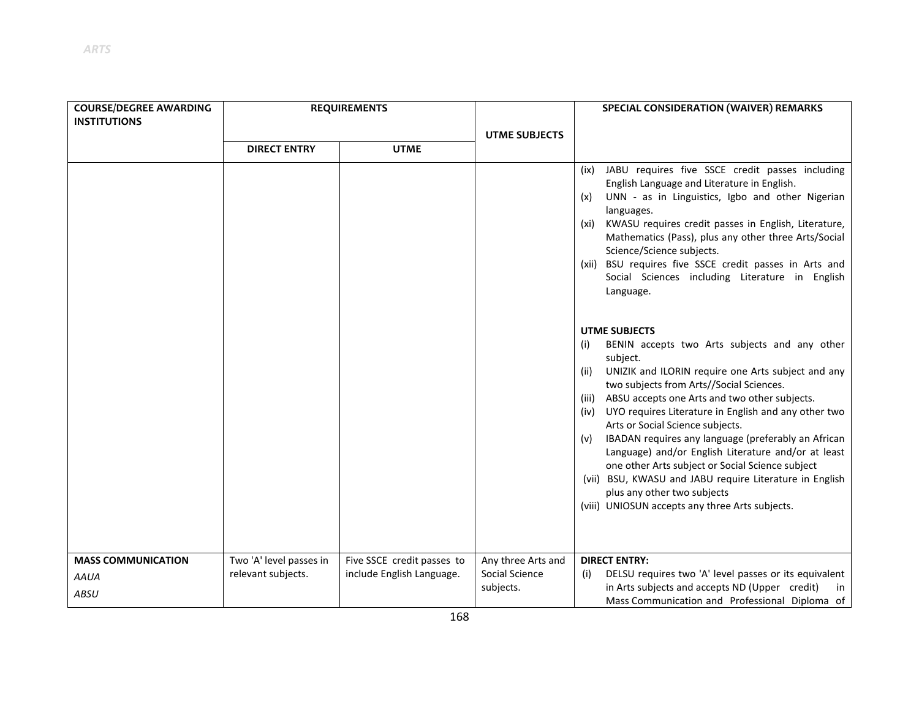| COURSE/DEGREE AWARDING INSTITUTIONS | REQUIREMENTS | | UTME SUBJECTS | SPECIAL CONSIDERATION (WAIVER) REMARKS |
|---|---|---|---|---|
| | DIRECT ENTRY | UTME | | |
| | | | | (ix) JABU requires five SSCE credit passes including English Language and Literature in English.<br>(x) UNN - as in Linguistics, Igbo and other Nigerian languages.<br>(xi) KWASU requires credit passes in English, Literature, Mathematics (Pass), plus any other three Arts/Social Science/Science subjects.<br>(xii) BSU requires five SSCE credit passes in Arts and Social Sciences including Literature in English Language.<br><br>**UTME SUBJECTS**<br>(i) BENIN accepts two Arts subjects and any other subject.<br>(ii) UNIZIK and ILORIN require one Arts subject and any two subjects from Arts//Social Sciences.<br>(iii) ABSU accepts one Arts and two other subjects.<br>(iv) UYO requires Literature in English and any other two Arts or Social Science subjects.<br>(v) IBADAN requires any language (preferably an African Language) and/or English Literature and/or at least one other Arts subject or Social Science subject<br>(vii) BSU, KWASU and JABU require Literature in English plus any other two subjects<br>(viii) UNIOSUN accepts any three Arts subjects. |
| **MASS COMMUNICATION**<br>*AAUA*<br>*ABSU* | Two 'A' level passes in relevant subjects. | Five SSCE credit passes to include English Language. | Any three Arts and Social Science subjects. | **DIRECT ENTRY:**<br>(i) DELSU requires two 'A' level passes or its equivalent in Arts subjects and accepts ND (Upper credit) in Mass Communication and Professional Diploma of |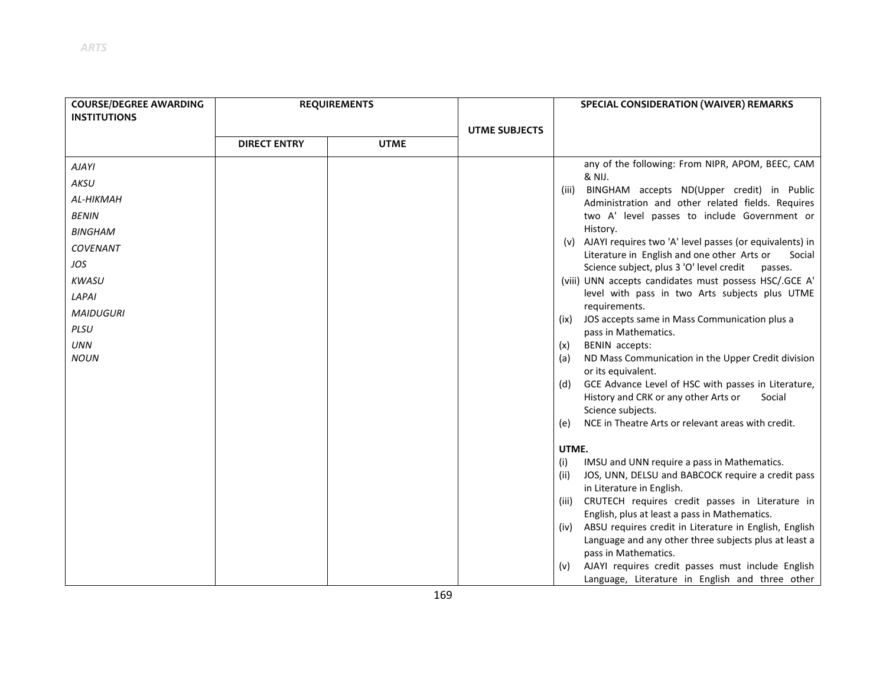*ARTS*

| COURSE/DEGREE AWARDING INSTITUTIONS | REQUIREMENTS | | UTME SUBJECTS | SPECIAL CONSIDERATION (WAIVER) REMARKS |
|---|---|---|---|---|
| | DIRECT ENTRY | UTME | | |
| *AJAYI*<br>*AKSU*<br>*AL-HIKMAH*<br>*BENIN*<br>*BINGHAM*<br>*COVENANT*<br>*JOS*<br>*KWASU*<br>*LAPAI*<br>*MAIDUGURI*<br>*PLSU*<br>*UNN*<br>*NOUN* | | | | any of the following: From NIPR, APOM, BEEC, CAM & NIJ.<br>(iii) BINGHAM accepts ND(Upper credit) in Public Administration and other related fields. Requires two A' level passes to include Government or History.<br>(v) AJAYI requires two 'A' level passes (or equivalents) in Literature in English and one other Arts or Social Science subject, plus 3 'O' level credit passes.<br>(viii) UNN accepts candidates must possess HSC/.GCE A' level with pass in two Arts subjects plus UTME requirements.<br>(ix) JOS accepts same in Mass Communication plus a pass in Mathematics.<br>(x) BENIN accepts:<br>(a) ND Mass Communication in the Upper Credit division or its equivalent.<br>(d) GCE Advance Level of HSC with passes in Literature, History and CRK or any other Arts or Social Science subjects.<br>(e) NCE in Theatre Arts or relevant areas with credit.<br><br>**UTME.**<br>(i) IMSU and UNN require a pass in Mathematics.<br>(ii) JOS, UNN, DELSU and BABCOCK require a credit pass in Literature in English.<br>(iii) CRUTECH requires credit passes in Literature in English, plus at least a pass in Mathematics.<br>(iv) ABSU requires credit in Literature in English, English Language and any other three subjects plus at least a pass in Mathematics.<br>(v) AJAYI requires credit passes must include English Language, Literature in English and three other |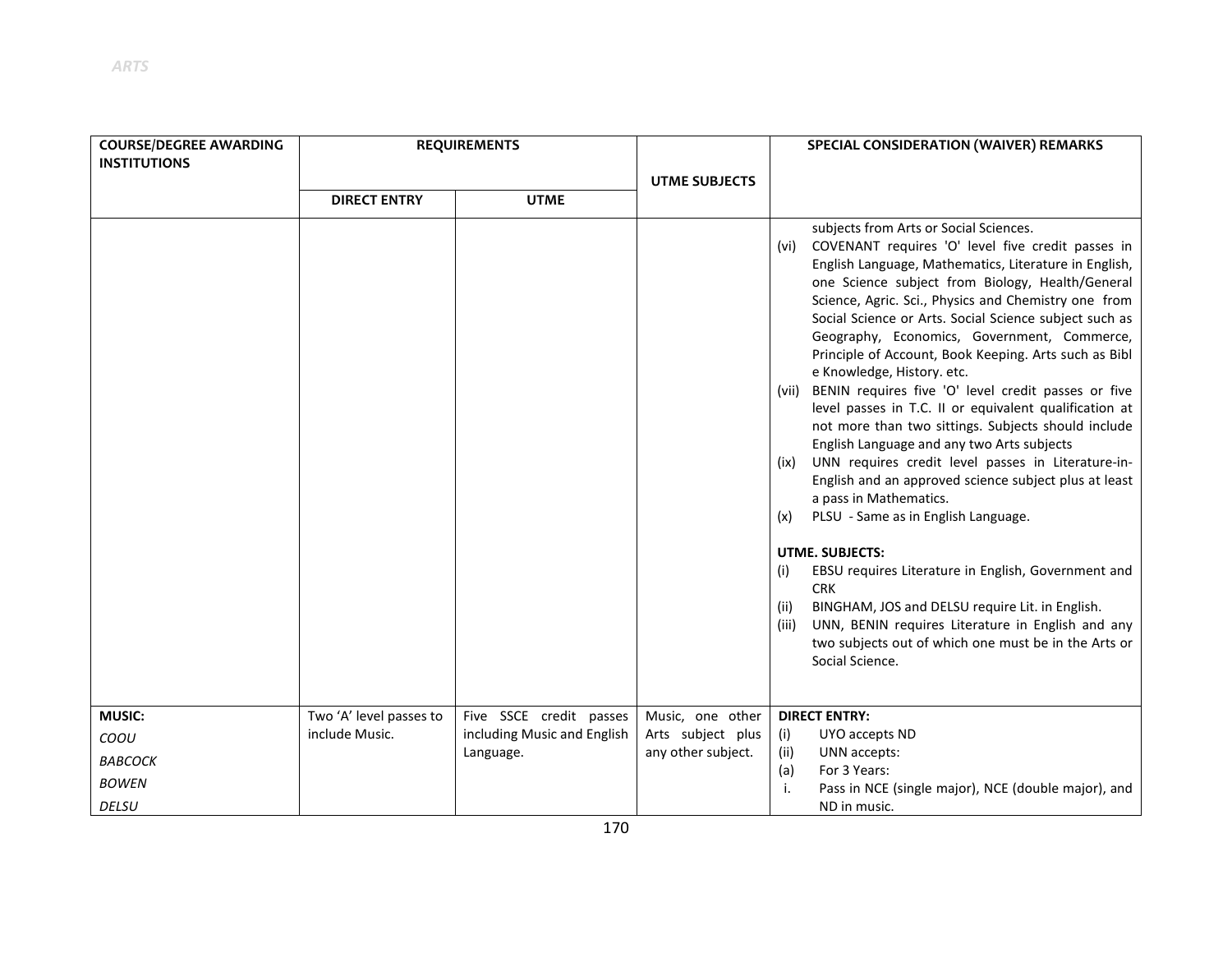| COURSE/DEGREE AWARDING INSTITUTIONS | REQUIREMENTS | | UTME SUBJECTS | SPECIAL CONSIDERATION (WAIVER) REMARKS |
|---|---|---|---|---|
| | DIRECT ENTRY | UTME | | |
| | | | | subjects from Arts or Social Sciences.<br>(vi) COVENANT requires 'O' level five credit passes in English Language, Mathematics, Literature in English, one Science subject from Biology, Health/General Science, Agric. Sci., Physics and Chemistry one from Social Science or Arts. Social Science subject such as Geography, Economics, Government, Commerce, Principle of Account, Book Keeping. Arts such as Bibl e Knowledge, History. etc.<br>(vii) BENIN requires five 'O' level credit passes or five level passes in T.C. II or equivalent qualification at not more than two sittings. Subjects should include English Language and any two Arts subjects<br>(ix) UNN requires credit level passes in Literature-in-English and an approved science subject plus at least a pass in Mathematics.<br>(x) PLSU - Same as in English Language.<br><br>**UTME. SUBJECTS:**<br>(i) EBSU requires Literature in English, Government and CRK<br>(ii) BINGHAM, JOS and DELSU require Lit. in English.<br>(iii) UNN, BENIN requires Literature in English and any two subjects out of which one must be in the Arts or Social Science. |
| **MUSIC:**<br>*COOU*<br>*BABCOCK*<br>*BOWEN*<br>*DELSU* | Two 'A' level passes to include Music. | Five SSCE credit passes including Music and English Language. | Music, one other Arts subject plus any other subject. | **DIRECT ENTRY:**<br>(i) UYO accepts ND<br>(ii) UNN accepts:<br>(a) For 3 Years:<br>i. Pass in NCE (single major), NCE (double major), and ND in music. |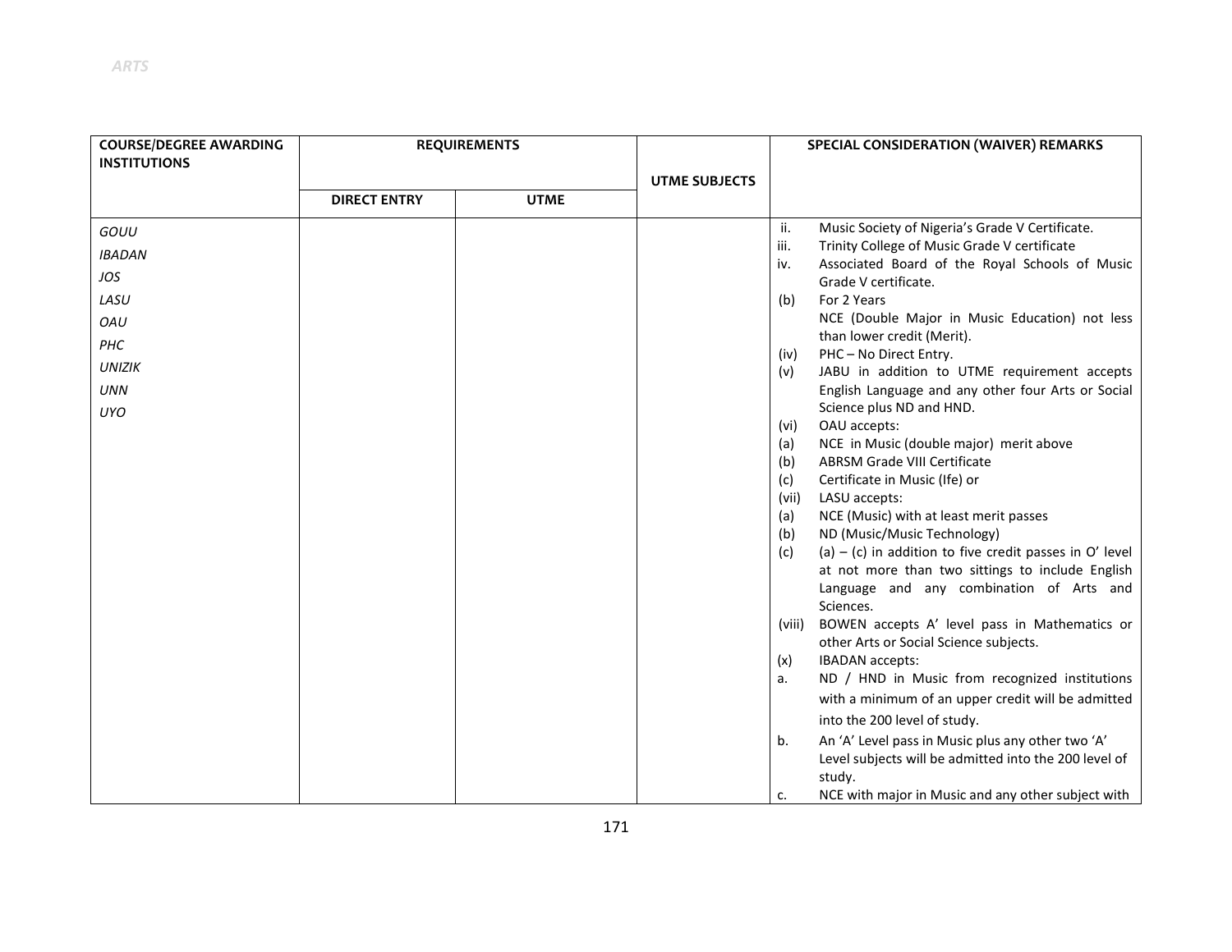| COURSE/DEGREE AWARDING INSTITUTIONS | REQUIREMENTS | | UTME SUBJECTS | SPECIAL CONSIDERATION (WAIVER) REMARKS |
|---|---|---|---|---|
| | DIRECT ENTRY | UTME | | |
| *GOUU*<br>*IBADAN*<br>*JOS*<br>*LASU*<br>*OAU*<br>*PHC*<br>*UNIZIK*<br>*UNN*<br>*UYO* | | | | ii. Music Society of Nigeria's Grade V Certificate.<br>iii. Trinity College of Music Grade V certificate<br>iv. Associated Board of the Royal Schools of Music Grade V certificate.<br>(b) For 2 Years<br>NCE (Double Major in Music Education) not less than lower credit (Merit).<br>(iv) PHC – No Direct Entry.<br>(v) JABU in addition to UTME requirement accepts English Language and any other four Arts or Social Science plus ND and HND.<br>(vi) OAU accepts:<br>(a) NCE in Music (double major) merit above<br>(b) ABRSM Grade VIII Certificate<br>(c) Certificate in Music (Ife) or<br>(vii) LASU accepts:<br>(a) NCE (Music) with at least merit passes<br>(b) ND (Music/Music Technology)<br>(c) (a) – (c) in addition to five credit passes in O' level at not more than two sittings to include English Language and any combination of Arts and Sciences.<br>(viii) BOWEN accepts A' level pass in Mathematics or other Arts or Social Science subjects.<br>(x) IBADAN accepts:<br>a. ND / HND in Music from recognized institutions with a minimum of an upper credit will be admitted into the 200 level of study.<br>b. An 'A' Level pass in Music plus any other two 'A' Level subjects will be admitted into the 200 level of study.<br>c. NCE with major in Music and any other subject with |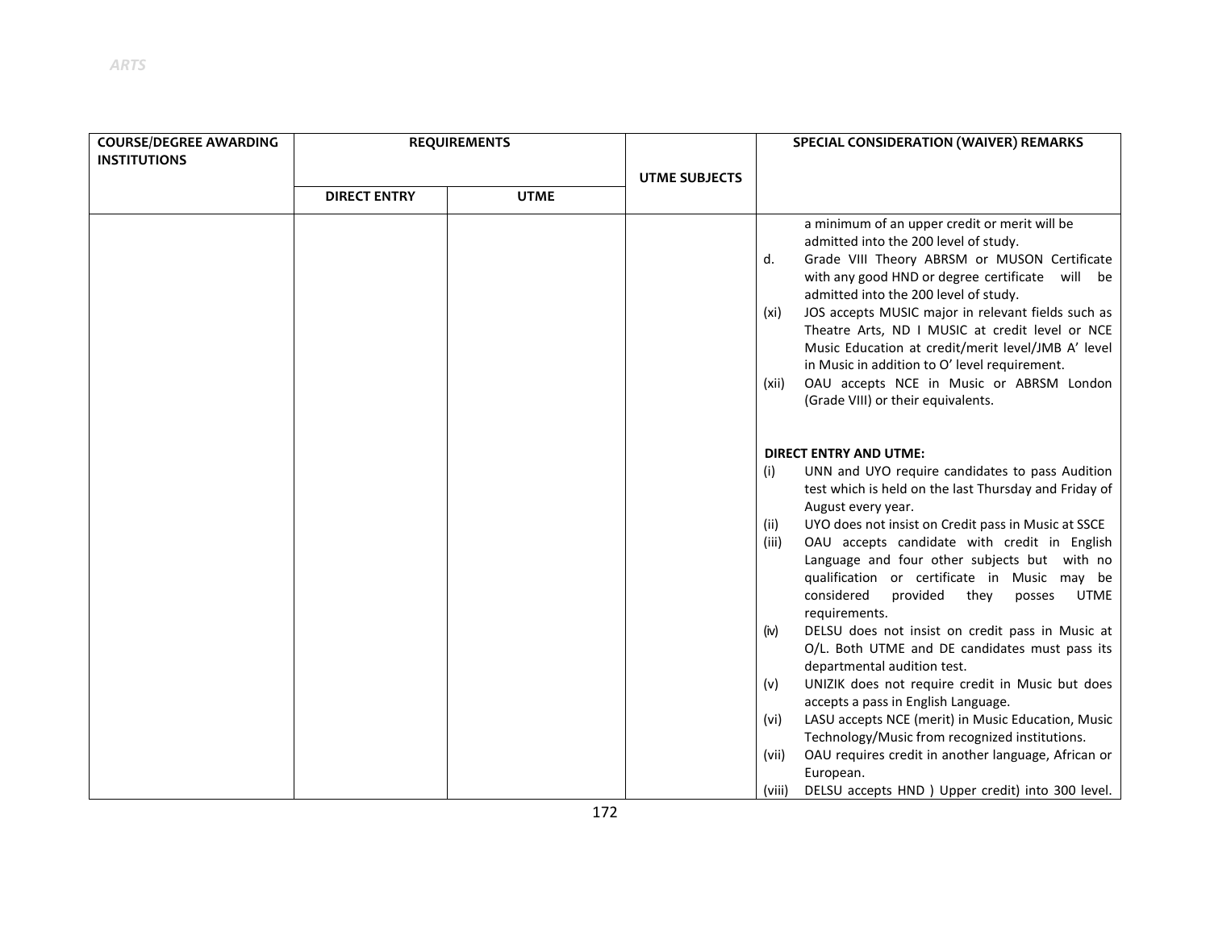| COURSE/DEGREE AWARDING INSTITUTIONS | REQUIREMENTS | | UTME SUBJECTS | SPECIAL CONSIDERATION (WAIVER) REMARKS |
|---|---|---|---|---|
| | DIRECT ENTRY | UTME | | |
| | | | | a minimum of an upper credit or merit will be admitted into the 200 level of study.<br>d. Grade VIII Theory ABRSM or MUSON Certificate with any good HND or degree certificate will be admitted into the 200 level of study.<br>(xi) JOS accepts MUSIC major in relevant fields such as Theatre Arts, ND I MUSIC at credit level or NCE Music Education at credit/merit level/JMB A' level in Music in addition to O' level requirement.<br>(xii) OAU accepts NCE in Music or ABRSM London (Grade VIII) or their equivalents.<br><br>**DIRECT ENTRY AND UTME:**<br>(i) UNN and UYO require candidates to pass Audition test which is held on the last Thursday and Friday of August every year.<br>(ii) UYO does not insist on Credit pass in Music at SSCE<br>(iii) OAU accepts candidate with credit in English Language and four other subjects but with no qualification or certificate in Music may be considered provided they posses UTME requirements.<br>(iv) DELSU does not insist on credit pass in Music at O/L. Both UTME and DE candidates must pass its departmental audition test.<br>(v) UNIZIK does not require credit in Music but does accepts a pass in English Language.<br>(vi) LASU accepts NCE (merit) in Music Education, Music Technology/Music from recognized institutions.<br>(vii) OAU requires credit in another language, African or European.<br>(viii) DELSU accepts HND ) Upper credit) into 300 level. |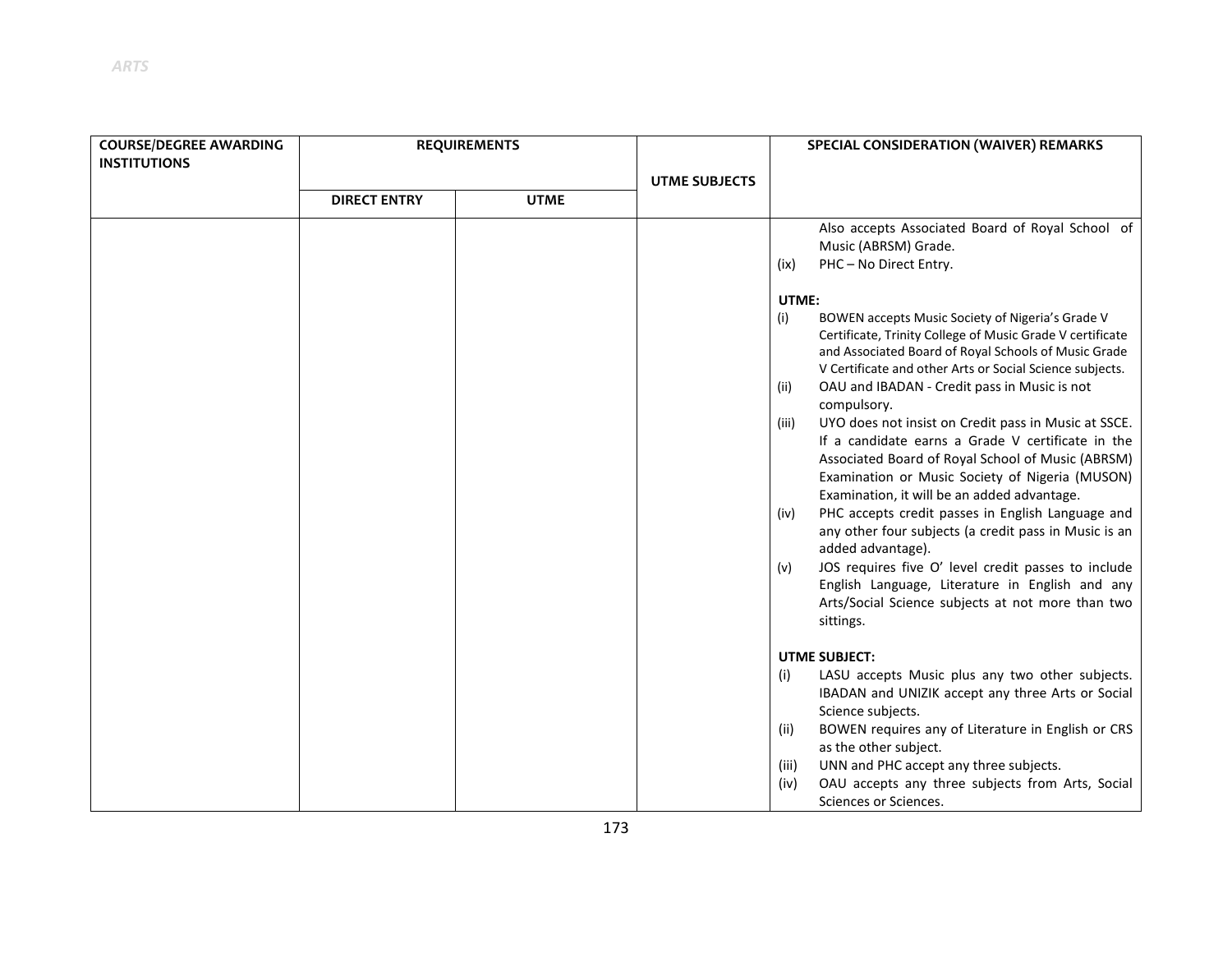| COURSE/DEGREE AWARDING INSTITUTIONS | REQUIREMENTS | | UTME SUBJECTS | SPECIAL CONSIDERATION (WAIVER) REMARKS |
|---|---|---|---|---|
| | DIRECT ENTRY | UTME | | |
| | | | | Also accepts Associated Board of Royal School of Music (ABRSM) Grade.<br>(ix) PHC – No Direct Entry.<br><br>**UTME:**<br>(i) BOWEN accepts Music Society of Nigeria's Grade V Certificate, Trinity College of Music Grade V certificate and Associated Board of Royal Schools of Music Grade V Certificate and other Arts or Social Science subjects.<br>(ii) OAU and IBADAN - Credit pass in Music is not compulsory.<br>(iii) UYO does not insist on Credit pass in Music at SSCE. If a candidate earns a Grade V certificate in the Associated Board of Royal School of Music (ABRSM) Examination or Music Society of Nigeria (MUSON) Examination, it will be an added advantage.<br>(iv) PHC accepts credit passes in English Language and any other four subjects (a credit pass in Music is an added advantage).<br>(v) JOS requires five O' level credit passes to include English Language, Literature in English and any Arts/Social Science subjects at not more than two sittings.<br><br>**UTME SUBJECT:**<br>(i) LASU accepts Music plus any two other subjects. IBADAN and UNIZIK accept any three Arts or Social Science subjects.<br>(ii) BOWEN requires any of Literature in English or CRS as the other subject.<br>(iii) UNN and PHC accept any three subjects.<br>(iv) OAU accepts any three subjects from Arts, Social Sciences or Sciences. |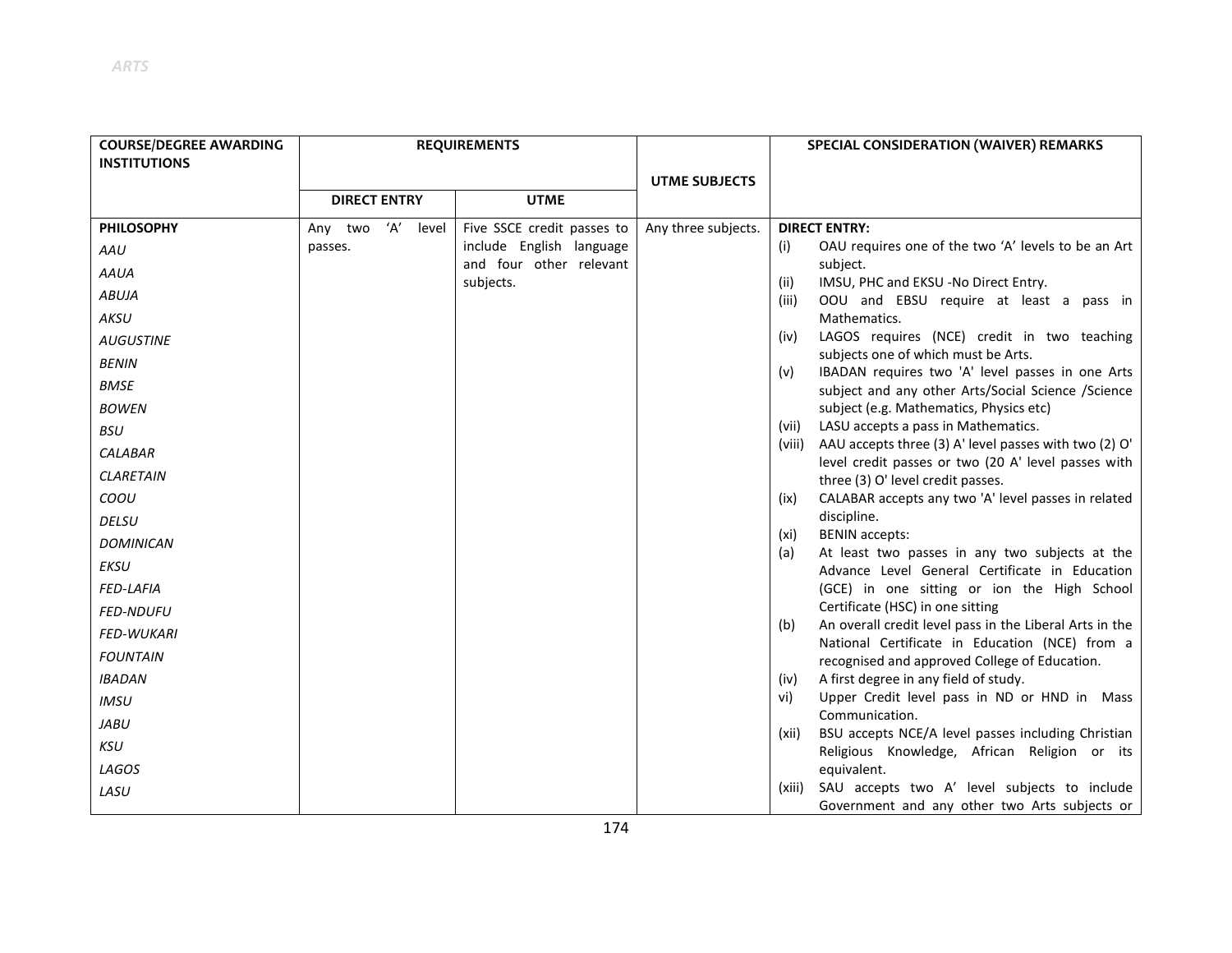ARTS

| COURSE/DEGREE AWARDING INSTITUTIONS | REQUIREMENTS | | UTME SUBJECTS | SPECIAL CONSIDERATION (WAIVER) REMARKS |
|---|---|---|---|---|
| | DIRECT ENTRY | UTME | | |
| **PHILOSOPHY**<br>*AAU*<br>*AAUA*<br>*ABUJA*<br>*AKSU*<br>*AUGUSTINE*<br>*BENIN*<br>*BMSE*<br>*BOWEN*<br>*BSU*<br>*CALABAR*<br>*CLARETAIN*<br>*COOU*<br>*DELSU*<br>*DOMINICAN*<br>*EKSU*<br>*FED-LAFIA*<br>*FED-NDUFU*<br>*FED-WUKARI*<br>*FOUNTAIN*<br>*IBADAN*<br>*IMSU*<br>*JABU*<br>*KSU*<br>*LAGOS*<br>*LASU* | Any two 'A' level passes. | Five SSCE credit passes to include English language and four other relevant subjects. | Any three subjects. | **DIRECT ENTRY:**<br>(i) OAU requires one of the two 'A' levels to be an Art subject.<br>(ii) IMSU, PHC and EKSU -No Direct Entry.<br>(iii) OOU and EBSU require at least a pass in Mathematics.<br>(iv) LAGOS requires (NCE) credit in two teaching subjects one of which must be Arts.<br>(v) IBADAN requires two 'A' level passes in one Arts subject and any other Arts/Social Science /Science subject (e.g. Mathematics, Physics etc)<br>(vii) LASU accepts a pass in Mathematics.<br>(viii) AAU accepts three (3) A' level passes with two (2) O' level credit passes or two (20 A' level passes with three (3) O' level credit passes.<br>(ix) CALABAR accepts any two 'A' level passes in related discipline.<br>(xi) BENIN accepts:<br>(a) At least two passes in any two subjects at the Advance Level General Certificate in Education (GCE) in one sitting or ion the High School Certificate (HSC) in one sitting<br>(b) An overall credit level pass in the Liberal Arts in the National Certificate in Education (NCE) from a recognised and approved College of Education.<br>(iv) A first degree in any field of study.<br>vi) Upper Credit level pass in ND or HND in Mass Communication.<br>(xii) BSU accepts NCE/A level passes including Christian Religious Knowledge, African Religion or its equivalent.<br>(xiii) SAU accepts two A' level subjects to include Government and any other two Arts subjects or |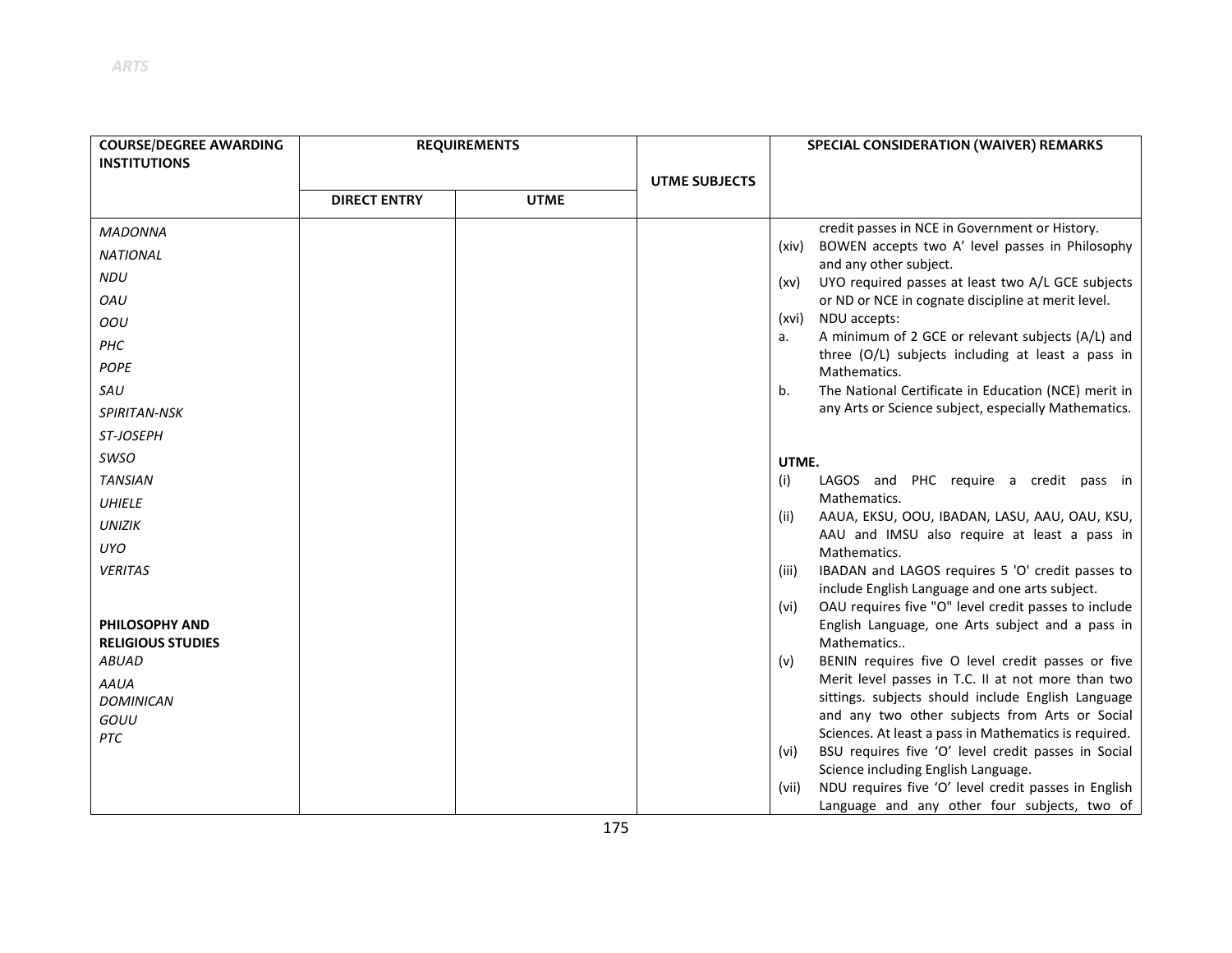| COURSE/DEGREE AWARDING INSTITUTIONS | REQUIREMENTS | | UTME SUBJECTS | SPECIAL CONSIDERATION (WAIVER) REMARKS |
|---|---|---|---|---|
| | DIRECT ENTRY | UTME | | |
| *MADONNA*<br>*NATIONAL*<br>*NDU*<br>*OAU*<br>*OOU*<br>*PHC*<br>*POPE*<br>*SAU*<br>*SPIRITAN-NSK*<br>*ST-JOSEPH*<br>*SWSO*<br>*TANSIAN*<br>*UHIELE*<br>*UNIZIK*<br>*UYO*<br>*VERITAS*<br><br>**PHILOSOPHY AND RELIGIOUS STUDIES**<br>*ABUAD*<br>*AAUA*<br>*DOMINICAN*<br>*GOUU*<br>*PTC* | | | | credit passes in NCE in Government or History.<br>(xiv) BOWEN accepts two A' level passes in Philosophy and any other subject.<br>(xv) UYO required passes at least two A/L GCE subjects or ND or NCE in cognate discipline at merit level.<br>(xvi) NDU accepts:<br>a. A minimum of 2 GCE or relevant subjects (A/L) and three (O/L) subjects including at least a pass in Mathematics.<br>b. The National Certificate in Education (NCE) merit in any Arts or Science subject, especially Mathematics.<br><br>**UTME.**<br>(i) LAGOS and PHC require a credit pass in Mathematics.<br>(ii) AAUA, EKSU, OOU, IBADAN, LASU, AAU, OAU, KSU, AAU and IMSU also require at least a pass in Mathematics.<br>(iii) IBADAN and LAGOS requires 5 'O' credit passes to include English Language and one arts subject.<br>(vi) OAU requires five "O" level credit passes to include English Language, one Arts subject and a pass in Mathematics..<br>(v) BENIN requires five O level credit passes or five Merit level passes in T.C. II at not more than two sittings. subjects should include English Language and any two other subjects from Arts or Social Sciences. At least a pass in Mathematics is required.<br>(vi) BSU requires five 'O' level credit passes in Social Science including English Language.<br>(vii) NDU requires five 'O' level credit passes in English Language and any other four subjects, two of |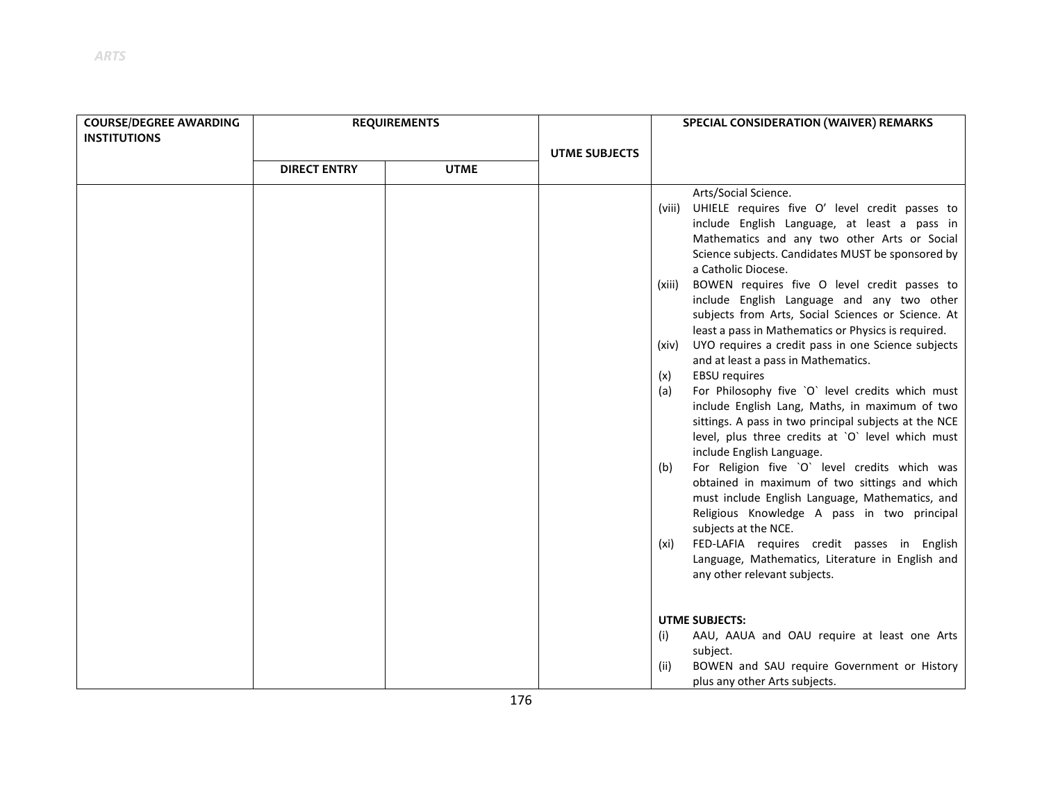| COURSE/DEGREE AWARDING INSTITUTIONS | REQUIREMENTS | | UTME SUBJECTS | SPECIAL CONSIDERATION (WAIVER) REMARKS |
|---|---|---|---|---|
| | DIRECT ENTRY | UTME | | |
| | | | | Arts/Social Science.<br>(viii) UHIELE requires five O' level credit passes to include English Language, at least a pass in Mathematics and any two other Arts or Social Science subjects. Candidates MUST be sponsored by a Catholic Diocese.<br>(xiii) BOWEN requires five O level credit passes to include English Language and any two other subjects from Arts, Social Sciences or Science. At least a pass in Mathematics or Physics is required.<br>(xiv) UYO requires a credit pass in one Science subjects and at least a pass in Mathematics.<br>(x) EBSU requires<br>(a) For Philosophy five `O` level credits which must include English Lang, Maths, in maximum of two sittings. A pass in two principal subjects at the NCE level, plus three credits at `O` level which must include English Language.<br>(b) For Religion five `O` level credits which was obtained in maximum of two sittings and which must include English Language, Mathematics, and Religious Knowledge A pass in two principal subjects at the NCE.<br>(xi) FED-LAFIA requires credit passes in English Language, Mathematics, Literature in English and any other relevant subjects.<br><br>**UTME SUBJECTS:**<br>(i) AAU, AAUA and OAU require at least one Arts subject.<br>(ii) BOWEN and SAU require Government or History plus any other Arts subjects. |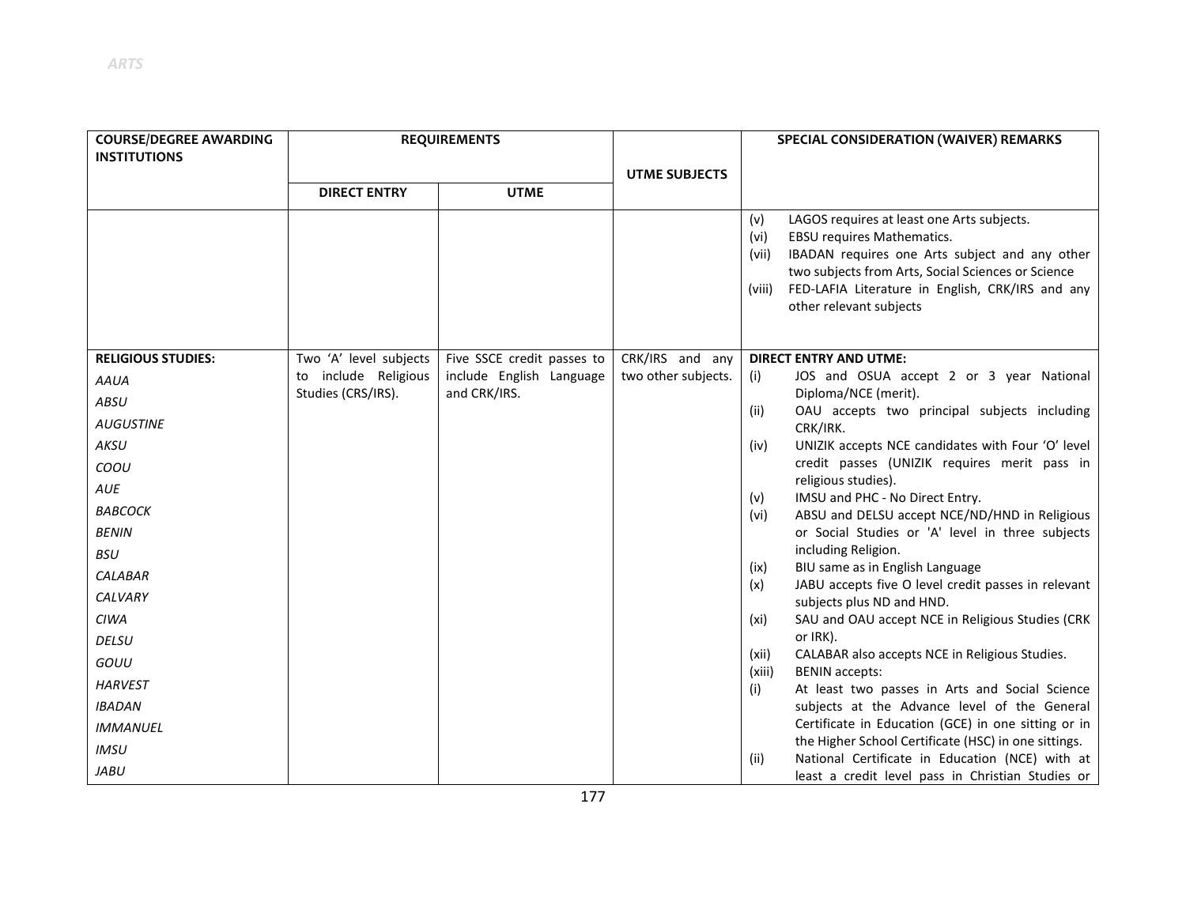| COURSE/DEGREE AWARDING INSTITUTIONS | REQUIREMENTS | | UTME SUBJECTS | SPECIAL CONSIDERATION (WAIVER) REMARKS |
|---|---|---|---|---|
| | DIRECT ENTRY | UTME | | |
| | | | | (v) LAGOS requires at least one Arts subjects.<br>(vi) EBSU requires Mathematics.<br>(vii) IBADAN requires one Arts subject and any other two subjects from Arts, Social Sciences or Science<br>(viii) FED-LAFIA Literature in English, CRK/IRS and any other relevant subjects |
| **RELIGIOUS STUDIES:**<br>*AAUA*<br>*ABSU*<br>*AUGUSTINE*<br>*AKSU*<br>*COOU*<br>*AUE*<br>*BABCOCK*<br>*BENIN*<br>*BSU*<br>*CALABAR*<br>*CALVARY*<br>*CIWA*<br>*DELSU*<br>*GOUU*<br>*HARVEST*<br>*IBADAN*<br>*IMMANUEL*<br>*IMSU*<br>*JABU* | Two 'A' level subjects to include Religious Studies (CRS/IRS). | Five SSCE credit passes to include English Language and CRK/IRS. | CRK/IRS and any two other subjects. | **DIRECT ENTRY AND UTME:**<br>(i) JOS and OSUA accept 2 or 3 year National Diploma/NCE (merit).<br>(ii) OAU accepts two principal subjects including CRK/IRK.<br>(iv) UNIZIK accepts NCE candidates with Four 'O' level credit passes (UNIZIK requires merit pass in religious studies).<br>(v) IMSU and PHC - No Direct Entry.<br>(vi) ABSU and DELSU accept NCE/ND/HND in Religious or Social Studies or 'A' level in three subjects including Religion.<br>(ix) BIU same as in English Language<br>(x) JABU accepts five O level credit passes in relevant subjects plus ND and HND.<br>(xi) SAU and OAU accept NCE in Religious Studies (CRK or IRK).<br>(xii) CALABAR also accepts NCE in Religious Studies.<br>(xiii) BENIN accepts:<br>(i) At least two passes in Arts and Social Science subjects at the Advance level of the General Certificate in Education (GCE) in one sitting or in the Higher School Certificate (HSC) in one sittings.<br>(ii) National Certificate in Education (NCE) with at least a credit level pass in Christian Studies or |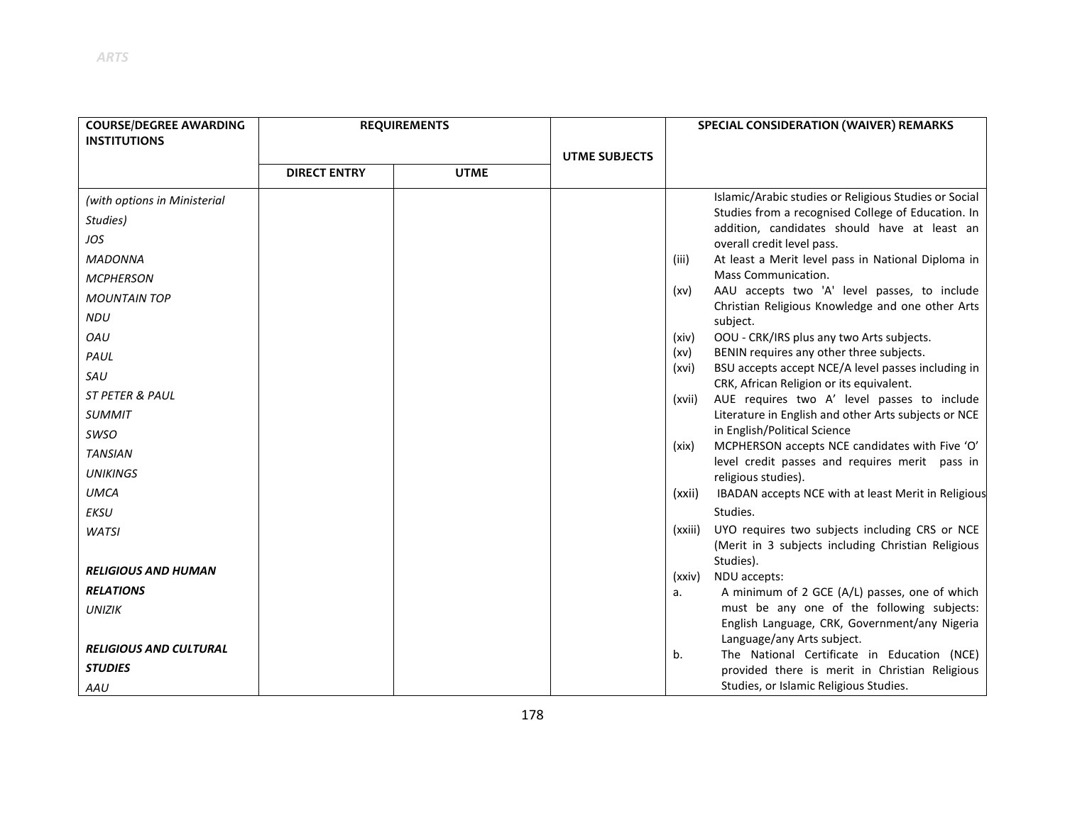*ARTS*

| COURSE/DEGREE AWARDING INSTITUTIONS | REQUIREMENTS | | UTME SUBJECTS | SPECIAL CONSIDERATION (WAIVER) REMARKS |
|---|---|---|---|---|
| | DIRECT ENTRY | UTME | | |
| *(with options in Ministerial Studies)*<br>*JOS*<br>*MADONNA*<br>*MCPHERSON*<br>*MOUNTAIN TOP*<br>*NDU*<br>*OAU*<br>*PAUL*<br>*SAU*<br>*ST PETER & PAUL*<br>*SUMMIT*<br>*SWSO*<br>*TANSIAN*<br>*UNIKINGS*<br>*UMCA*<br>*EKSU*<br>*WATSI*<br><br>***RELIGIOUS AND HUMAN RELATIONS***<br>*UNIZIK*<br><br>***RELIGIOUS AND CULTURAL STUDIES***<br>*AAU* | | | | Islamic/Arabic studies or Religious Studies or Social Studies from a recognised College of Education. In addition, candidates should have at least an overall credit level pass.<br>(iii) At least a Merit level pass in National Diploma in Mass Communication.<br>(xv) AAU accepts two 'A' level passes, to include Christian Religious Knowledge and one other Arts subject.<br>(xiv) OOU - CRK/IRS plus any two Arts subjects.<br>(xv) BENIN requires any other three subjects.<br>(xvi) BSU accepts accept NCE/A level passes including in CRK, African Religion or its equivalent.<br>(xvii) AUE requires two A' level passes to include Literature in English and other Arts subjects or NCE in English/Political Science<br>(xix) MCPHERSON accepts NCE candidates with Five 'O' level credit passes and requires merit pass in religious studies).<br>(xxii) IBADAN accepts NCE with at least Merit in Religious Studies.<br>(xxiii) UYO requires two subjects including CRS or NCE (Merit in 3 subjects including Christian Religious Studies).<br>(xxiv) NDU accepts:<br>a. A minimum of 2 GCE (A/L) passes, one of which must be any one of the following subjects: English Language, CRK, Government/any Nigeria Language/any Arts subject.<br>b. The National Certificate in Education (NCE) provided there is merit in Christian Religious Studies, or Islamic Religious Studies. |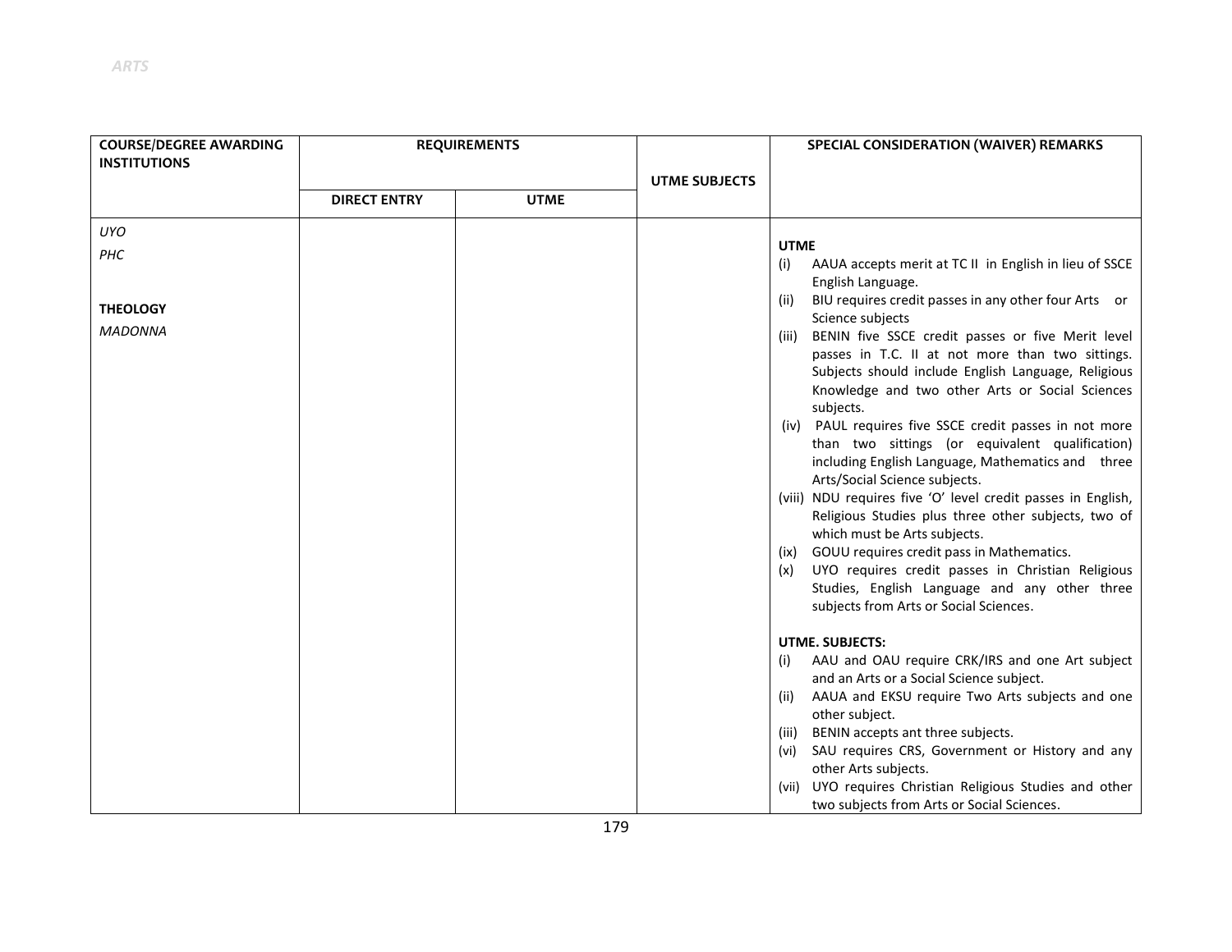| COURSE/DEGREE AWARDING INSTITUTIONS | REQUIREMENTS | | UTME SUBJECTS | SPECIAL CONSIDERATION (WAIVER) REMARKS |
|---|---|---|---|---|
| | DIRECT ENTRY | UTME | | |
| *UYO*<br>*PHC*<br><br>**THEOLOGY**<br>*MADONNA* | | | | **UTME**<br>(i) AAUA accepts merit at TC II in English in lieu of SSCE English Language.<br>(ii) BIU requires credit passes in any other four Arts or Science subjects<br>(iii) BENIN five SSCE credit passes or five Merit level passes in T.C. II at not more than two sittings. Subjects should include English Language, Religious Knowledge and two other Arts or Social Sciences subjects.<br>(iv) PAUL requires five SSCE credit passes in not more than two sittings (or equivalent qualification) including English Language, Mathematics and three Arts/Social Science subjects.<br>(viii) NDU requires five 'O' level credit passes in English, Religious Studies plus three other subjects, two of which must be Arts subjects.<br>(ix) GOUU requires credit pass in Mathematics.<br>(x) UYO requires credit passes in Christian Religious Studies, English Language and any other three subjects from Arts or Social Sciences.<br><br>**UTME. SUBJECTS:**<br>(i) AAU and OAU require CRK/IRS and one Art subject and an Arts or a Social Science subject.<br>(ii) AAUA and EKSU require Two Arts subjects and one other subject.<br>(iii) BENIN accepts ant three subjects.<br>(vi) SAU requires CRS, Government or History and any other Arts subjects.<br>(vii) UYO requires Christian Religious Studies and other two subjects from Arts or Social Sciences. |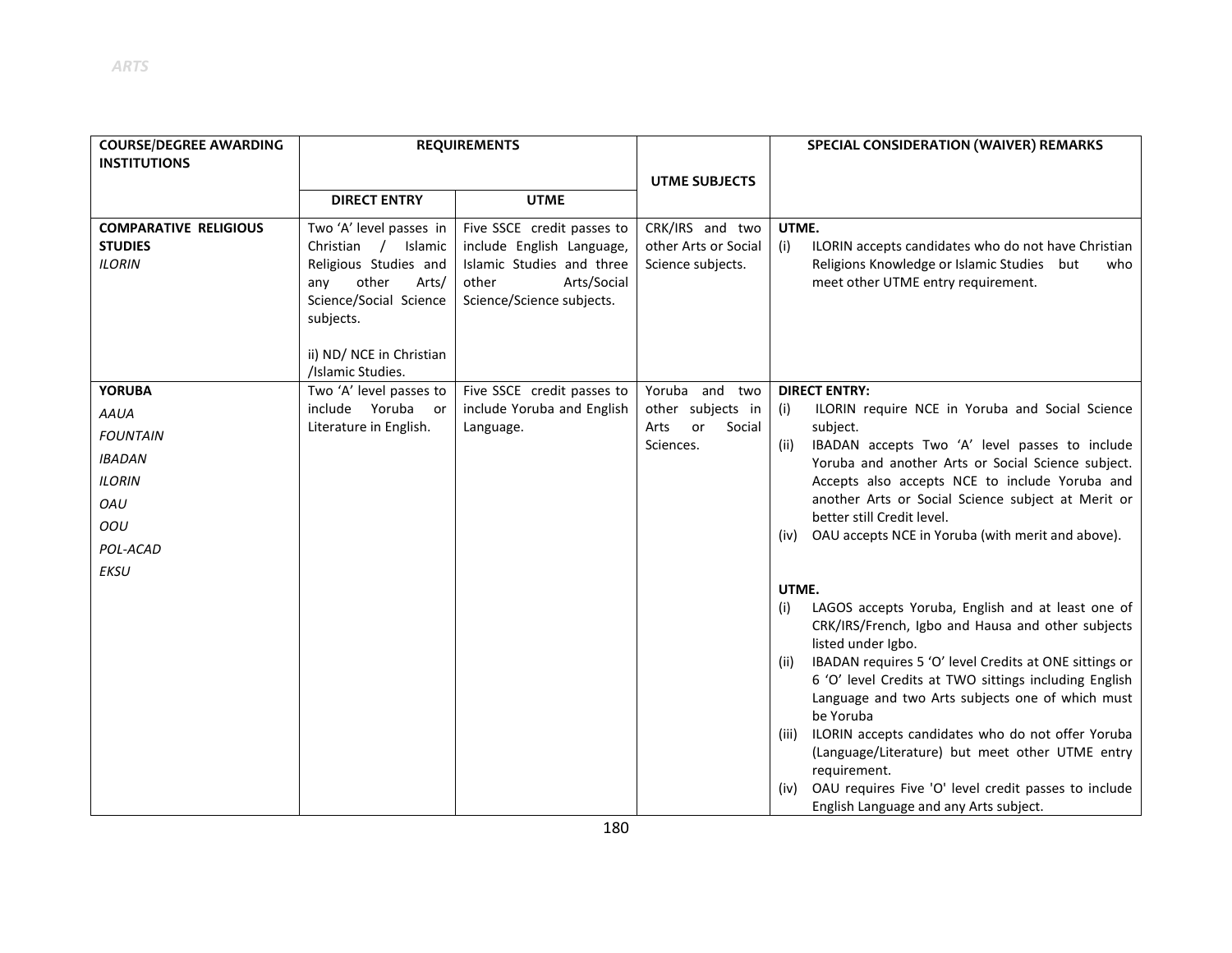| COURSE/DEGREE AWARDING INSTITUTIONS | REQUIREMENTS | | UTME SUBJECTS | SPECIAL CONSIDERATION (WAIVER) REMARKS |
|---|---|---|---|---|
| | DIRECT ENTRY | UTME | | |
| **COMPARATIVE RELIGIOUS STUDIES**<br>*ILORIN* | Two 'A' level passes in Christian / Islamic Religious Studies and any other Arts/ Science/Social Science subjects.<br><br>ii) ND/ NCE in Christian /Islamic Studies. | Five SSCE credit passes to include English Language, Islamic Studies and three other Arts/Social Science/Science subjects. | CRK/IRS and two other Arts or Social Science subjects. | **UTME.**<br>(i) ILORIN accepts candidates who do not have Christian Religions Knowledge or Islamic Studies but who meet other UTME entry requirement. |
| **YORUBA**<br>*AAUA*<br>*FOUNTAIN*<br>*IBADAN*<br>*ILORIN*<br>*OAU*<br>*OOU*<br>*POL-ACAD*<br>*EKSU* | Two 'A' level passes to include Yoruba or Literature in English. | Five SSCE credit passes to include Yoruba and English Language. | Yoruba and two other subjects in Arts or Social Sciences. | **DIRECT ENTRY:**<br>(i) ILORIN require NCE in Yoruba and Social Science subject.<br>(ii) IBADAN accepts Two 'A' level passes to include Yoruba and another Arts or Social Science subject. Accepts also accepts NCE to include Yoruba and another Arts or Social Science subject at Merit or better still Credit level.<br>(iv) OAU accepts NCE in Yoruba (with merit and above).<br><br>**UTME.**<br>(i) LAGOS accepts Yoruba, English and at least one of CRK/IRS/French, Igbo and Hausa and other subjects listed under Igbo.<br>(ii) IBADAN requires 5 'O' level Credits at ONE sittings or 6 'O' level Credits at TWO sittings including English Language and two Arts subjects one of which must be Yoruba<br>(iii) ILORIN accepts candidates who do not offer Yoruba (Language/Literature) but meet other UTME entry requirement.<br>(iv) OAU requires Five 'O' level credit passes to include English Language and any Arts subject. |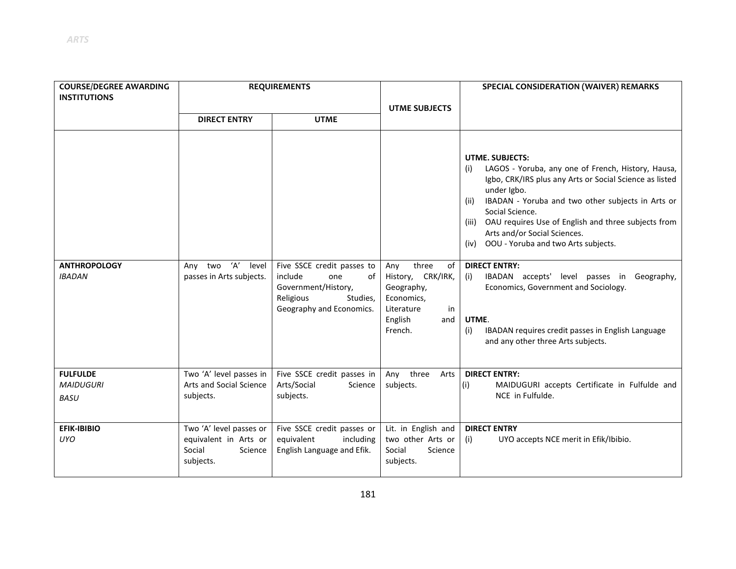| COURSE/DEGREE AWARDING INSTITUTIONS | REQUIREMENTS | | UTME SUBJECTS | SPECIAL CONSIDERATION (WAIVER) REMARKS |
|---|---|---|---|---|
| | DIRECT ENTRY | UTME | | |
| | | | | **UTME. SUBJECTS:**<br>(i) LAGOS - Yoruba, any one of French, History, Hausa, Igbo, CRK/IRS plus any Arts or Social Science as listed under Igbo.<br>(ii) IBADAN - Yoruba and two other subjects in Arts or Social Science.<br>(iii) OAU requires Use of English and three subjects from Arts and/or Social Sciences.<br>(iv) OOU - Yoruba and two Arts subjects. |
| **ANTHROPOLOGY**<br>*IBADAN* | Any two 'A' level passes in Arts subjects. | Five SSCE credit passes to include one of Government/History, Religious Studies, Geography and Economics. | Any three of History, CRK/IRK, Geography, Economics, Literature in English and French. | **DIRECT ENTRY:**<br>(i) IBADAN accepts' level passes in Geography, Economics, Government and Sociology.<br><br>**UTME**.<br>(i) IBADAN requires credit passes in English Language and any other three Arts subjects. |
| **FULFULDE**<br>*MAIDUGURI*<br>*BASU* | Two 'A' level passes in Arts and Social Science subjects. | Five SSCE credit passes in Arts/Social Science subjects. | Any three Arts subjects. | **DIRECT ENTRY:**<br>(i) MAIDUGURI accepts Certificate in Fulfulde and NCE in Fulfulde. |
| **EFIK-IBIBIO**<br>*UYO* | Two 'A' level passes or equivalent in Arts or Social Science subjects. | Five SSCE credit passes or equivalent including English Language and Efik. | Lit. in English and two other Arts or Social Science subjects. | **DIRECT ENTRY**<br>(i) UYO accepts NCE merit in Efik/Ibibio. |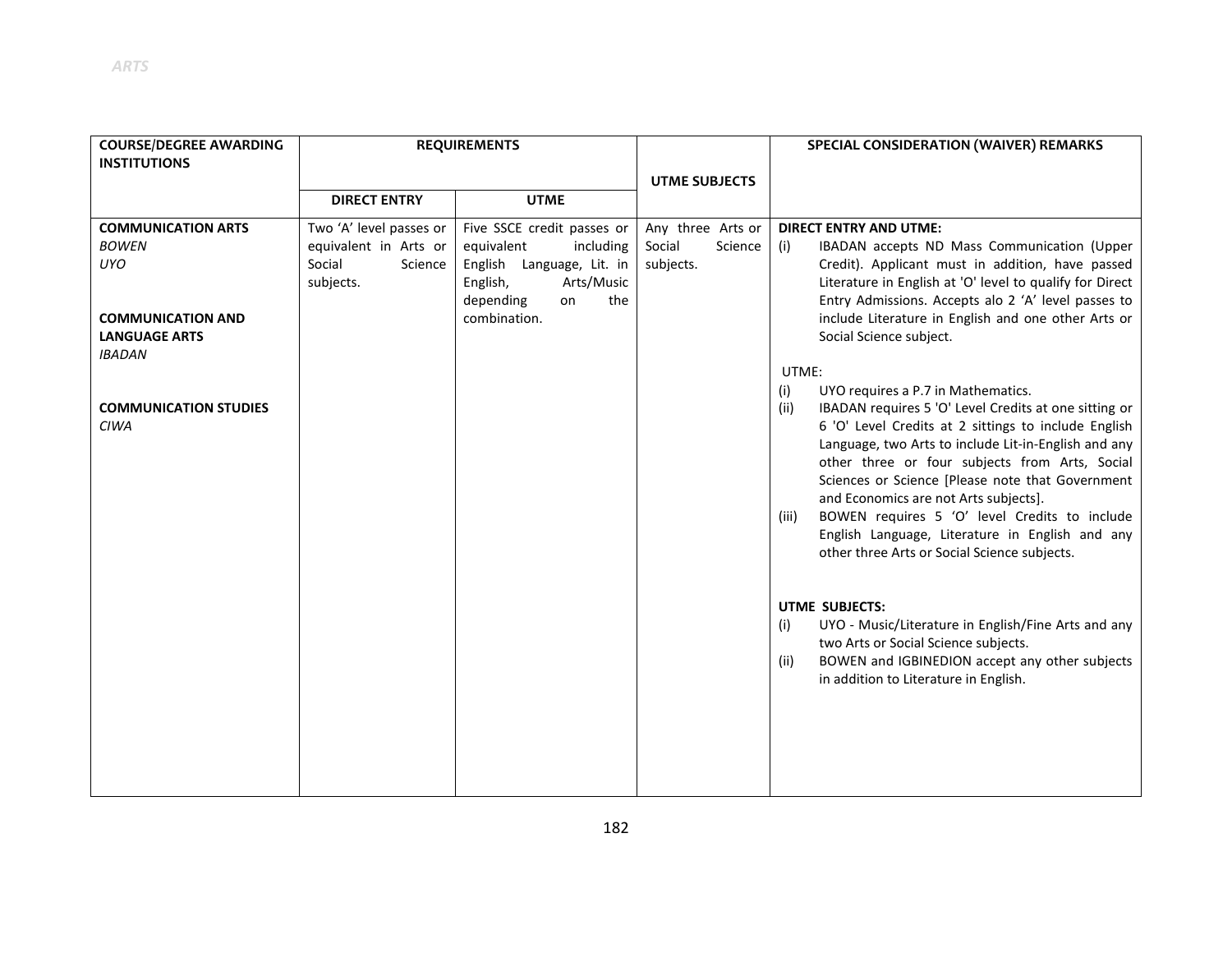| COURSE/DEGREE AWARDING INSTITUTIONS | REQUIREMENTS | | UTME SUBJECTS | SPECIAL CONSIDERATION (WAIVER) REMARKS |
|---|---|---|---|---|
| | DIRECT ENTRY | UTME | | |
| **COMMUNICATION ARTS**<br>*BOWEN*<br>*UYO*<br><br>**COMMUNICATION AND LANGUAGE ARTS**<br>*IBADAN*<br><br>**COMMUNICATION STUDIES**<br>*CIWA* | Two 'A' level passes or equivalent in Arts or Social Science subjects. | Five SSCE credit passes or equivalent including English Language, Lit. in English, Arts/Music depending on the combination. | Any three Arts or Social Science subjects. | **DIRECT ENTRY AND UTME:**<br>(i) IBADAN accepts ND Mass Communication (Upper Credit). Applicant must in addition, have passed Literature in English at 'O' level to qualify for Direct Entry Admissions. Accepts alo 2 'A' level passes to include Literature in English and one other Arts or Social Science subject.<br><br>UTME:<br>(i) UYO requires a P.7 in Mathematics.<br>(ii) IBADAN requires 5 'O' Level Credits at one sitting or 6 'O' Level Credits at 2 sittings to include English Language, two Arts to include Lit-in-English and any other three or four subjects from Arts, Social Sciences or Science [Please note that Government and Economics are not Arts subjects].<br>(iii) BOWEN requires 5 'O' level Credits to include English Language, Literature in English and any other three Arts or Social Science subjects.<br><br>**UTME SUBJECTS:**<br>(i) UYO - Music/Literature in English/Fine Arts and any two Arts or Social Science subjects.<br>(ii) BOWEN and IGBINEDION accept any other subjects in addition to Literature in English. |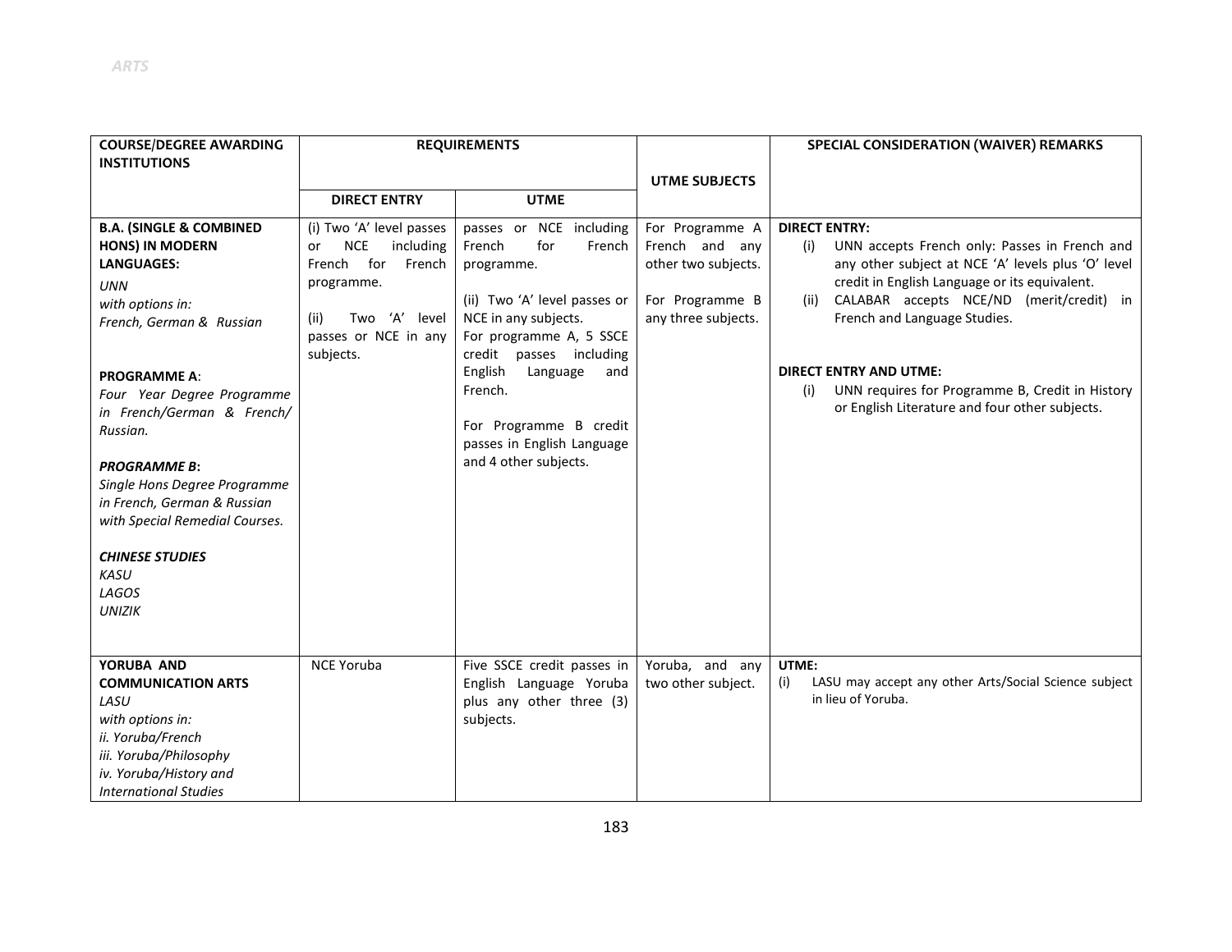| COURSE/DEGREE AWARDING INSTITUTIONS | REQUIREMENTS | | UTME SUBJECTS | SPECIAL CONSIDERATION (WAIVER) REMARKS |
|---|---|---|---|---|
| | DIRECT ENTRY | UTME | | |
| **B.A. (SINGLE & COMBINED HONS) IN MODERN LANGUAGES:**<br>*UNN*<br>*with options in:*<br>*French, German & Russian*<br><br>**PROGRAMME A**:<br>*Four Year Degree Programme in French/German & French/ Russian.*<br><br>***PROGRAMME B*:**<br>*Single Hons Degree Programme in French, German & Russian with Special Remedial Courses.*<br><br>***CHINESE STUDIES***<br>*KASU*<br>*LAGOS*<br>*UNIZIK* | (i) Two 'A' level passes or NCE including French for French programme.<br><br>(ii) Two 'A' level passes or NCE in any subjects. | passes or NCE including French for French programme.<br><br>(ii) Two 'A' level passes or NCE in any subjects.<br>For programme A, 5 SSCE credit passes including English Language and French.<br><br>For Programme B credit passes in English Language and 4 other subjects. | For Programme A French and any other two subjects.<br><br>For Programme B any three subjects. | **DIRECT ENTRY:**<br>(i) UNN accepts French only: Passes in French and any other subject at NCE 'A' levels plus 'O' level credit in English Language or its equivalent.<br>(ii) CALABAR accepts NCE/ND (merit/credit) in French and Language Studies.<br><br>**DIRECT ENTRY AND UTME:**<br>(i) UNN requires for Programme B, Credit in History or English Literature and four other subjects. |
| **YORUBA AND COMMUNICATION ARTS**<br>*LASU*<br>*with options in:*<br>*ii. Yoruba/French*<br>*iii. Yoruba/Philosophy*<br>*iv. Yoruba/History and International Studies* | NCE Yoruba | Five SSCE credit passes in English Language Yoruba plus any other three (3) subjects. | Yoruba, and any two other subject. | **UTME:**<br>(i) LASU may accept any other Arts/Social Science subject in lieu of Yoruba. |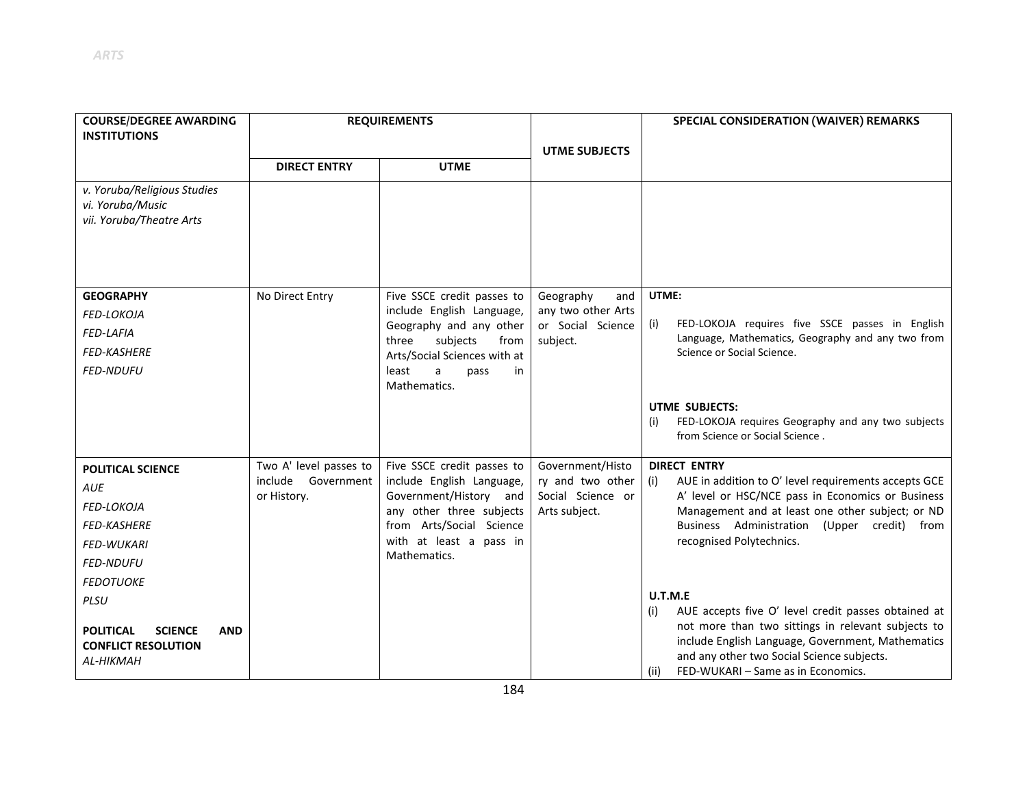| COURSE/DEGREE AWARDING INSTITUTIONS | REQUIREMENTS | | UTME SUBJECTS | SPECIAL CONSIDERATION (WAIVER) REMARKS |
|---|---|---|---|---|
| | DIRECT ENTRY | UTME | | |
| *v. Yoruba/Religious Studies*<br>*vi. Yoruba/Music*<br>*vii. Yoruba/Theatre Arts* | | | | |
| **GEOGRAPHY**<br>*FED-LOKOJA*<br>*FED-LAFIA*<br>*FED-KASHERE*<br>*FED-NDUFU* | No Direct Entry | Five SSCE credit passes to include English Language, Geography and any other three subjects from Arts/Social Sciences with at least a pass in Mathematics. | Geography and any two other Arts or Social Science subject. | **UTME:**<br>(i) FED-LOKOJA requires five SSCE passes in English Language, Mathematics, Geography and any two from Science or Social Science.<br><br>**UTME SUBJECTS:**<br>(i) FED-LOKOJA requires Geography and any two subjects from Science or Social Science . |
| **POLITICAL SCIENCE**<br>*AUE*<br>*FED-LOKOJA*<br>*FED-KASHERE*<br>*FED-WUKARI*<br>*FED-NDUFU*<br>*FEDOTUOKE*<br>*PLSU*<br><br>**POLITICAL SCIENCE AND CONFLICT RESOLUTION**<br>*AL-HIKMAH* | Two A' level passes to include Government or History. | Five SSCE credit passes to include English Language, Government/History and any other three subjects from Arts/Social Science with at least a pass in Mathematics. | Government/History and two other Social Science or Arts subject. | **DIRECT ENTRY**<br>(i) AUE in addition to O' level requirements accepts GCE A' level or HSC/NCE pass in Economics or Business Management and at least one other subject; or ND Business Administration (Upper credit) from recognised Polytechnics.<br><br>**U.T.M.E**<br>(i) AUE accepts five O' level credit passes obtained at not more than two sittings in relevant subjects to include English Language, Government, Mathematics and any other two Social Science subjects.<br>(ii) FED-WUKARI – Same as in Economics. |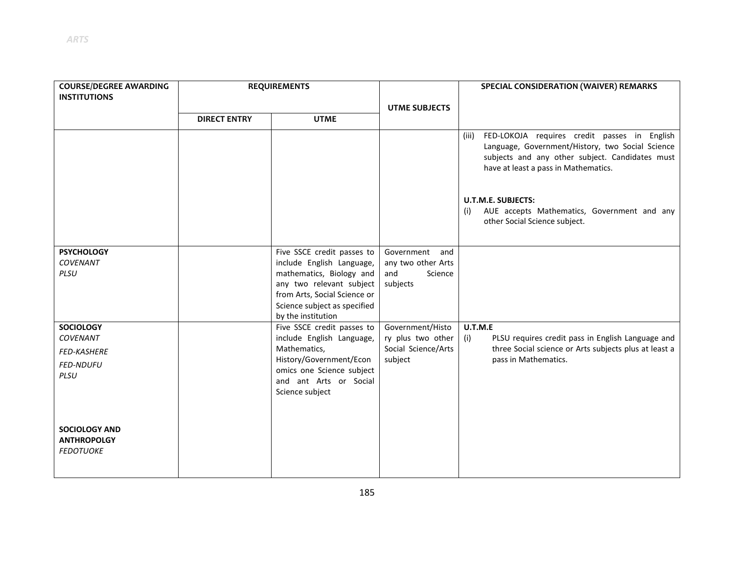| COURSE/DEGREE AWARDING INSTITUTIONS | REQUIREMENTS | | UTME SUBJECTS | SPECIAL CONSIDERATION (WAIVER) REMARKS |
|---|---|---|---|---|
| | DIRECT ENTRY | UTME | | |
| | | | | (iii) FED-LOKOJA requires credit passes in English Language, Government/History, two Social Science subjects and any other subject. Candidates must have at least a pass in Mathematics.<br><br>**U.T.M.E. SUBJECTS:**<br>(i) AUE accepts Mathematics, Government and any other Social Science subject. |
| **PSYCHOLOGY**<br>*COVENANT*<br>*PLSU* | | Five SSCE credit passes to include English Language, mathematics, Biology and any two relevant subject from Arts, Social Science or Science subject as specified by the institution | Government and any two other Arts and Science subjects | |
| **SOCIOLOGY**<br>*COVENANT*<br>*FED-KASHERE*<br>*FED-NDUFU*<br>*PLSU*<br><br>**SOCIOLOGY AND ANTHROPOLGY**<br>*FEDOTUOKE* | | Five SSCE credit passes to include English Language, Mathematics, History/Government/Economics one Science subject and ant Arts or Social Science subject | Government/History plus two other Social Science/Arts subject | **U.T.M.E**<br>(i) PLSU requires credit pass in English Language and three Social science or Arts subjects plus at least a pass in Mathematics. |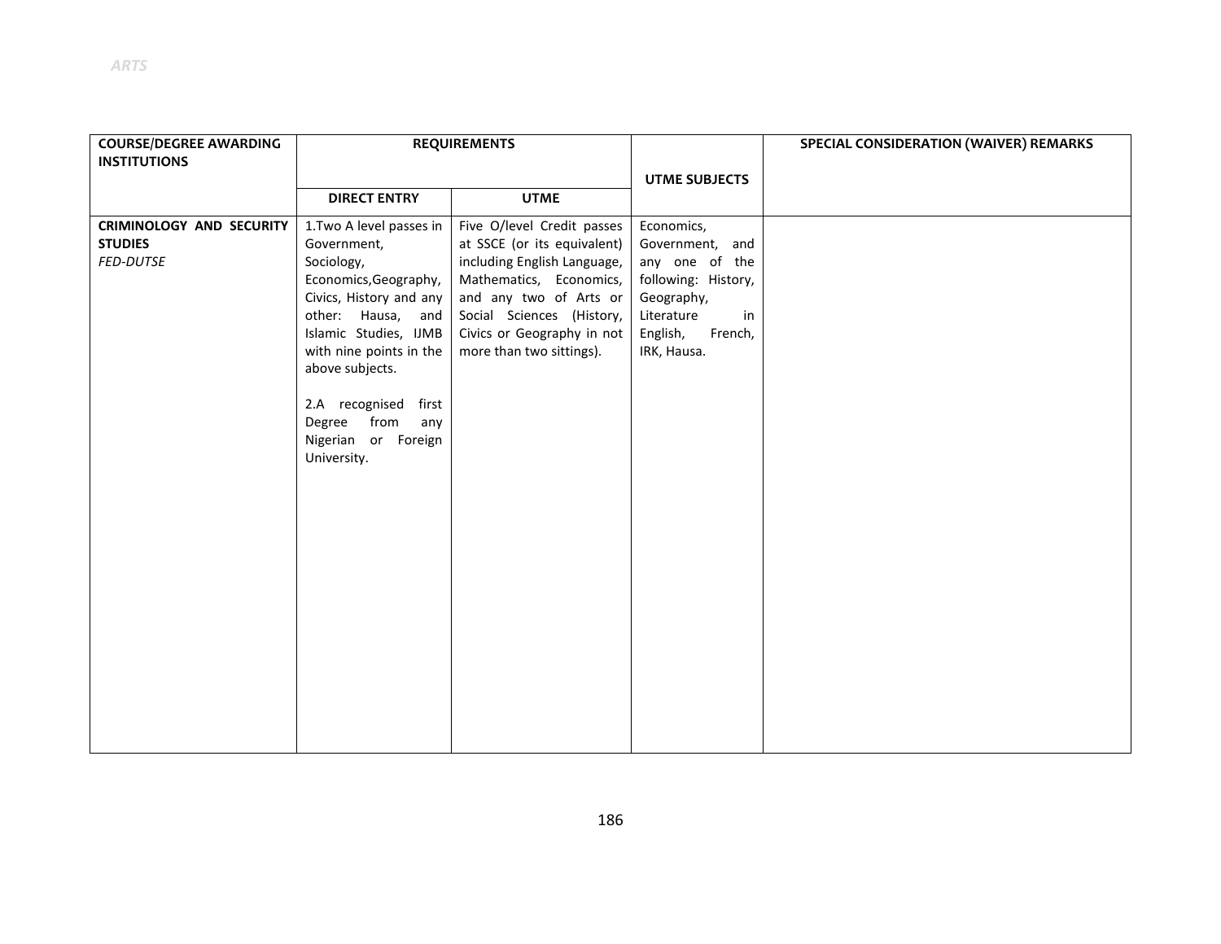| COURSE/DEGREE AWARDING INSTITUTIONS | REQUIREMENTS | | UTME SUBJECTS | SPECIAL CONSIDERATION (WAIVER) REMARKS |
|---|---|---|---|---|
| | DIRECT ENTRY | UTME | | |
| **CRIMINOLOGY AND SECURITY STUDIES** *FED-DUTSE* | 1.Two A level passes in Government, Sociology, Economics,Geography, Civics, History and any other: Hausa, and Islamic Studies, IJMB with nine points in the above subjects.<br><br>2.A recognised first Degree from any Nigerian or Foreign University. | Five O/level Credit passes at SSCE (or its equivalent) including English Language, Mathematics, Economics, and any two of Arts or Social Sciences (History, Civics or Geography in not more than two sittings). | Economics, Government, and any one of the following: History, Geography, Literature in English, French, IRK, Hausa. | |